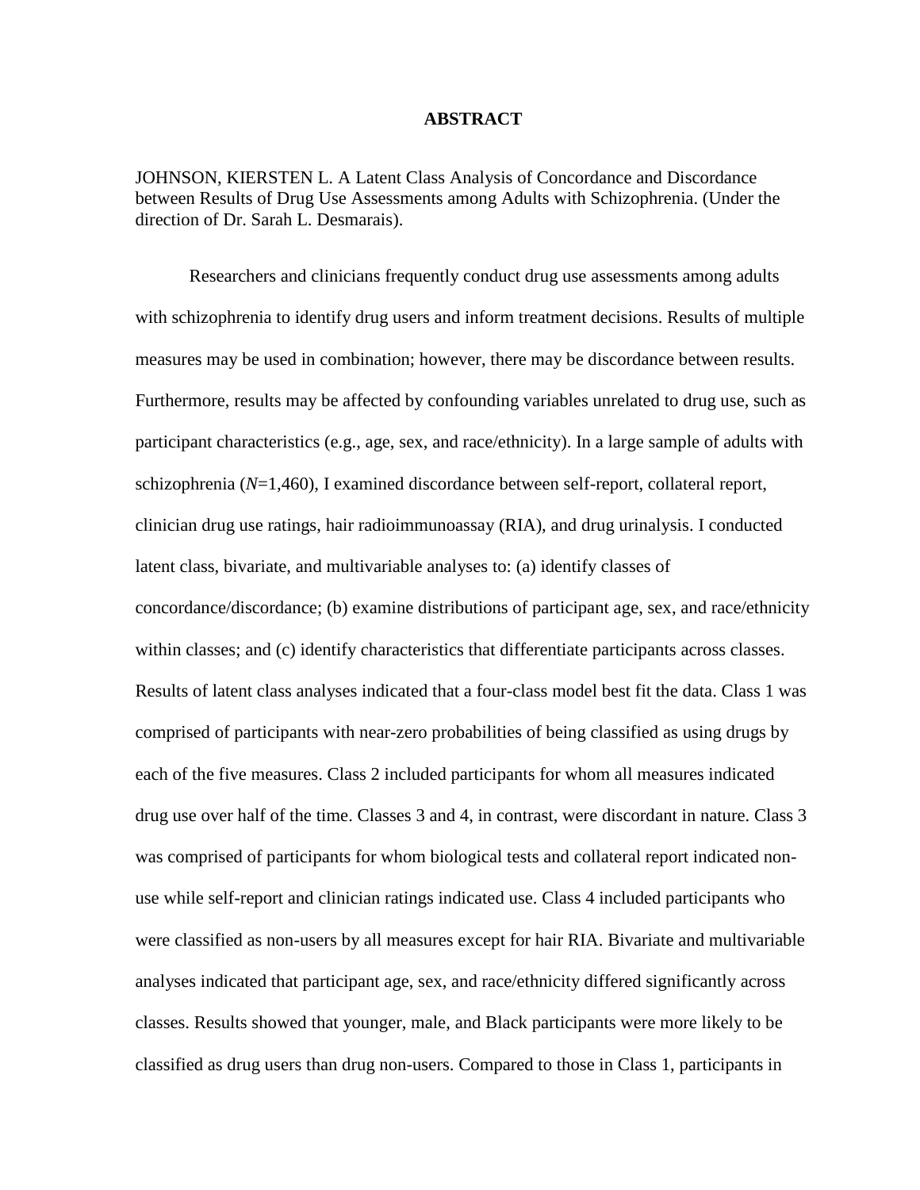# ABSTRACT

JOHNSON, KIERSTEN L. A Latent Class Analysis of Concordance and Discordance between Results of Drug Use Assessments among Adults with Schizophrenia. (Under the direction of Dr. Sarah L. Desmarais).

Researchers and clinicians frequently conduct drug use assessments among adults with schizophrenia to identify drug users and inform treatment decisions. Results of multiple measures may be used in combination; however, there may be discordance between results. Furthermore, results may be affected by confounding variables unrelated to drug use, such as participant characteristics (e.g., age, sex, and race/ethnicity). In a large sample of adults with schizophrenia (*N*=1,460), I examined discordance between self-report, collateral report, clinician drug use ratings, hair radioimmunoassay (RIA), and drug urinalysis. I conducted latent class, bivariate, and multivariable analyses to: (a) identify classes of concordance/discordance; (b) examine distributions of participant age, sex, and race/ethnicity within classes; and (c) identify characteristics that differentiate participants across classes. Results of latent class analyses indicated that a four-class model best fit the data. Class 1 was comprised of participants with near-zero probabilities of being classified as using drugs by each of the five measures. Class 2 included participants for whom all measures indicated drug use over half of the time. Classes 3 and 4, in contrast, were discordant in nature. Class 3 was comprised of participants for whom biological tests and collateral report indicated non-use while self-report and clinician ratings indicated use. Class 4 included participants who were classified as non-users by all measures except for hair RIA. Bivariate and multivariable analyses indicated that participant age, sex, and race/ethnicity differed significantly across classes. Results showed that younger, male, and Black participants were more likely to be classified as drug users than drug non-users. Compared to those in Class 1, participants in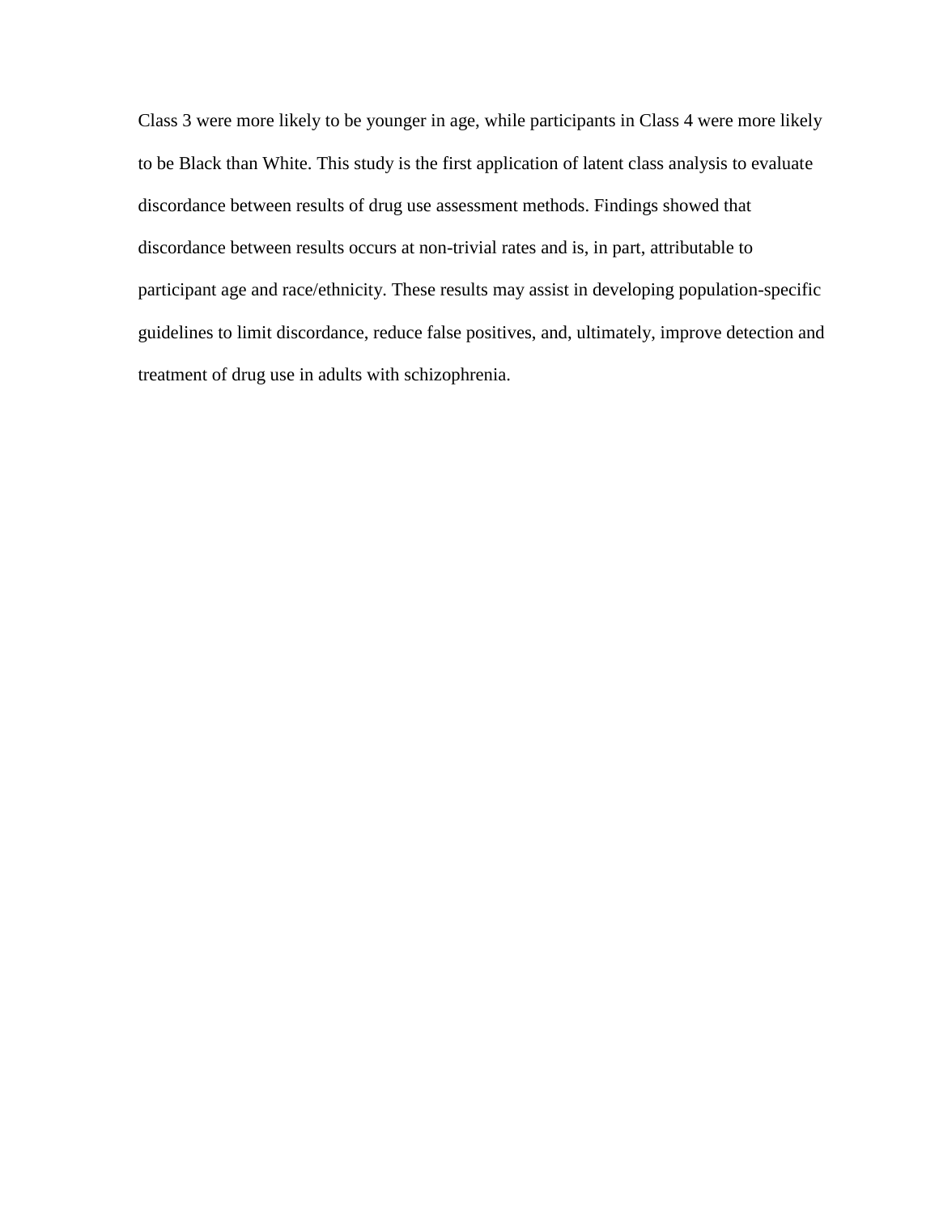Class 3 were more likely to be younger in age, while participants in Class 4 were more likely to be Black than White. This study is the first application of latent class analysis to evaluate discordance between results of drug use assessment methods. Findings showed that discordance between results occurs at non-trivial rates and is, in part, attributable to participant age and race/ethnicity. These results may assist in developing population-specific guidelines to limit discordance, reduce false positives, and, ultimately, improve detection and treatment of drug use in adults with schizophrenia.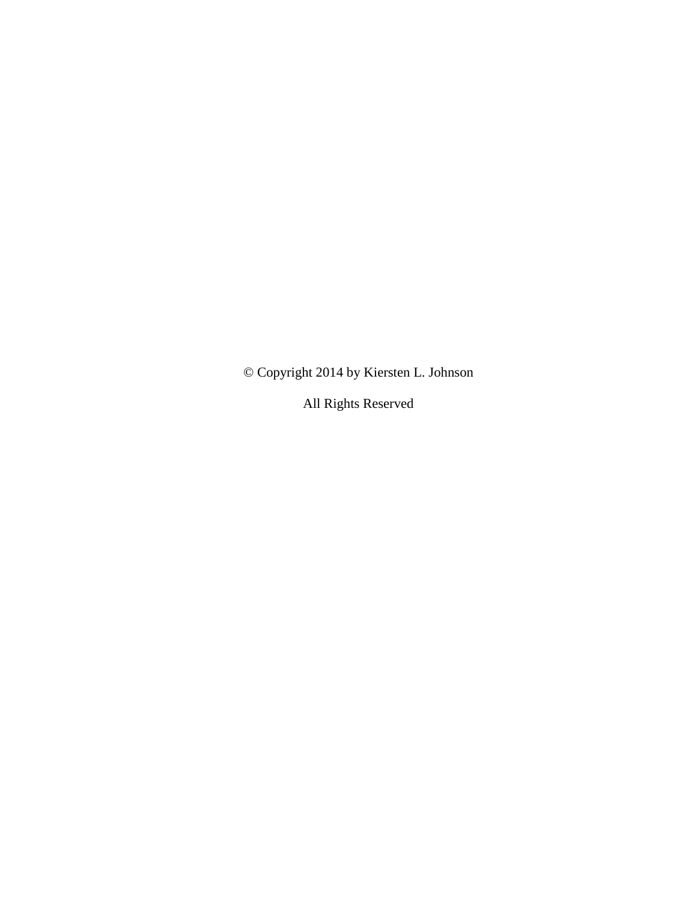© Copyright 2014 by Kiersten L. Johnson

All Rights Reserved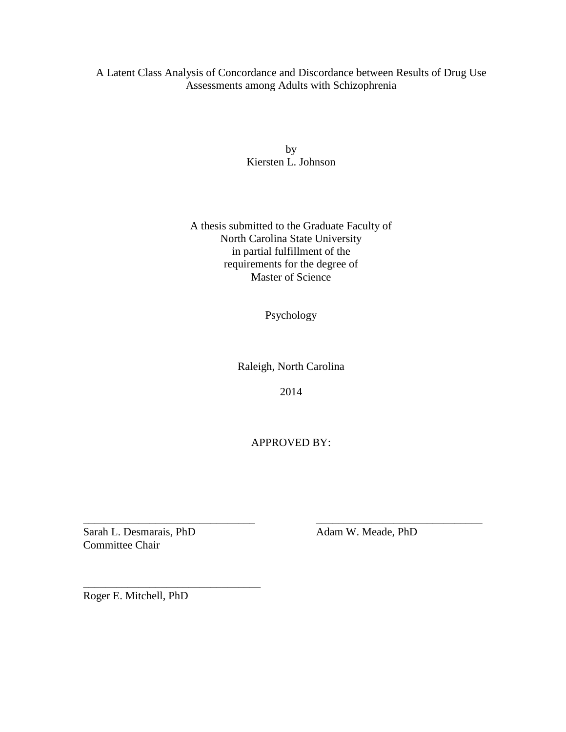A Latent Class Analysis of Concordance and Discordance between Results of Drug Use Assessments among Adults with Schizophrenia

by
Kiersten L. Johnson

A thesis submitted to the Graduate Faculty of
North Carolina State University
in partial fulfillment of the
requirements for the degree of
Master of Science

Psychology

Raleigh, North Carolina

2014

APPROVED BY:

_______________________________
Sarah L. Desmarais, PhD
Committee Chair

_______________________________
Adam W. Meade, PhD

_______________________________
Roger E. Mitchell, PhD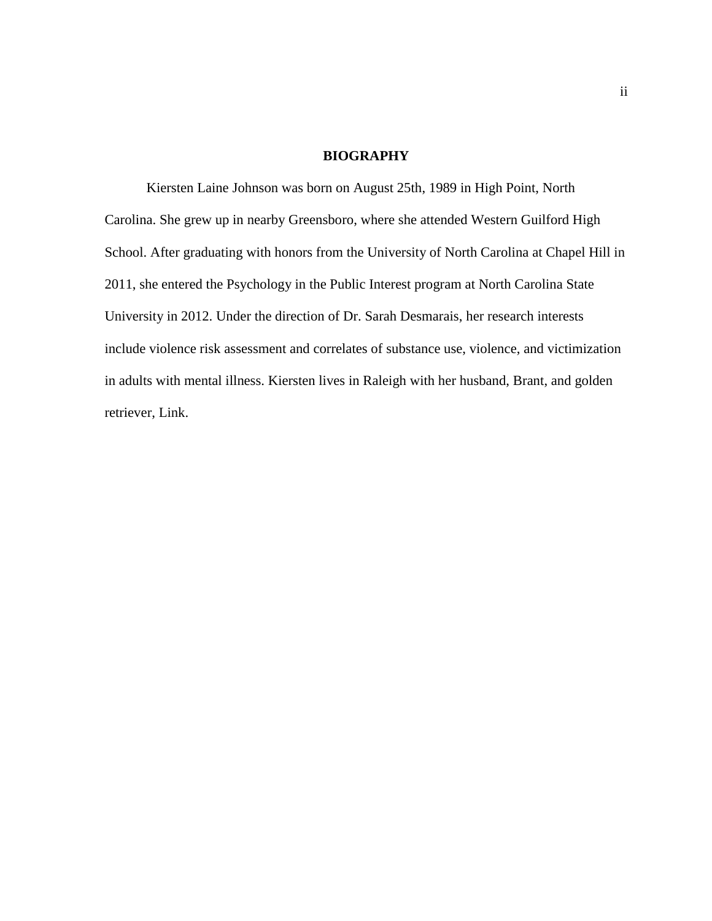## BIOGRAPHY

Kiersten Laine Johnson was born on August 25th, 1989 in High Point, North Carolina. She grew up in nearby Greensboro, where she attended Western Guilford High School. After graduating with honors from the University of North Carolina at Chapel Hill in 2011, she entered the Psychology in the Public Interest program at North Carolina State University in 2012. Under the direction of Dr. Sarah Desmarais, her research interests include violence risk assessment and correlates of substance use, violence, and victimization in adults with mental illness. Kiersten lives in Raleigh with her husband, Brant, and golden retriever, Link.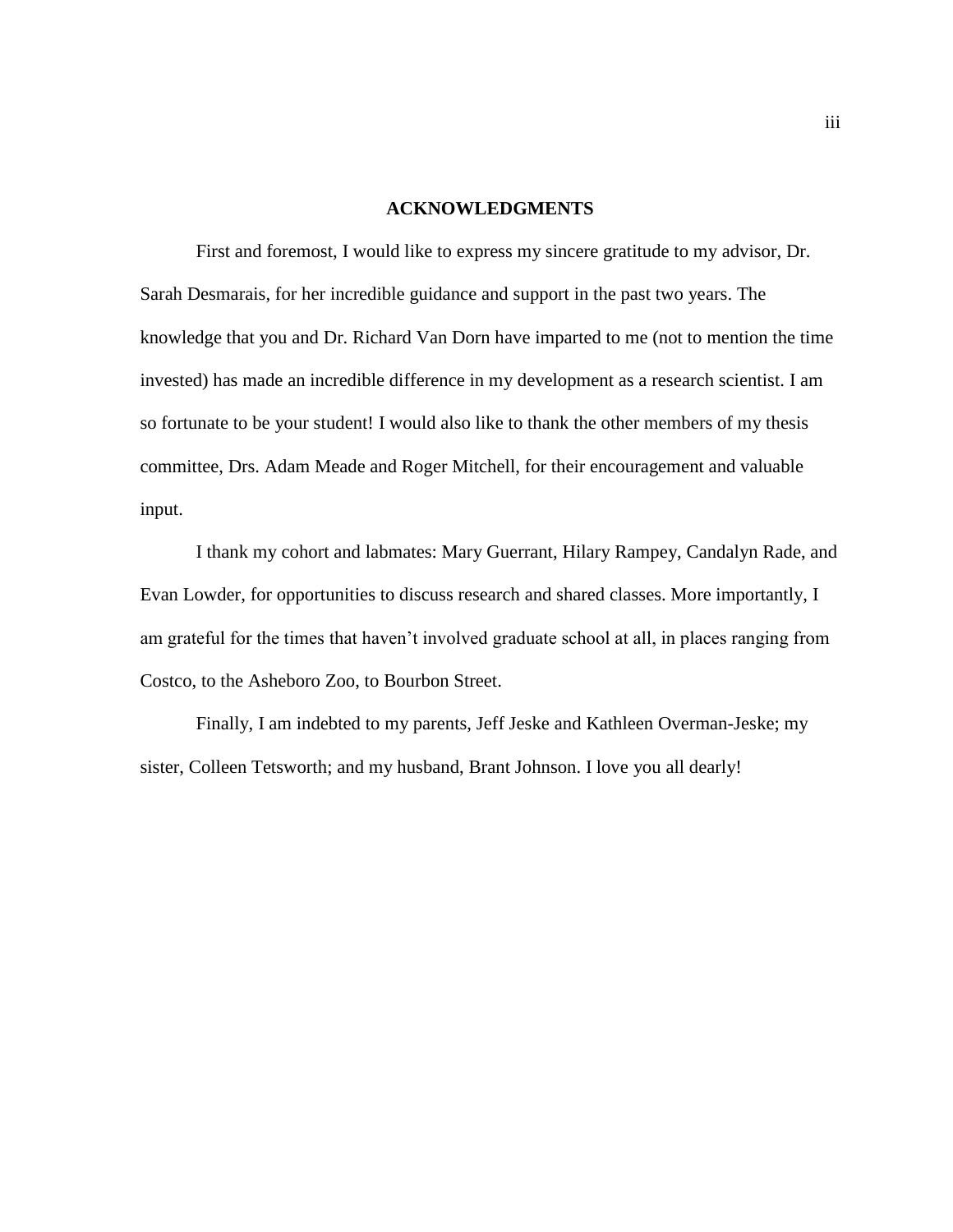## ACKNOWLEDGMENTS

First and foremost, I would like to express my sincere gratitude to my advisor, Dr. Sarah Desmarais, for her incredible guidance and support in the past two years. The knowledge that you and Dr. Richard Van Dorn have imparted to me (not to mention the time invested) has made an incredible difference in my development as a research scientist. I am so fortunate to be your student! I would also like to thank the other members of my thesis committee, Drs. Adam Meade and Roger Mitchell, for their encouragement and valuable input.

I thank my cohort and labmates: Mary Guerrant, Hilary Rampey, Candalyn Rade, and Evan Lowder, for opportunities to discuss research and shared classes. More importantly, I am grateful for the times that haven't involved graduate school at all, in places ranging from Costco, to the Asheboro Zoo, to Bourbon Street.

Finally, I am indebted to my parents, Jeff Jeske and Kathleen Overman-Jeske; my sister, Colleen Tetsworth; and my husband, Brant Johnson. I love you all dearly!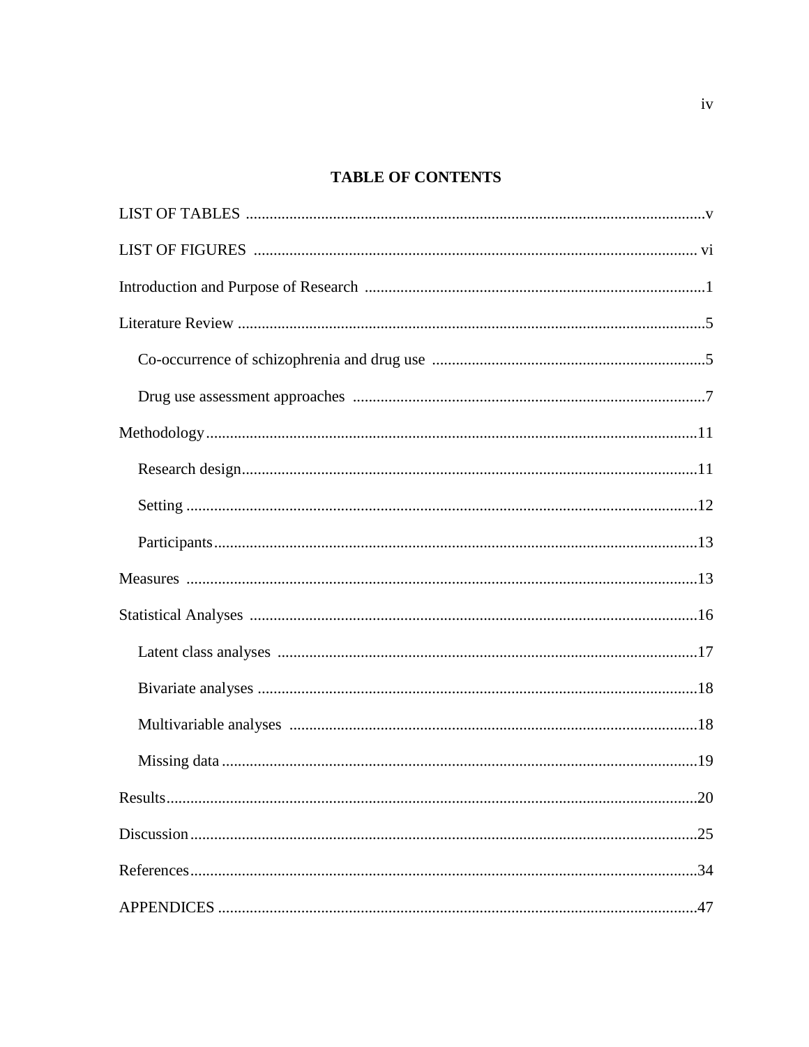# TABLE OF CONTENTS

LIST OF TABLES ........................................................................................................v

LIST OF FIGURES ..................................................................................................... vi

Introduction and Purpose of Research ........................................................................1

Literature Review ..........................................................................................................5

  Co-occurrence of schizophrenia and drug use ........................................................5

  Drug use assessment approaches ............................................................................7

Methodology ...............................................................................................................11

  Research design.......................................................................................................11

  Setting .....................................................................................................................12

  Participants..............................................................................................................13

Measures ....................................................................................................................13

Statistical Analyses ....................................................................................................16

  Latent class analyses ...............................................................................................17

  Bivariate analyses ...................................................................................................18

  Multivariable analyses ............................................................................................18

  Missing data ............................................................................................................19

Results.........................................................................................................................20

Discussion ...................................................................................................................25

References....................................................................................................................34

APPENDICES .............................................................................................................47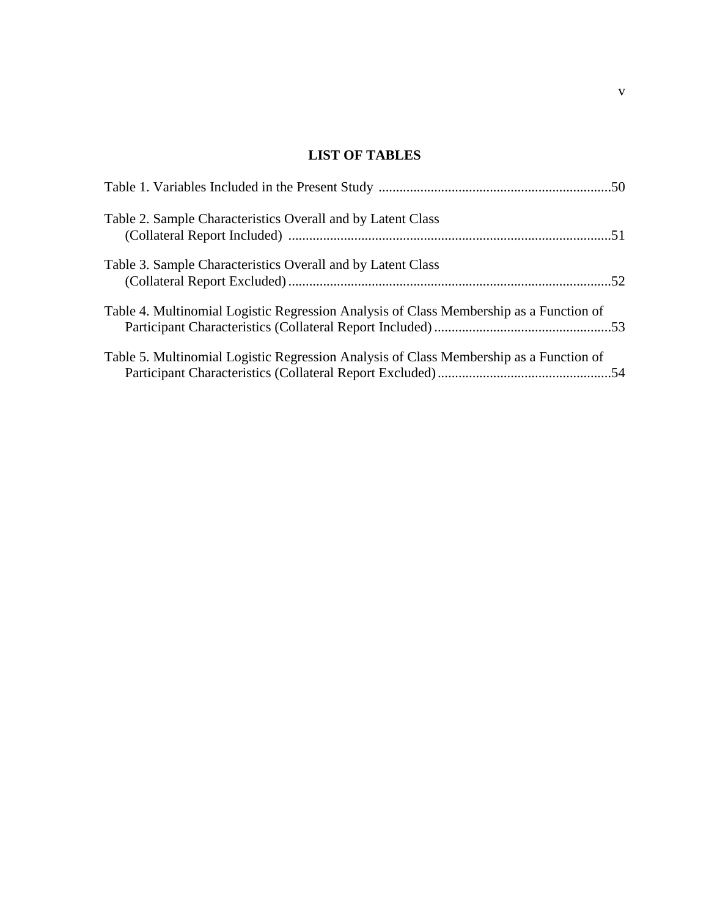# LIST OF TABLES

Table 1. Variables Included in the Present Study ....................................................................50

Table 2. Sample Characteristics Overall and by Latent Class (Collateral Report Included) ............................................................................................51

Table 3. Sample Characteristics Overall and by Latent Class (Collateral Report Excluded) ............................................................................................52

Table 4. Multinomial Logistic Regression Analysis of Class Membership as a Function of Participant Characteristics (Collateral Report Included) ..................................................53

Table 5. Multinomial Logistic Regression Analysis of Class Membership as a Function of Participant Characteristics (Collateral Report Excluded) .................................................54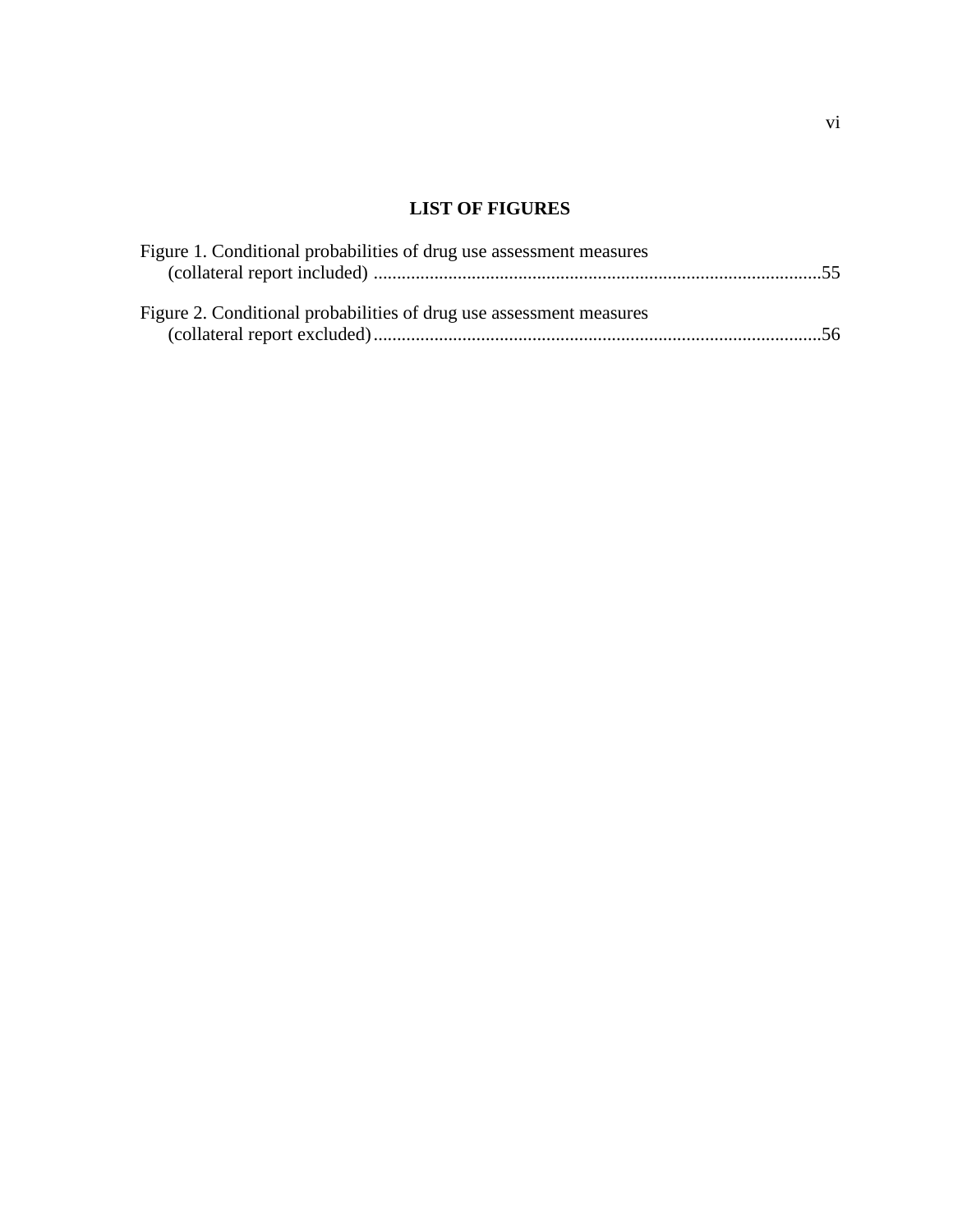# LIST OF FIGURES

Figure 1. Conditional probabilities of drug use assessment measures (collateral report included) ................................................................................................55

Figure 2. Conditional probabilities of drug use assessment measures (collateral report excluded)................................................................................................56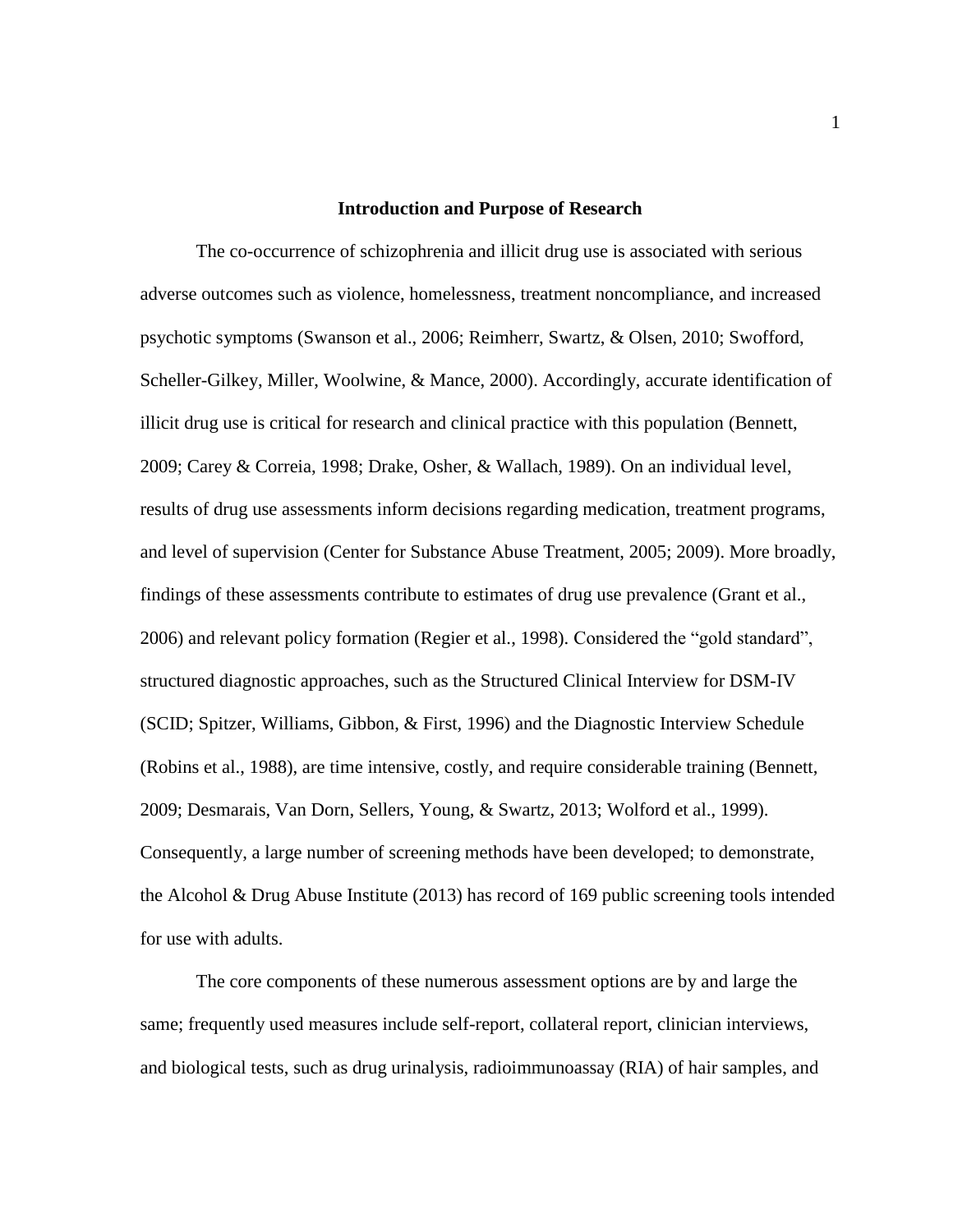## Introduction and Purpose of Research

The co-occurrence of schizophrenia and illicit drug use is associated with serious adverse outcomes such as violence, homelessness, treatment noncompliance, and increased psychotic symptoms (Swanson et al., 2006; Reimherr, Swartz, & Olsen, 2010; Swofford, Scheller-Gilkey, Miller, Woolwine, & Mance, 2000). Accordingly, accurate identification of illicit drug use is critical for research and clinical practice with this population (Bennett, 2009; Carey & Correia, 1998; Drake, Osher, & Wallach, 1989). On an individual level, results of drug use assessments inform decisions regarding medication, treatment programs, and level of supervision (Center for Substance Abuse Treatment, 2005; 2009). More broadly, findings of these assessments contribute to estimates of drug use prevalence (Grant et al., 2006) and relevant policy formation (Regier et al., 1998). Considered the "gold standard", structured diagnostic approaches, such as the Structured Clinical Interview for DSM-IV (SCID; Spitzer, Williams, Gibbon, & First, 1996) and the Diagnostic Interview Schedule (Robins et al., 1988), are time intensive, costly, and require considerable training (Bennett, 2009; Desmarais, Van Dorn, Sellers, Young, & Swartz, 2013; Wolford et al., 1999). Consequently, a large number of screening methods have been developed; to demonstrate, the Alcohol & Drug Abuse Institute (2013) has record of 169 public screening tools intended for use with adults.

The core components of these numerous assessment options are by and large the same; frequently used measures include self-report, collateral report, clinician interviews, and biological tests, such as drug urinalysis, radioimmunoassay (RIA) of hair samples, and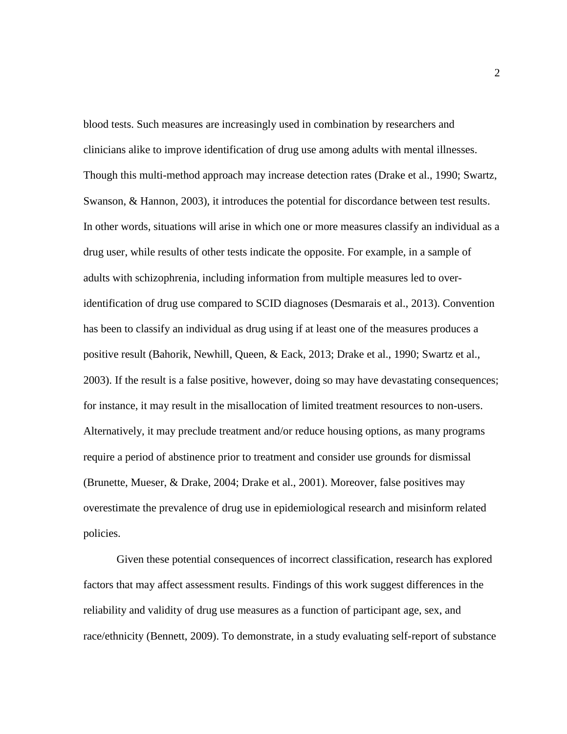blood tests. Such measures are increasingly used in combination by researchers and clinicians alike to improve identification of drug use among adults with mental illnesses. Though this multi-method approach may increase detection rates (Drake et al., 1990; Swartz, Swanson, & Hannon, 2003), it introduces the potential for discordance between test results. In other words, situations will arise in which one or more measures classify an individual as a drug user, while results of other tests indicate the opposite. For example, in a sample of adults with schizophrenia, including information from multiple measures led to over-identification of drug use compared to SCID diagnoses (Desmarais et al., 2013). Convention has been to classify an individual as drug using if at least one of the measures produces a positive result (Bahorik, Newhill, Queen, & Eack, 2013; Drake et al., 1990; Swartz et al., 2003). If the result is a false positive, however, doing so may have devastating consequences; for instance, it may result in the misallocation of limited treatment resources to non-users. Alternatively, it may preclude treatment and/or reduce housing options, as many programs require a period of abstinence prior to treatment and consider use grounds for dismissal (Brunette, Mueser, & Drake, 2004; Drake et al., 2001). Moreover, false positives may overestimate the prevalence of drug use in epidemiological research and misinform related policies.

Given these potential consequences of incorrect classification, research has explored factors that may affect assessment results. Findings of this work suggest differences in the reliability and validity of drug use measures as a function of participant age, sex, and race/ethnicity (Bennett, 2009). To demonstrate, in a study evaluating self-report of substance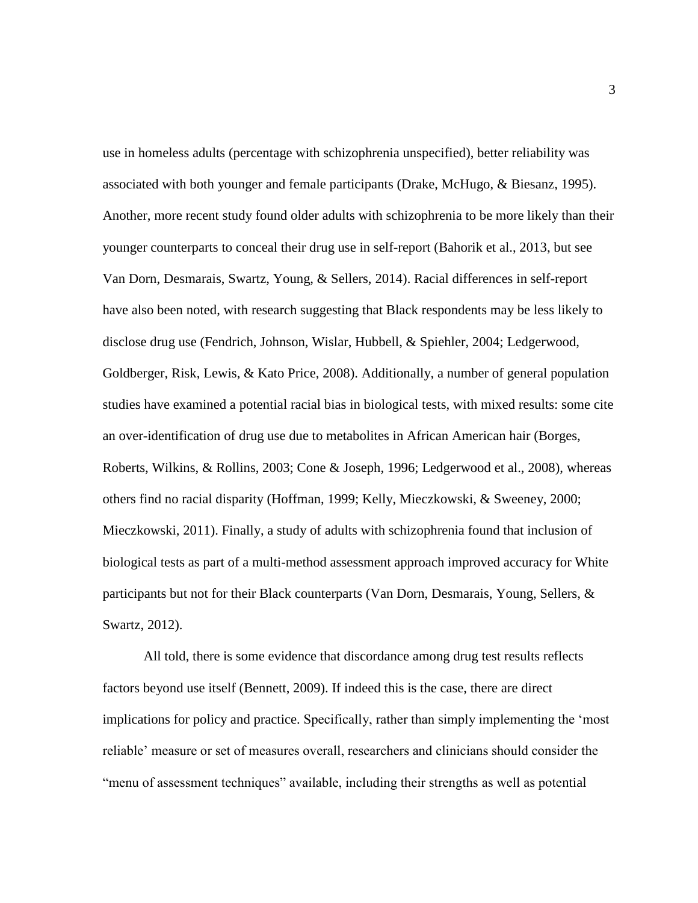use in homeless adults (percentage with schizophrenia unspecified), better reliability was associated with both younger and female participants (Drake, McHugo, & Biesanz, 1995). Another, more recent study found older adults with schizophrenia to be more likely than their younger counterparts to conceal their drug use in self-report (Bahorik et al., 2013, but see Van Dorn, Desmarais, Swartz, Young, & Sellers, 2014). Racial differences in self-report have also been noted, with research suggesting that Black respondents may be less likely to disclose drug use (Fendrich, Johnson, Wislar, Hubbell, & Spiehler, 2004; Ledgerwood, Goldberger, Risk, Lewis, & Kato Price, 2008). Additionally, a number of general population studies have examined a potential racial bias in biological tests, with mixed results: some cite an over-identification of drug use due to metabolites in African American hair (Borges, Roberts, Wilkins, & Rollins, 2003; Cone & Joseph, 1996; Ledgerwood et al., 2008), whereas others find no racial disparity (Hoffman, 1999; Kelly, Mieczkowski, & Sweeney, 2000; Mieczkowski, 2011). Finally, a study of adults with schizophrenia found that inclusion of biological tests as part of a multi-method assessment approach improved accuracy for White participants but not for their Black counterparts (Van Dorn, Desmarais, Young, Sellers, & Swartz, 2012).

All told, there is some evidence that discordance among drug test results reflects factors beyond use itself (Bennett, 2009). If indeed this is the case, there are direct implications for policy and practice. Specifically, rather than simply implementing the 'most reliable' measure or set of measures overall, researchers and clinicians should consider the "menu of assessment techniques" available, including their strengths as well as potential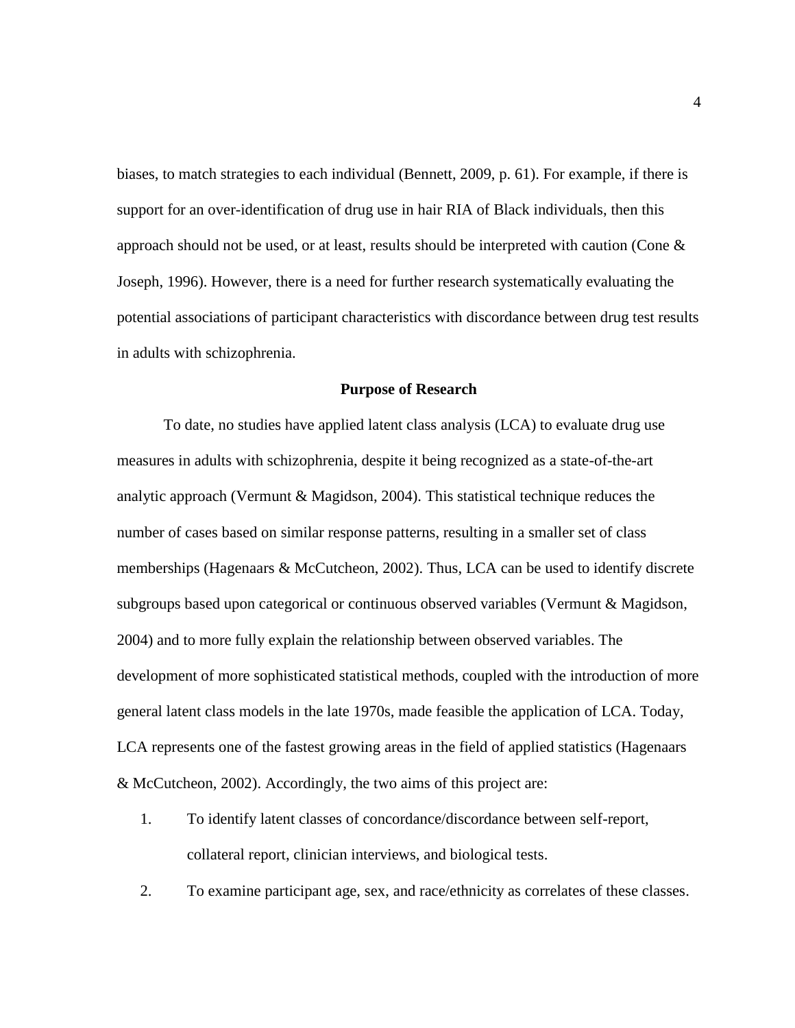biases, to match strategies to each individual (Bennett, 2009, p. 61). For example, if there is support for an over-identification of drug use in hair RIA of Black individuals, then this approach should not be used, or at least, results should be interpreted with caution (Cone & Joseph, 1996). However, there is a need for further research systematically evaluating the potential associations of participant characteristics with discordance between drug test results in adults with schizophrenia.

## Purpose of Research

To date, no studies have applied latent class analysis (LCA) to evaluate drug use measures in adults with schizophrenia, despite it being recognized as a state-of-the-art analytic approach (Vermunt & Magidson, 2004). This statistical technique reduces the number of cases based on similar response patterns, resulting in a smaller set of class memberships (Hagenaars & McCutcheon, 2002). Thus, LCA can be used to identify discrete subgroups based upon categorical or continuous observed variables (Vermunt & Magidson, 2004) and to more fully explain the relationship between observed variables. The development of more sophisticated statistical methods, coupled with the introduction of more general latent class models in the late 1970s, made feasible the application of LCA. Today, LCA represents one of the fastest growing areas in the field of applied statistics (Hagenaars & McCutcheon, 2002). Accordingly, the two aims of this project are:

1. To identify latent classes of concordance/discordance between self-report, collateral report, clinician interviews, and biological tests.
2. To examine participant age, sex, and race/ethnicity as correlates of these classes.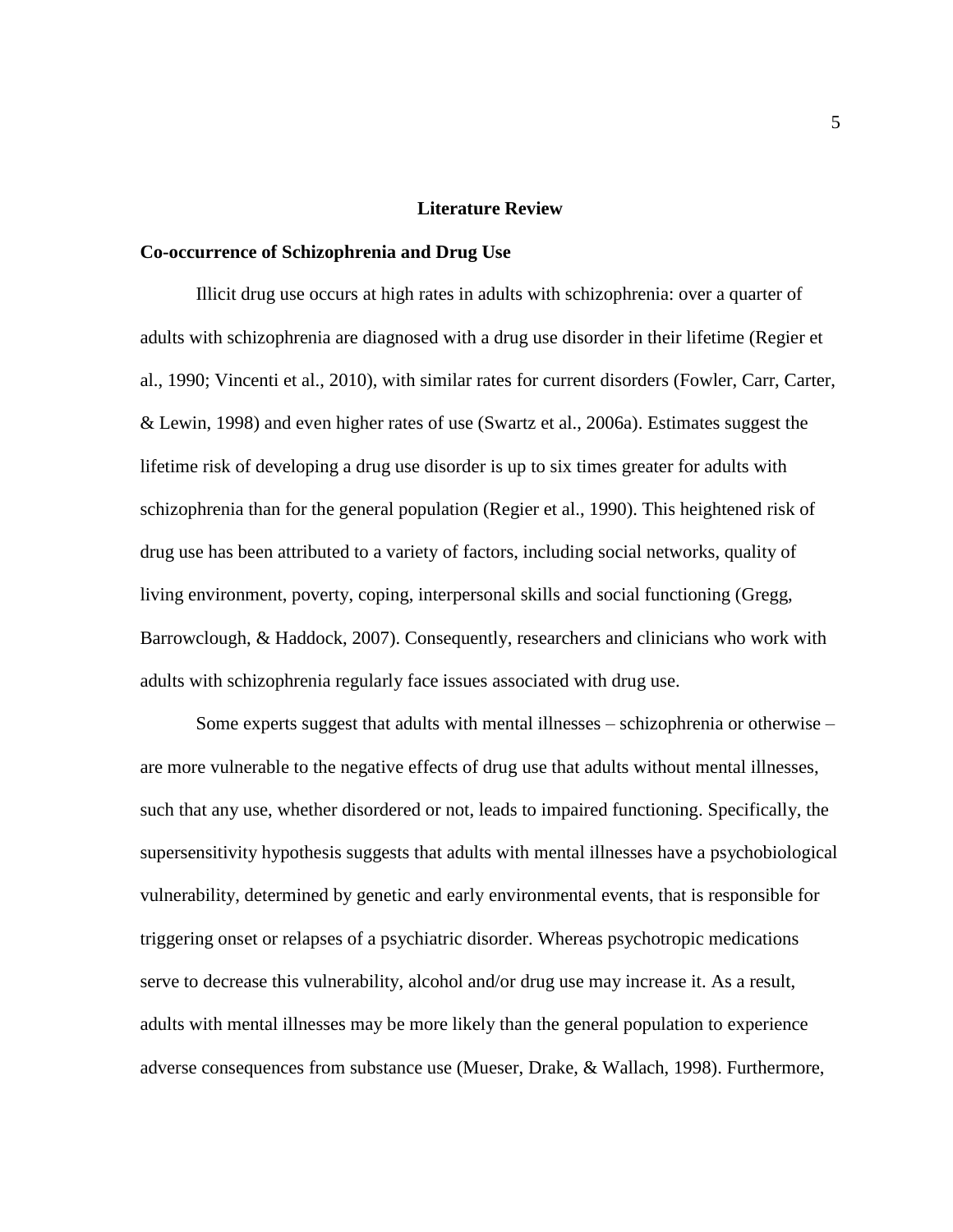# Literature Review

## Co-occurrence of Schizophrenia and Drug Use

Illicit drug use occurs at high rates in adults with schizophrenia: over a quarter of adults with schizophrenia are diagnosed with a drug use disorder in their lifetime (Regier et al., 1990; Vincenti et al., 2010), with similar rates for current disorders (Fowler, Carr, Carter, & Lewin, 1998) and even higher rates of use (Swartz et al., 2006a). Estimates suggest the lifetime risk of developing a drug use disorder is up to six times greater for adults with schizophrenia than for the general population (Regier et al., 1990). This heightened risk of drug use has been attributed to a variety of factors, including social networks, quality of living environment, poverty, coping, interpersonal skills and social functioning (Gregg, Barrowclough, & Haddock, 2007). Consequently, researchers and clinicians who work with adults with schizophrenia regularly face issues associated with drug use.

Some experts suggest that adults with mental illnesses – schizophrenia or otherwise – are more vulnerable to the negative effects of drug use that adults without mental illnesses, such that any use, whether disordered or not, leads to impaired functioning. Specifically, the supersensitivity hypothesis suggests that adults with mental illnesses have a psychobiological vulnerability, determined by genetic and early environmental events, that is responsible for triggering onset or relapses of a psychiatric disorder. Whereas psychotropic medications serve to decrease this vulnerability, alcohol and/or drug use may increase it. As a result, adults with mental illnesses may be more likely than the general population to experience adverse consequences from substance use (Mueser, Drake, & Wallach, 1998). Furthermore,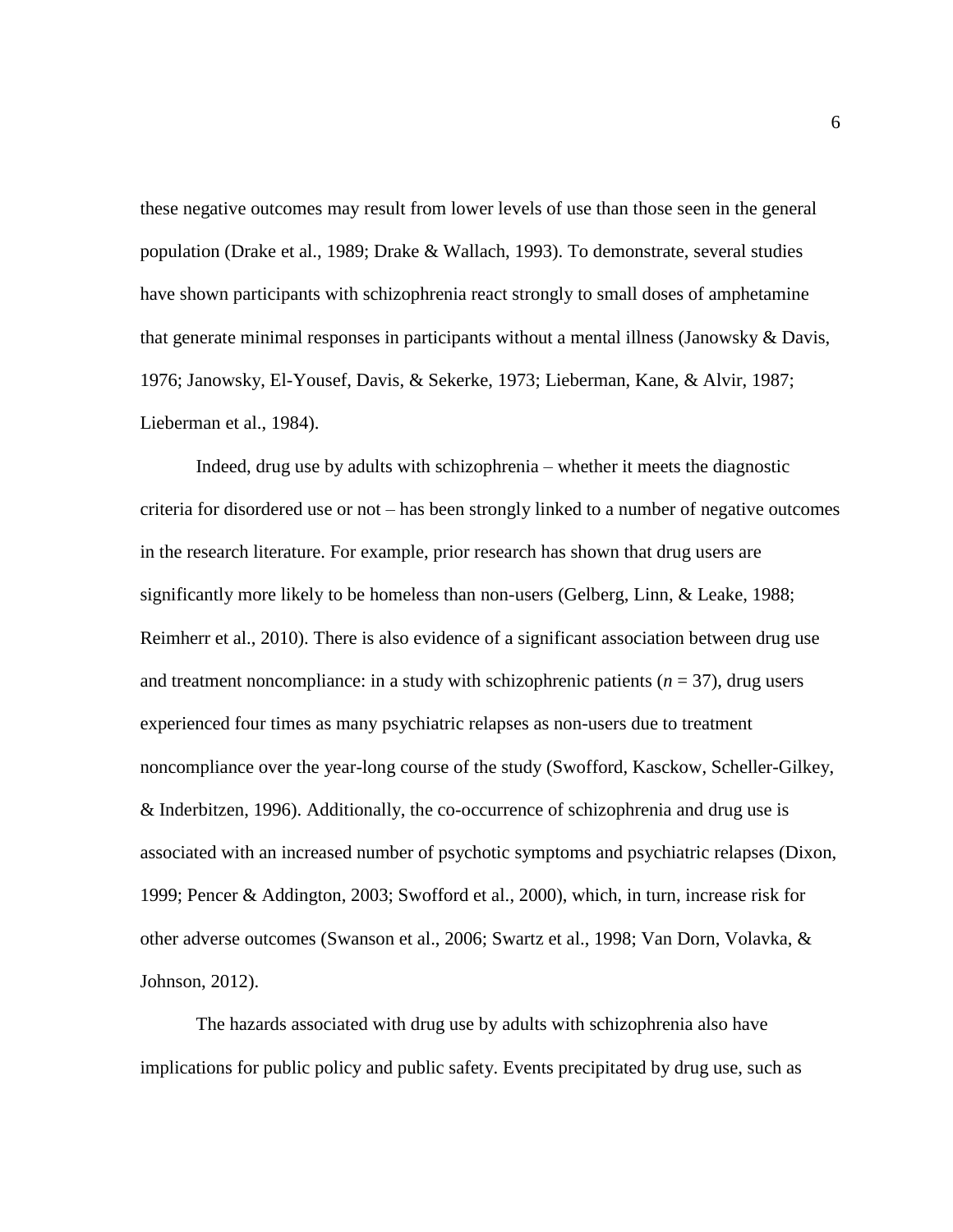these negative outcomes may result from lower levels of use than those seen in the general population (Drake et al., 1989; Drake & Wallach, 1993). To demonstrate, several studies have shown participants with schizophrenia react strongly to small doses of amphetamine that generate minimal responses in participants without a mental illness (Janowsky & Davis, 1976; Janowsky, El-Yousef, Davis, & Sekerke, 1973; Lieberman, Kane, & Alvir, 1987; Lieberman et al., 1984).

Indeed, drug use by adults with schizophrenia – whether it meets the diagnostic criteria for disordered use or not – has been strongly linked to a number of negative outcomes in the research literature. For example, prior research has shown that drug users are significantly more likely to be homeless than non-users (Gelberg, Linn, & Leake, 1988; Reimherr et al., 2010). There is also evidence of a significant association between drug use and treatment noncompliance: in a study with schizophrenic patients ($n$ = 37), drug users experienced four times as many psychiatric relapses as non-users due to treatment noncompliance over the year-long course of the study (Swofford, Kasckow, Scheller-Gilkey, & Inderbitzen, 1996). Additionally, the co-occurrence of schizophrenia and drug use is associated with an increased number of psychotic symptoms and psychiatric relapses (Dixon, 1999; Pencer & Addington, 2003; Swofford et al., 2000), which, in turn, increase risk for other adverse outcomes (Swanson et al., 2006; Swartz et al., 1998; Van Dorn, Volavka, & Johnson, 2012).

The hazards associated with drug use by adults with schizophrenia also have implications for public policy and public safety. Events precipitated by drug use, such as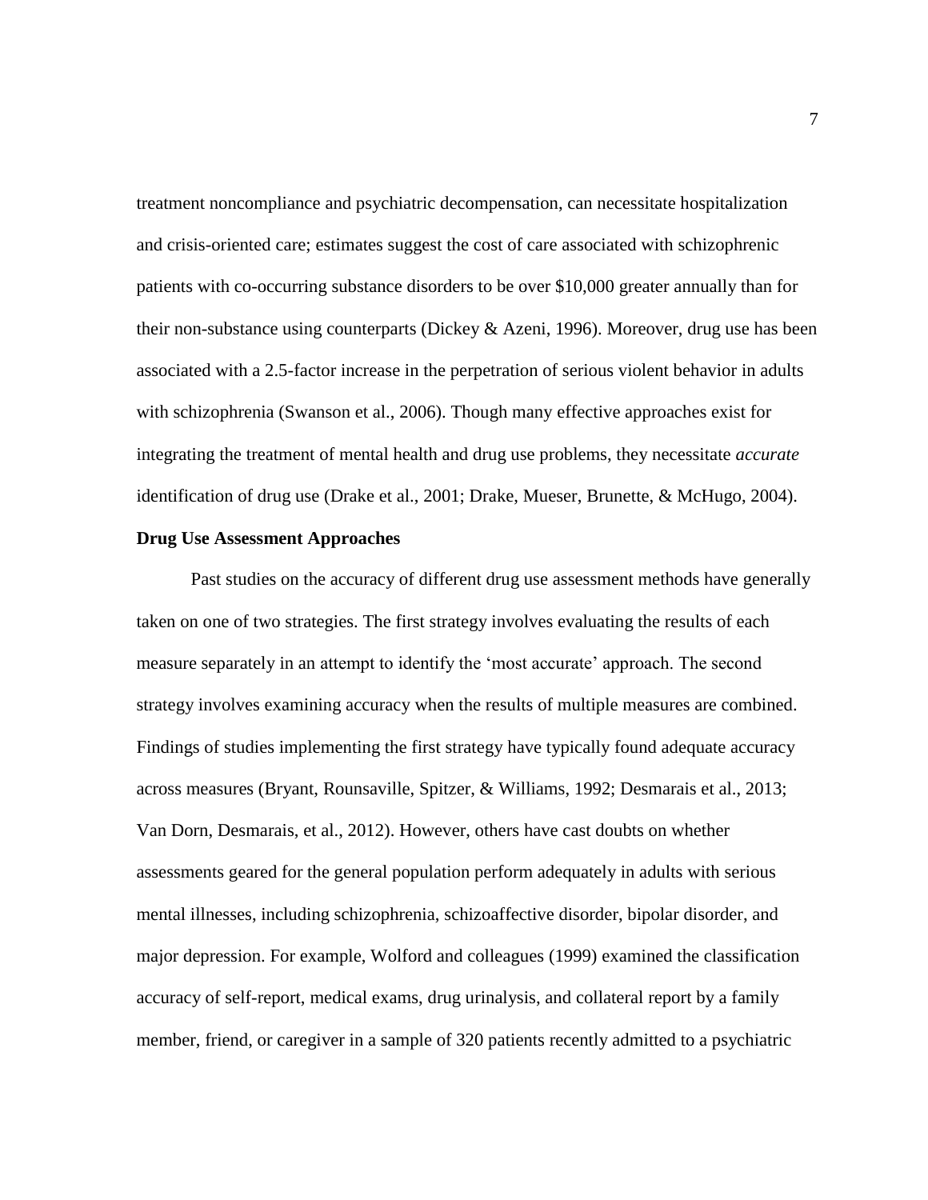treatment noncompliance and psychiatric decompensation, can necessitate hospitalization and crisis-oriented care; estimates suggest the cost of care associated with schizophrenic patients with co-occurring substance disorders to be over $10,000 greater annually than for their non-substance using counterparts (Dickey & Azeni, 1996). Moreover, drug use has been associated with a 2.5-factor increase in the perpetration of serious violent behavior in adults with schizophrenia (Swanson et al., 2006). Though many effective approaches exist for integrating the treatment of mental health and drug use problems, they necessitate *accurate* identification of drug use (Drake et al., 2001; Drake, Mueser, Brunette, & McHugo, 2004).

**Drug Use Assessment Approaches**

Past studies on the accuracy of different drug use assessment methods have generally taken on one of two strategies. The first strategy involves evaluating the results of each measure separately in an attempt to identify the 'most accurate' approach. The second strategy involves examining accuracy when the results of multiple measures are combined. Findings of studies implementing the first strategy have typically found adequate accuracy across measures (Bryant, Rounsaville, Spitzer, & Williams, 1992; Desmarais et al., 2013; Van Dorn, Desmarais, et al., 2012). However, others have cast doubts on whether assessments geared for the general population perform adequately in adults with serious mental illnesses, including schizophrenia, schizoaffective disorder, bipolar disorder, and major depression. For example, Wolford and colleagues (1999) examined the classification accuracy of self-report, medical exams, drug urinalysis, and collateral report by a family member, friend, or caregiver in a sample of 320 patients recently admitted to a psychiatric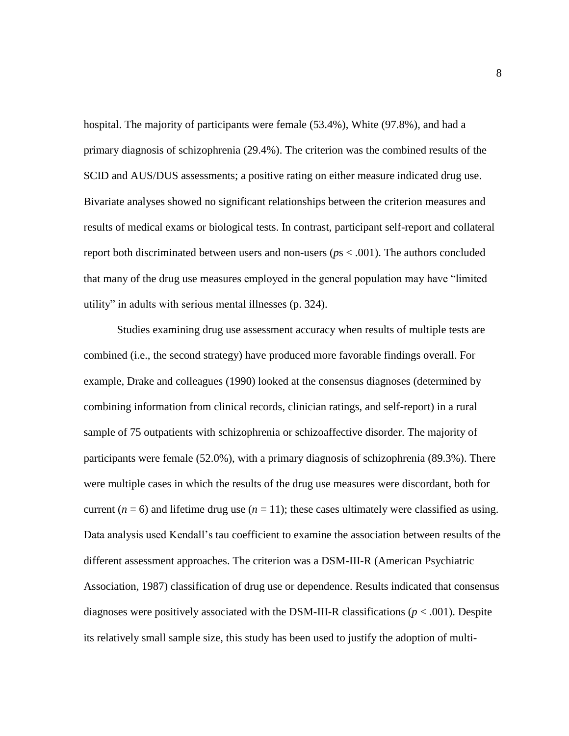hospital. The majority of participants were female (53.4%), White (97.8%), and had a primary diagnosis of schizophrenia (29.4%). The criterion was the combined results of the SCID and AUS/DUS assessments; a positive rating on either measure indicated drug use. Bivariate analyses showed no significant relationships between the criterion measures and results of medical exams or biological tests. In contrast, participant self-report and collateral report both discriminated between users and non-users ($p$s $< .001$). The authors concluded that many of the drug use measures employed in the general population may have "limited utility" in adults with serious mental illnesses (p. 324).

Studies examining drug use assessment accuracy when results of multiple tests are combined (i.e., the second strategy) have produced more favorable findings overall. For example, Drake and colleagues (1990) looked at the consensus diagnoses (determined by combining information from clinical records, clinician ratings, and self-report) in a rural sample of 75 outpatients with schizophrenia or schizoaffective disorder. The majority of participants were female (52.0%), with a primary diagnosis of schizophrenia (89.3%). There were multiple cases in which the results of the drug use measures were discordant, both for current ($n = 6$) and lifetime drug use ($n = 11$); these cases ultimately were classified as using. Data analysis used Kendall's tau coefficient to examine the association between results of the different assessment approaches. The criterion was a DSM-III-R (American Psychiatric Association, 1987) classification of drug use or dependence. Results indicated that consensus diagnoses were positively associated with the DSM-III-R classifications ($p < .001$). Despite its relatively small sample size, this study has been used to justify the adoption of multi-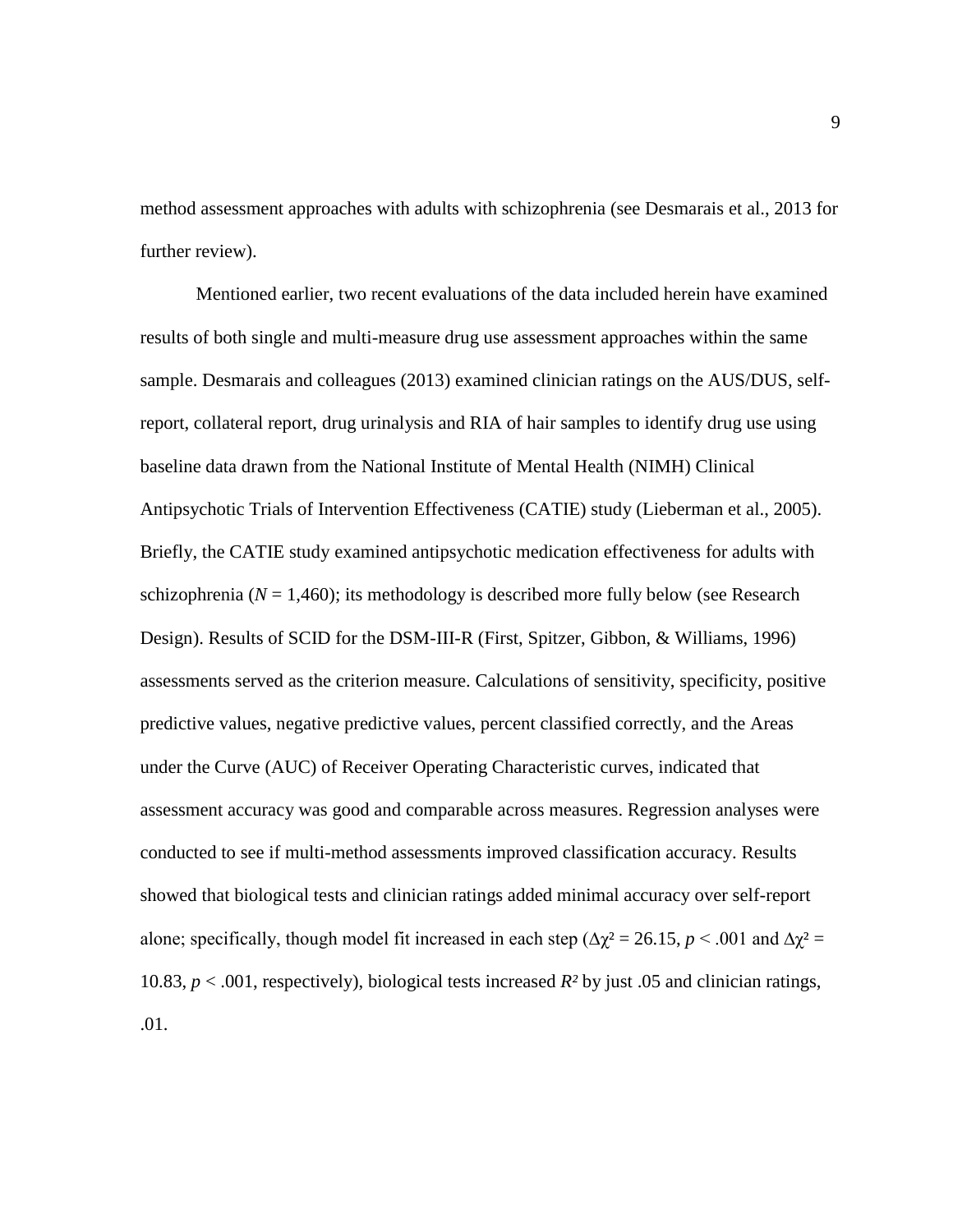method assessment approaches with adults with schizophrenia (see Desmarais et al., 2013 for further review).

Mentioned earlier, two recent evaluations of the data included herein have examined results of both single and multi-measure drug use assessment approaches within the same sample. Desmarais and colleagues (2013) examined clinician ratings on the AUS/DUS, self-report, collateral report, drug urinalysis and RIA of hair samples to identify drug use using baseline data drawn from the National Institute of Mental Health (NIMH) Clinical Antipsychotic Trials of Intervention Effectiveness (CATIE) study (Lieberman et al., 2005). Briefly, the CATIE study examined antipsychotic medication effectiveness for adults with schizophrenia ($N$ = 1,460); its methodology is described more fully below (see Research Design). Results of SCID for the DSM-III-R (First, Spitzer, Gibbon, & Williams, 1996) assessments served as the criterion measure. Calculations of sensitivity, specificity, positive predictive values, negative predictive values, percent classified correctly, and the Areas under the Curve (AUC) of Receiver Operating Characteristic curves, indicated that assessment accuracy was good and comparable across measures. Regression analyses were conducted to see if multi-method assessments improved classification accuracy. Results showed that biological tests and clinician ratings added minimal accuracy over self-report alone; specifically, though model fit increased in each step ($\Delta\chi^2 = 26.15$, $p < .001$ and $\Delta\chi^2 = 10.83$, $p < .001$, respectively), biological tests increased $R^2$ by just .05 and clinician ratings, .01.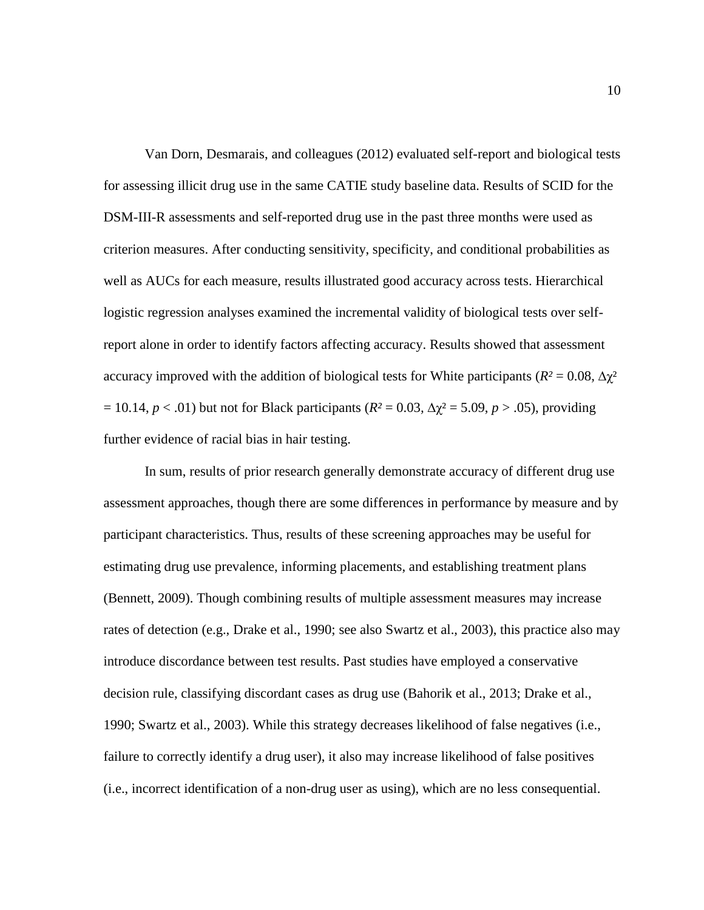Van Dorn, Desmarais, and colleagues (2012) evaluated self-report and biological tests for assessing illicit drug use in the same CATIE study baseline data. Results of SCID for the DSM-III-R assessments and self-reported drug use in the past three months were used as criterion measures. After conducting sensitivity, specificity, and conditional probabilities as well as AUCs for each measure, results illustrated good accuracy across tests. Hierarchical logistic regression analyses examined the incremental validity of biological tests over self-report alone in order to identify factors affecting accuracy. Results showed that assessment accuracy improved with the addition of biological tests for White participants ($R^2 = 0.08$, $\Delta\chi^2 = 10.14$, $p < .01$) but not for Black participants ($R^2 = 0.03$, $\Delta\chi^2 = 5.09$, $p > .05$), providing further evidence of racial bias in hair testing.

In sum, results of prior research generally demonstrate accuracy of different drug use assessment approaches, though there are some differences in performance by measure and by participant characteristics. Thus, results of these screening approaches may be useful for estimating drug use prevalence, informing placements, and establishing treatment plans (Bennett, 2009). Though combining results of multiple assessment measures may increase rates of detection (e.g., Drake et al., 1990; see also Swartz et al., 2003), this practice also may introduce discordance between test results. Past studies have employed a conservative decision rule, classifying discordant cases as drug use (Bahorik et al., 2013; Drake et al., 1990; Swartz et al., 2003). While this strategy decreases likelihood of false negatives (i.e., failure to correctly identify a drug user), it also may increase likelihood of false positives (i.e., incorrect identification of a non-drug user as using), which are no less consequential.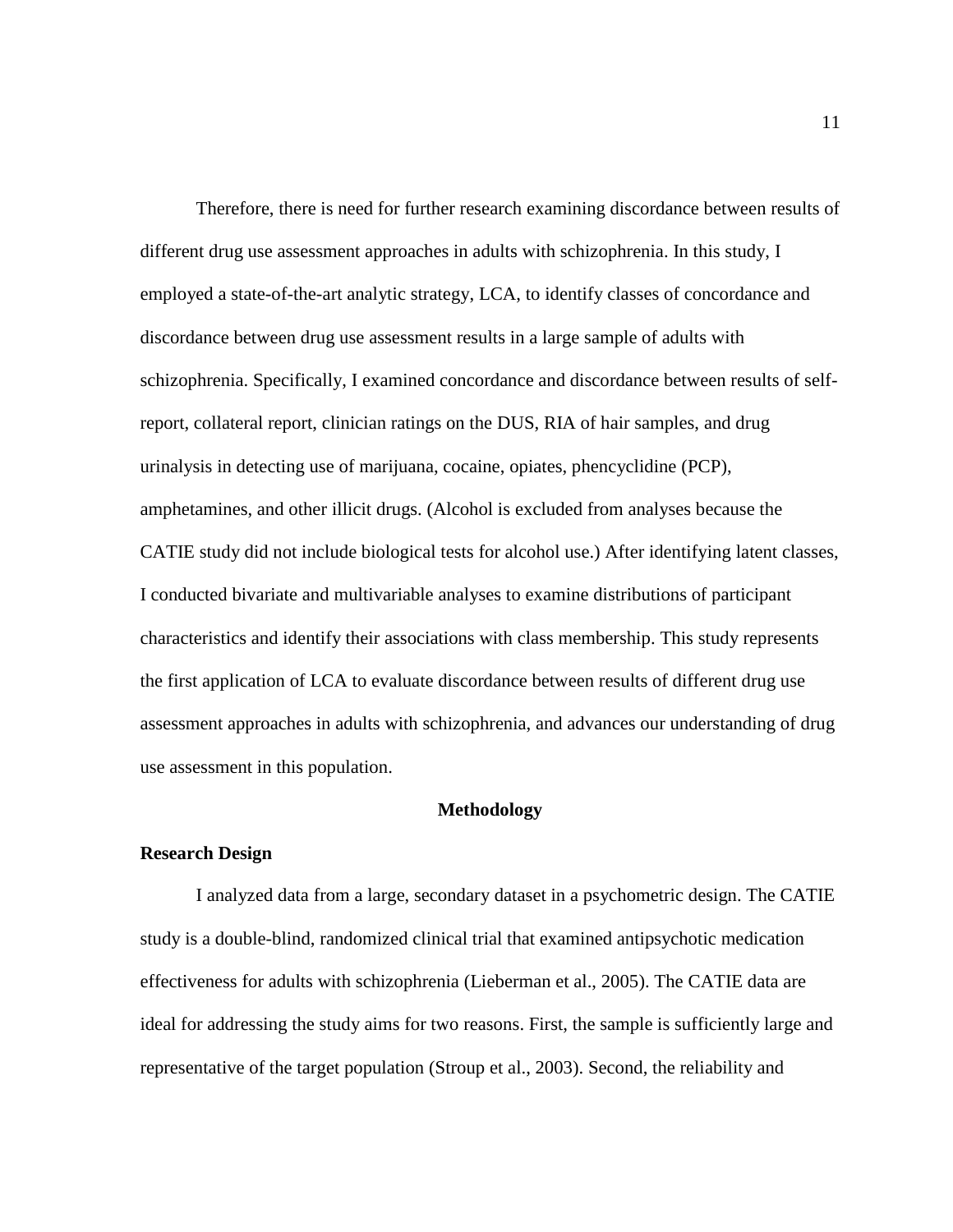Therefore, there is need for further research examining discordance between results of different drug use assessment approaches in adults with schizophrenia. In this study, I employed a state-of-the-art analytic strategy, LCA, to identify classes of concordance and discordance between drug use assessment results in a large sample of adults with schizophrenia. Specifically, I examined concordance and discordance between results of self-report, collateral report, clinician ratings on the DUS, RIA of hair samples, and drug urinalysis in detecting use of marijuana, cocaine, opiates, phencyclidine (PCP), amphetamines, and other illicit drugs. (Alcohol is excluded from analyses because the CATIE study did not include biological tests for alcohol use.) After identifying latent classes, I conducted bivariate and multivariable analyses to examine distributions of participant characteristics and identify their associations with class membership. This study represents the first application of LCA to evaluate discordance between results of different drug use assessment approaches in adults with schizophrenia, and advances our understanding of drug use assessment in this population.

## Methodology

### Research Design

I analyzed data from a large, secondary dataset in a psychometric design. The CATIE study is a double-blind, randomized clinical trial that examined antipsychotic medication effectiveness for adults with schizophrenia (Lieberman et al., 2005). The CATIE data are ideal for addressing the study aims for two reasons. First, the sample is sufficiently large and representative of the target population (Stroup et al., 2003). Second, the reliability and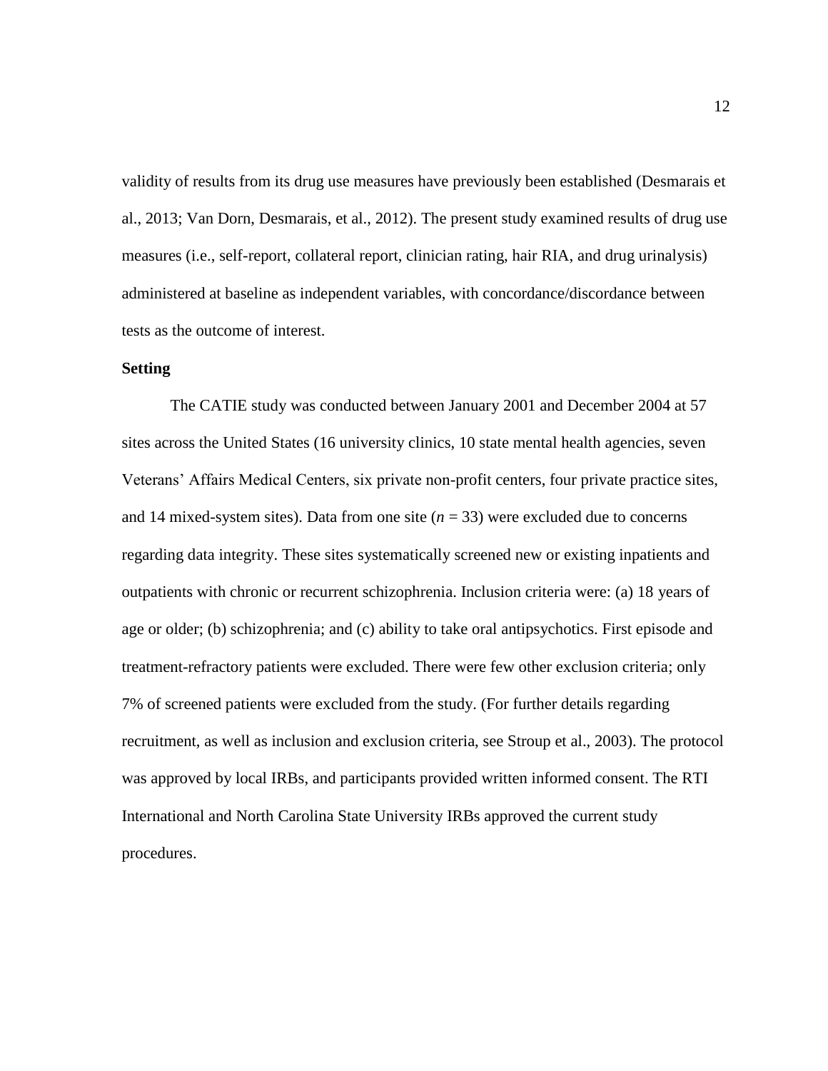validity of results from its drug use measures have previously been established (Desmarais et al., 2013; Van Dorn, Desmarais, et al., 2012). The present study examined results of drug use measures (i.e., self-report, collateral report, clinician rating, hair RIA, and drug urinalysis) administered at baseline as independent variables, with concordance/discordance between tests as the outcome of interest.

**Setting**

The CATIE study was conducted between January 2001 and December 2004 at 57 sites across the United States (16 university clinics, 10 state mental health agencies, seven Veterans' Affairs Medical Centers, six private non-profit centers, four private practice sites, and 14 mixed-system sites). Data from one site ($n$ = 33) were excluded due to concerns regarding data integrity. These sites systematically screened new or existing inpatients and outpatients with chronic or recurrent schizophrenia. Inclusion criteria were: (a) 18 years of age or older; (b) schizophrenia; and (c) ability to take oral antipsychotics. First episode and treatment-refractory patients were excluded. There were few other exclusion criteria; only 7% of screened patients were excluded from the study. (For further details regarding recruitment, as well as inclusion and exclusion criteria, see Stroup et al., 2003). The protocol was approved by local IRBs, and participants provided written informed consent. The RTI International and North Carolina State University IRBs approved the current study procedures.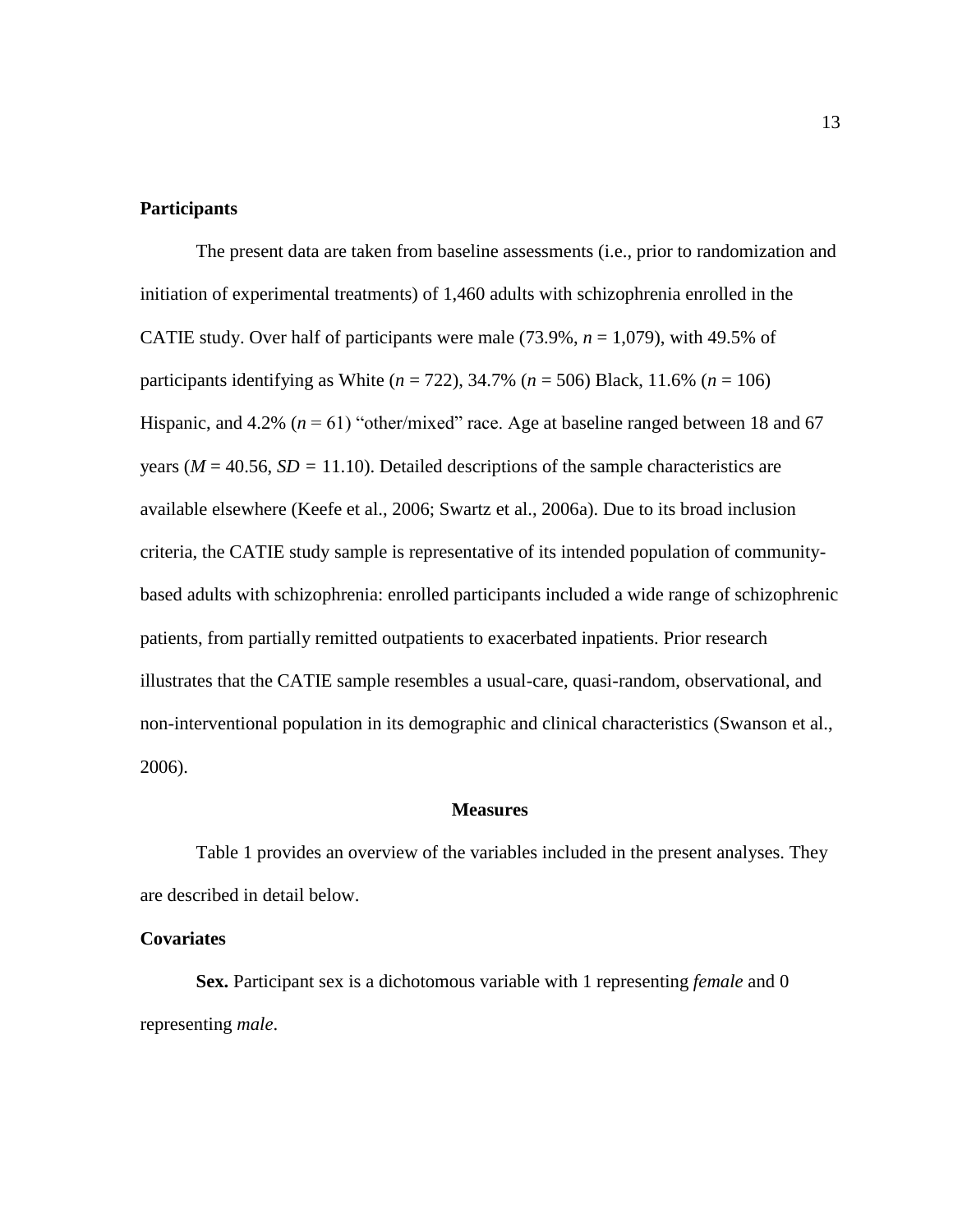**Participants**

The present data are taken from baseline assessments (i.e., prior to randomization and initiation of experimental treatments) of 1,460 adults with schizophrenia enrolled in the CATIE study. Over half of participants were male (73.9%, *n* = 1,079), with 49.5% of participants identifying as White (*n* = 722), 34.7% (*n* = 506) Black, 11.6% (*n* = 106) Hispanic, and 4.2% (*n* = 61) "other/mixed" race. Age at baseline ranged between 18 and 67 years (*M* = 40.56, *SD =* 11.10). Detailed descriptions of the sample characteristics are available elsewhere (Keefe et al., 2006; Swartz et al., 2006a). Due to its broad inclusion criteria, the CATIE study sample is representative of its intended population of community-based adults with schizophrenia: enrolled participants included a wide range of schizophrenic patients, from partially remitted outpatients to exacerbated inpatients. Prior research illustrates that the CATIE sample resembles a usual-care, quasi-random, observational, and non-interventional population in its demographic and clinical characteristics (Swanson et al., 2006).

## Measures

Table 1 provides an overview of the variables included in the present analyses. They are described in detail below.

**Covariates**

**Sex.** Participant sex is a dichotomous variable with 1 representing *female* and 0 representing *male*.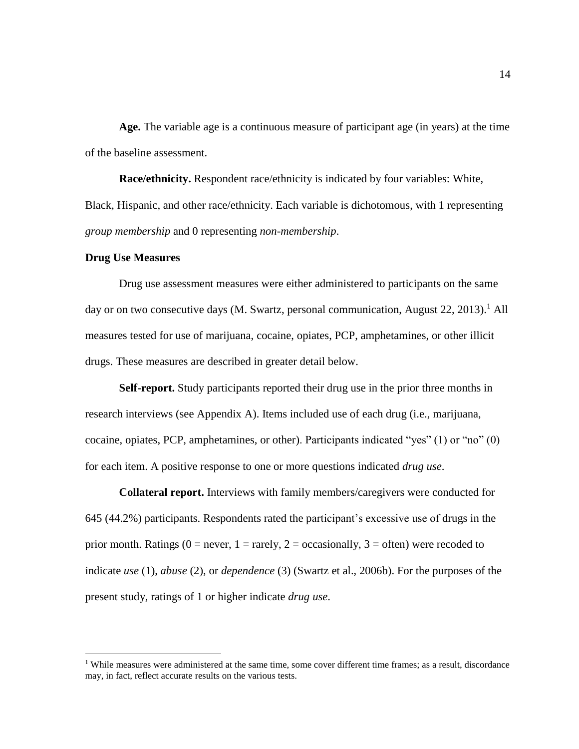**Age.** The variable age is a continuous measure of participant age (in years) at the time of the baseline assessment.

**Race/ethnicity.** Respondent race/ethnicity is indicated by four variables: White, Black, Hispanic, and other race/ethnicity. Each variable is dichotomous, with 1 representing *group membership* and 0 representing *non-membership*.

### Drug Use Measures

Drug use assessment measures were either administered to participants on the same day or on two consecutive days (M. Swartz, personal communication, August 22, 2013).[1] All measures tested for use of marijuana, cocaine, opiates, PCP, amphetamines, or other illicit drugs. These measures are described in greater detail below.

**Self-report.** Study participants reported their drug use in the prior three months in research interviews (see Appendix A). Items included use of each drug (i.e., marijuana, cocaine, opiates, PCP, amphetamines, or other). Participants indicated "yes" (1) or "no" (0) for each item. A positive response to one or more questions indicated *drug use*.

**Collateral report.** Interviews with family members/caregivers were conducted for 645 (44.2%) participants. Respondents rated the participant's excessive use of drugs in the prior month. Ratings (0 = never, 1 = rarely, 2 = occasionally, 3 = often) were recoded to indicate *use* (1), *abuse* (2), or *dependence* (3) (Swartz et al., 2006b). For the purposes of the present study, ratings of 1 or higher indicate *drug use*.

[1] While measures were administered at the same time, some cover different time frames; as a result, discordance may, in fact, reflect accurate results on the various tests.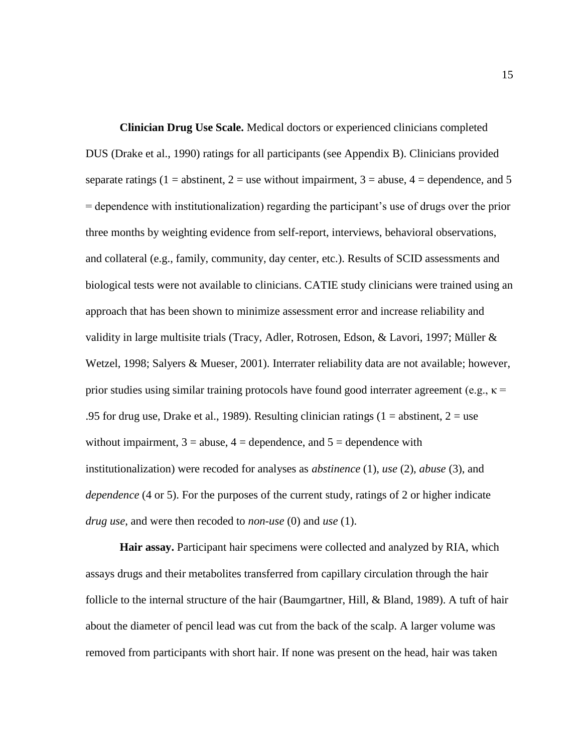**Clinician Drug Use Scale.** Medical doctors or experienced clinicians completed DUS (Drake et al., 1990) ratings for all participants (see Appendix B). Clinicians provided separate ratings (1 = abstinent, 2 = use without impairment, 3 = abuse, 4 = dependence, and 5 = dependence with institutionalization) regarding the participant's use of drugs over the prior three months by weighting evidence from self-report, interviews, behavioral observations, and collateral (e.g., family, community, day center, etc.). Results of SCID assessments and biological tests were not available to clinicians. CATIE study clinicians were trained using an approach that has been shown to minimize assessment error and increase reliability and validity in large multisite trials (Tracy, Adler, Rotrosen, Edson, & Lavori, 1997; Müller & Wetzel, 1998; Salyers & Mueser, 2001). Interrater reliability data are not available; however, prior studies using similar training protocols have found good interrater agreement (e.g., $\kappa$ = .95 for drug use, Drake et al., 1989). Resulting clinician ratings (1 = abstinent, 2 = use without impairment, 3 = abuse, 4 = dependence, and 5 = dependence with institutionalization) were recoded for analyses as *abstinence* (1), *use* (2), *abuse* (3), and *dependence* (4 or 5). For the purposes of the current study, ratings of 2 or higher indicate *drug use*, and were then recoded to *non-use* (0) and *use* (1).

**Hair assay.** Participant hair specimens were collected and analyzed by RIA, which assays drugs and their metabolites transferred from capillary circulation through the hair follicle to the internal structure of the hair (Baumgartner, Hill, & Bland, 1989). A tuft of hair about the diameter of pencil lead was cut from the back of the scalp. A larger volume was removed from participants with short hair. If none was present on the head, hair was taken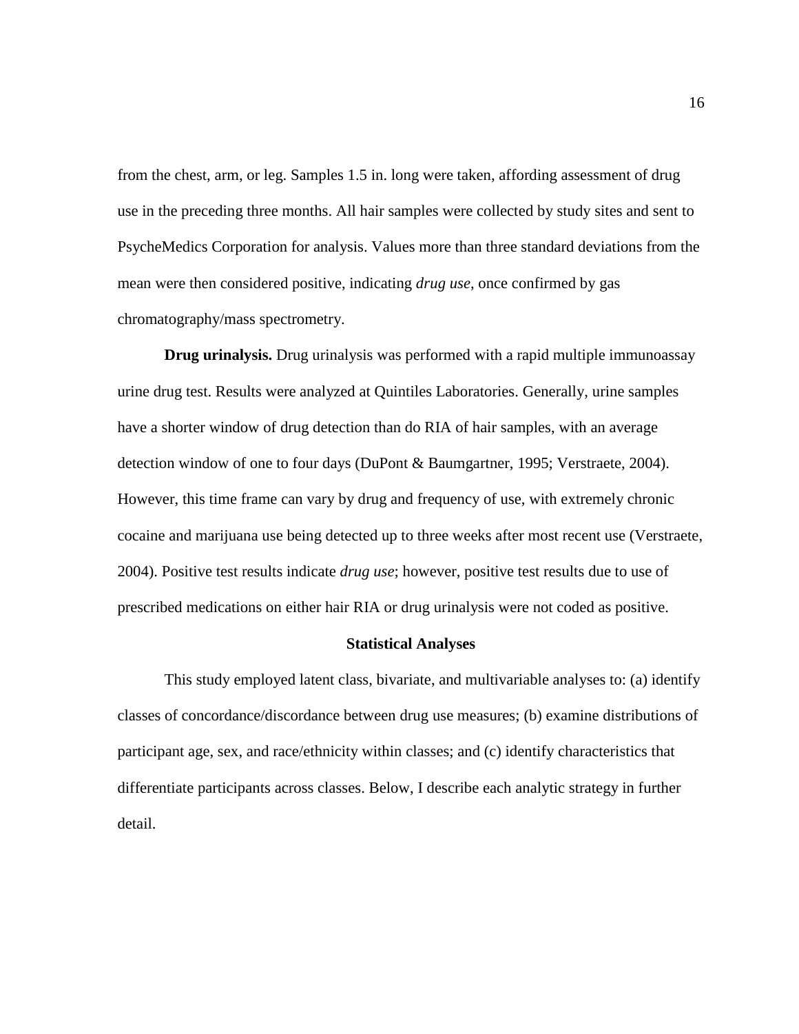from the chest, arm, or leg. Samples 1.5 in. long were taken, affording assessment of drug use in the preceding three months. All hair samples were collected by study sites and sent to PsycheMedics Corporation for analysis. Values more than three standard deviations from the mean were then considered positive, indicating *drug use*, once confirmed by gas chromatography/mass spectrometry.

**Drug urinalysis.** Drug urinalysis was performed with a rapid multiple immunoassay urine drug test. Results were analyzed at Quintiles Laboratories. Generally, urine samples have a shorter window of drug detection than do RIA of hair samples, with an average detection window of one to four days (DuPont & Baumgartner, 1995; Verstraete, 2004). However, this time frame can vary by drug and frequency of use, with extremely chronic cocaine and marijuana use being detected up to three weeks after most recent use (Verstraete, 2004). Positive test results indicate *drug use*; however, positive test results due to use of prescribed medications on either hair RIA or drug urinalysis were not coded as positive.

## Statistical Analyses

This study employed latent class, bivariate, and multivariable analyses to: (a) identify classes of concordance/discordance between drug use measures; (b) examine distributions of participant age, sex, and race/ethnicity within classes; and (c) identify characteristics that differentiate participants across classes. Below, I describe each analytic strategy in further detail.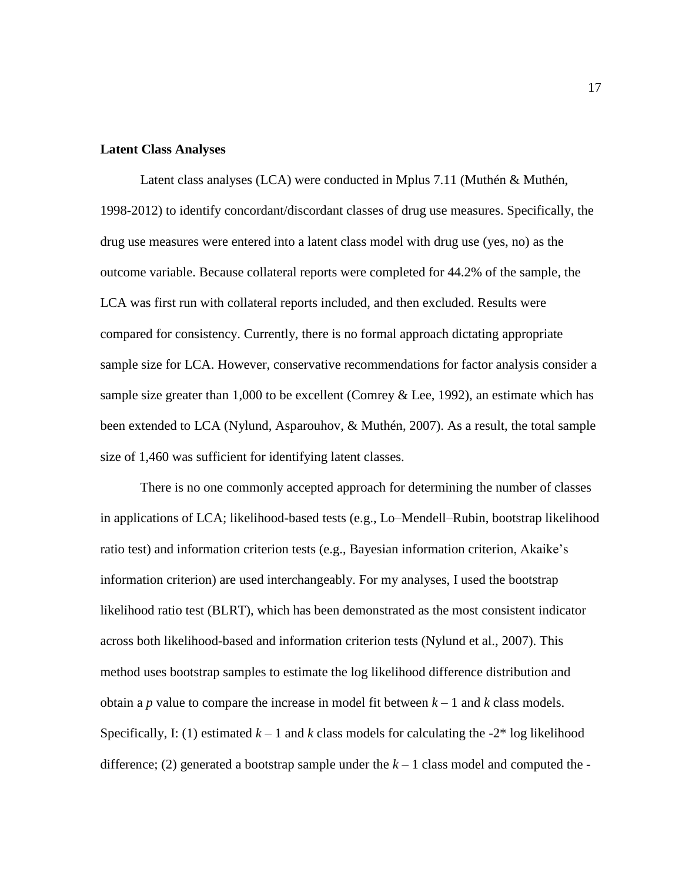**Latent Class Analyses**

Latent class analyses (LCA) were conducted in Mplus 7.11 (Muthén & Muthén, 1998-2012) to identify concordant/discordant classes of drug use measures. Specifically, the drug use measures were entered into a latent class model with drug use (yes, no) as the outcome variable. Because collateral reports were completed for 44.2% of the sample, the LCA was first run with collateral reports included, and then excluded. Results were compared for consistency. Currently, there is no formal approach dictating appropriate sample size for LCA. However, conservative recommendations for factor analysis consider a sample size greater than 1,000 to be excellent (Comrey & Lee, 1992), an estimate which has been extended to LCA (Nylund, Asparouhov, & Muthén, 2007). As a result, the total sample size of 1,460 was sufficient for identifying latent classes.

There is no one commonly accepted approach for determining the number of classes in applications of LCA; likelihood-based tests (e.g., Lo–Mendell–Rubin, bootstrap likelihood ratio test) and information criterion tests (e.g., Bayesian information criterion, Akaike's information criterion) are used interchangeably. For my analyses, I used the bootstrap likelihood ratio test (BLRT), which has been demonstrated as the most consistent indicator across both likelihood-based and information criterion tests (Nylund et al., 2007). This method uses bootstrap samples to estimate the log likelihood difference distribution and obtain a $p$ value to compare the increase in model fit between $k - 1$ and $k$ class models. Specifically, I: (1) estimated $k - 1$ and $k$ class models for calculating the -2* log likelihood difference; (2) generated a bootstrap sample under the $k - 1$ class model and computed the -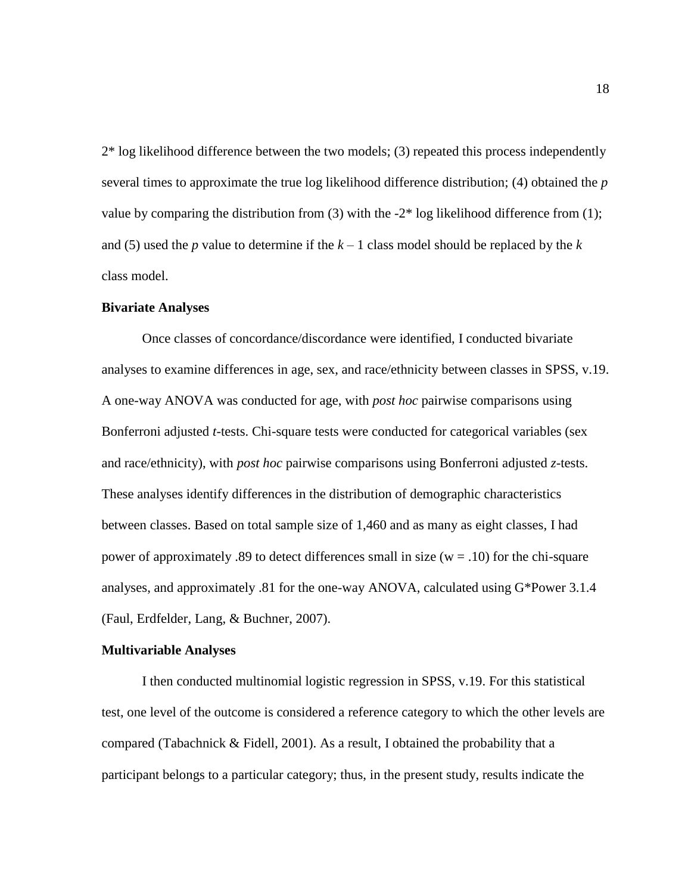2* log likelihood difference between the two models; (3) repeated this process independently several times to approximate the true log likelihood difference distribution; (4) obtained the *p* value by comparing the distribution from (3) with the -2* log likelihood difference from (1); and (5) used the *p* value to determine if the $k – 1$ class model should be replaced by the *k* class model.

### Bivariate Analyses

Once classes of concordance/discordance were identified, I conducted bivariate analyses to examine differences in age, sex, and race/ethnicity between classes in SPSS, v.19. A one-way ANOVA was conducted for age, with *post hoc* pairwise comparisons using Bonferroni adjusted *t*-tests. Chi-square tests were conducted for categorical variables (sex and race/ethnicity), with *post hoc* pairwise comparisons using Bonferroni adjusted *z*-tests. These analyses identify differences in the distribution of demographic characteristics between classes. Based on total sample size of 1,460 and as many as eight classes, I had power of approximately .89 to detect differences small in size ($w = .10$) for the chi-square analyses, and approximately .81 for the one-way ANOVA, calculated using G*Power 3.1.4 (Faul, Erdfelder, Lang, & Buchner, 2007).

### Multivariable Analyses

I then conducted multinomial logistic regression in SPSS, v.19. For this statistical test, one level of the outcome is considered a reference category to which the other levels are compared (Tabachnick & Fidell, 2001). As a result, I obtained the probability that a participant belongs to a particular category; thus, in the present study, results indicate the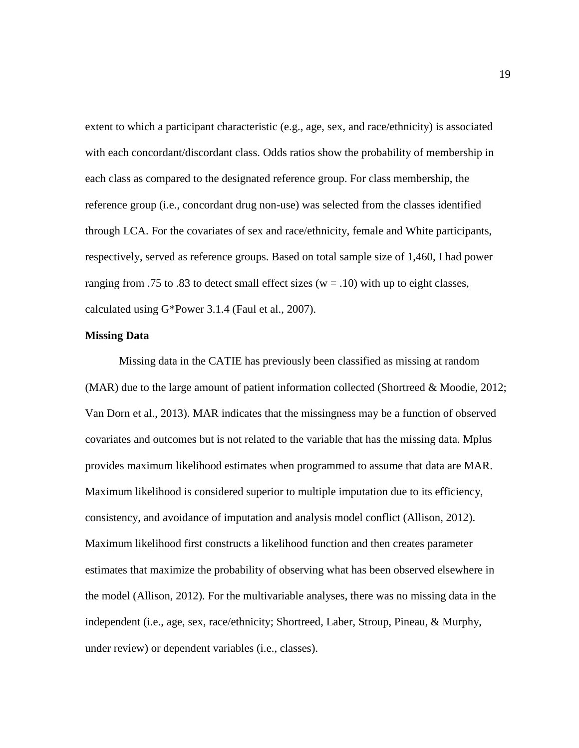extent to which a participant characteristic (e.g., age, sex, and race/ethnicity) is associated with each concordant/discordant class. Odds ratios show the probability of membership in each class as compared to the designated reference group. For class membership, the reference group (i.e., concordant drug non-use) was selected from the classes identified through LCA. For the covariates of sex and race/ethnicity, female and White participants, respectively, served as reference groups. Based on total sample size of 1,460, I had power ranging from .75 to .83 to detect small effect sizes ($w = .10$) with up to eight classes, calculated using G*Power 3.1.4 (Faul et al., 2007).

**Missing Data**

Missing data in the CATIE has previously been classified as missing at random (MAR) due to the large amount of patient information collected (Shortreed & Moodie, 2012; Van Dorn et al., 2013). MAR indicates that the missingness may be a function of observed covariates and outcomes but is not related to the variable that has the missing data. Mplus provides maximum likelihood estimates when programmed to assume that data are MAR. Maximum likelihood is considered superior to multiple imputation due to its efficiency, consistency, and avoidance of imputation and analysis model conflict (Allison, 2012). Maximum likelihood first constructs a likelihood function and then creates parameter estimates that maximize the probability of observing what has been observed elsewhere in the model (Allison, 2012). For the multivariable analyses, there was no missing data in the independent (i.e., age, sex, race/ethnicity; Shortreed, Laber, Stroup, Pineau, & Murphy, under review) or dependent variables (i.e., classes).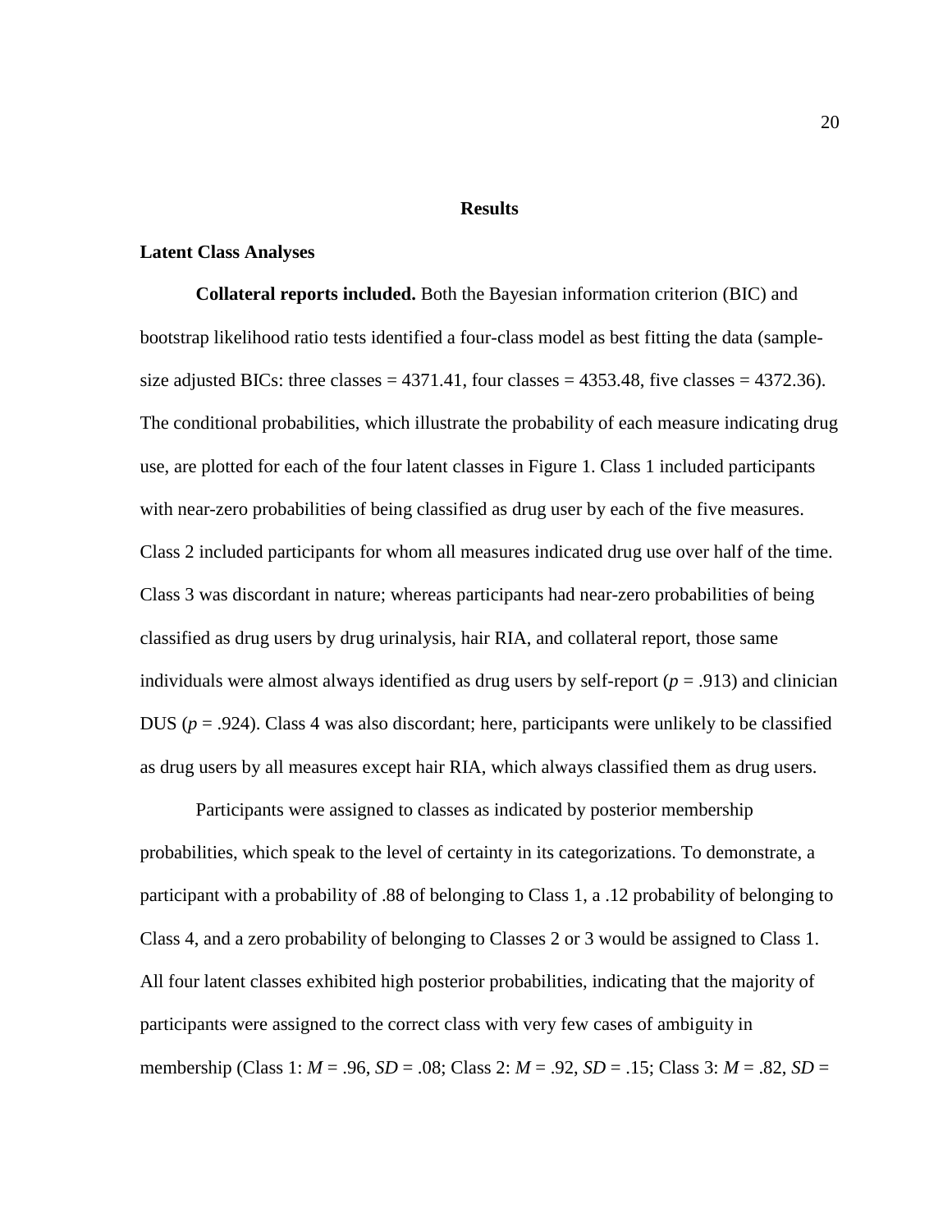# Results

## Latent Class Analyses

**Collateral reports included.** Both the Bayesian information criterion (BIC) and bootstrap likelihood ratio tests identified a four-class model as best fitting the data (sample-size adjusted BICs: three classes = 4371.41, four classes = 4353.48, five classes = 4372.36). The conditional probabilities, which illustrate the probability of each measure indicating drug use, are plotted for each of the four latent classes in Figure 1. Class 1 included participants with near-zero probabilities of being classified as drug user by each of the five measures. Class 2 included participants for whom all measures indicated drug use over half of the time. Class 3 was discordant in nature; whereas participants had near-zero probabilities of being classified as drug users by drug urinalysis, hair RIA, and collateral report, those same individuals were almost always identified as drug users by self-report ($p$ = .913) and clinician DUS ($p$ = .924). Class 4 was also discordant; here, participants were unlikely to be classified as drug users by all measures except hair RIA, which always classified them as drug users.

Participants were assigned to classes as indicated by posterior membership probabilities, which speak to the level of certainty in its categorizations. To demonstrate, a participant with a probability of .88 of belonging to Class 1, a .12 probability of belonging to Class 4, and a zero probability of belonging to Classes 2 or 3 would be assigned to Class 1. All four latent classes exhibited high posterior probabilities, indicating that the majority of participants were assigned to the correct class with very few cases of ambiguity in membership (Class 1: $M$ = .96, $SD$ = .08; Class 2: $M$ = .92, $SD$ = .15; Class 3: $M$ = .82, $SD$ =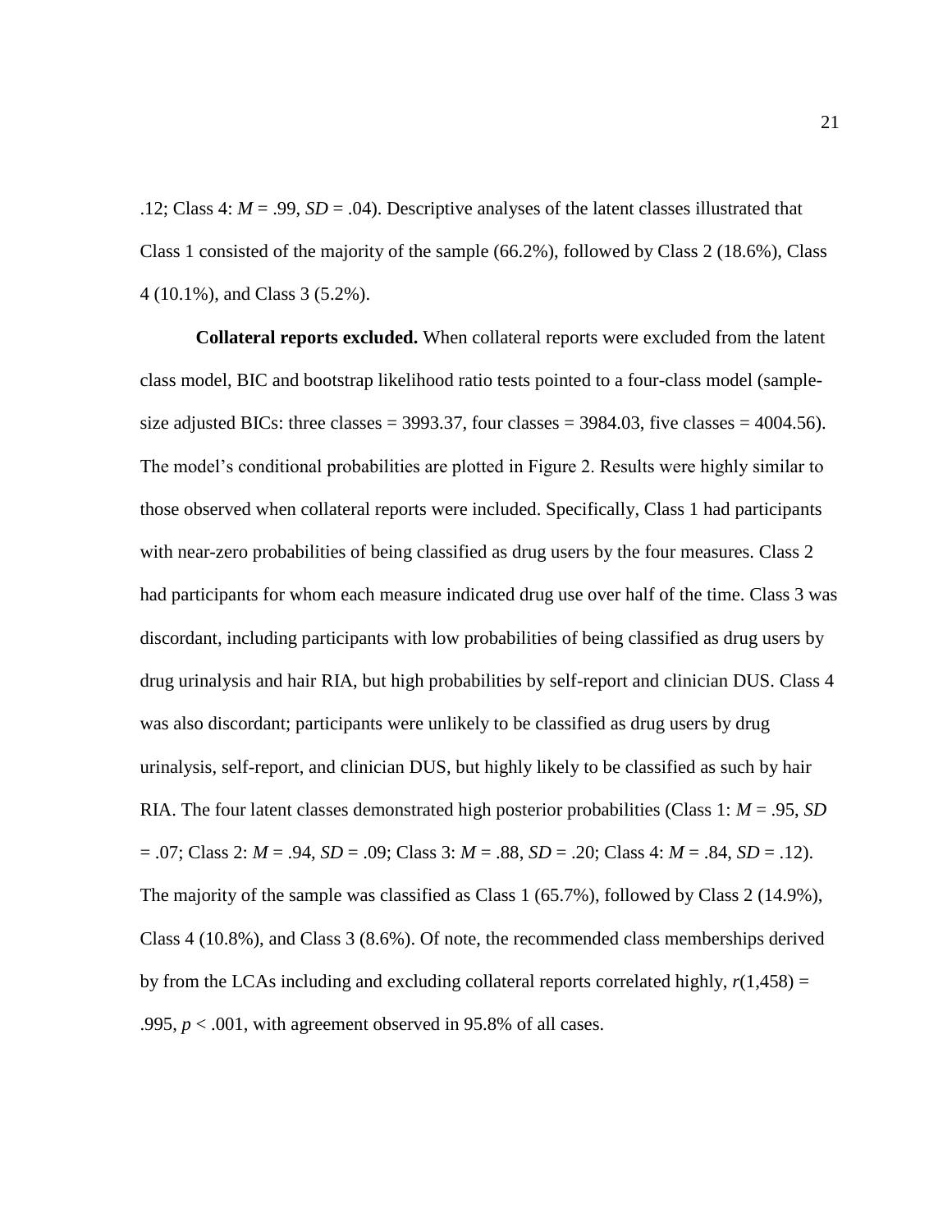.12; Class 4: $M = .99$, $SD = .04$). Descriptive analyses of the latent classes illustrated that Class 1 consisted of the majority of the sample (66.2%), followed by Class 2 (18.6%), Class 4 (10.1%), and Class 3 (5.2%).

**Collateral reports excluded.** When collateral reports were excluded from the latent class model, BIC and bootstrap likelihood ratio tests pointed to a four-class model (sample-size adjusted BICs: three classes = 3993.37, four classes = 3984.03, five classes = 4004.56). The model's conditional probabilities are plotted in Figure 2. Results were highly similar to those observed when collateral reports were included. Specifically, Class 1 had participants with near-zero probabilities of being classified as drug users by the four measures. Class 2 had participants for whom each measure indicated drug use over half of the time. Class 3 was discordant, including participants with low probabilities of being classified as drug users by drug urinalysis and hair RIA, but high probabilities by self-report and clinician DUS. Class 4 was also discordant; participants were unlikely to be classified as drug users by drug urinalysis, self-report, and clinician DUS, but highly likely to be classified as such by hair RIA. The four latent classes demonstrated high posterior probabilities (Class 1: $M = .95$, $SD = .07$; Class 2: $M = .94$, $SD = .09$; Class 3: $M = .88$, $SD = .20$; Class 4: $M = .84$, $SD = .12$). The majority of the sample was classified as Class 1 (65.7%), followed by Class 2 (14.9%), Class 4 (10.8%), and Class 3 (8.6%). Of note, the recommended class memberships derived by from the LCAs including and excluding collateral reports correlated highly, $r(1{,}458) = .995$, $p < .001$, with agreement observed in 95.8% of all cases.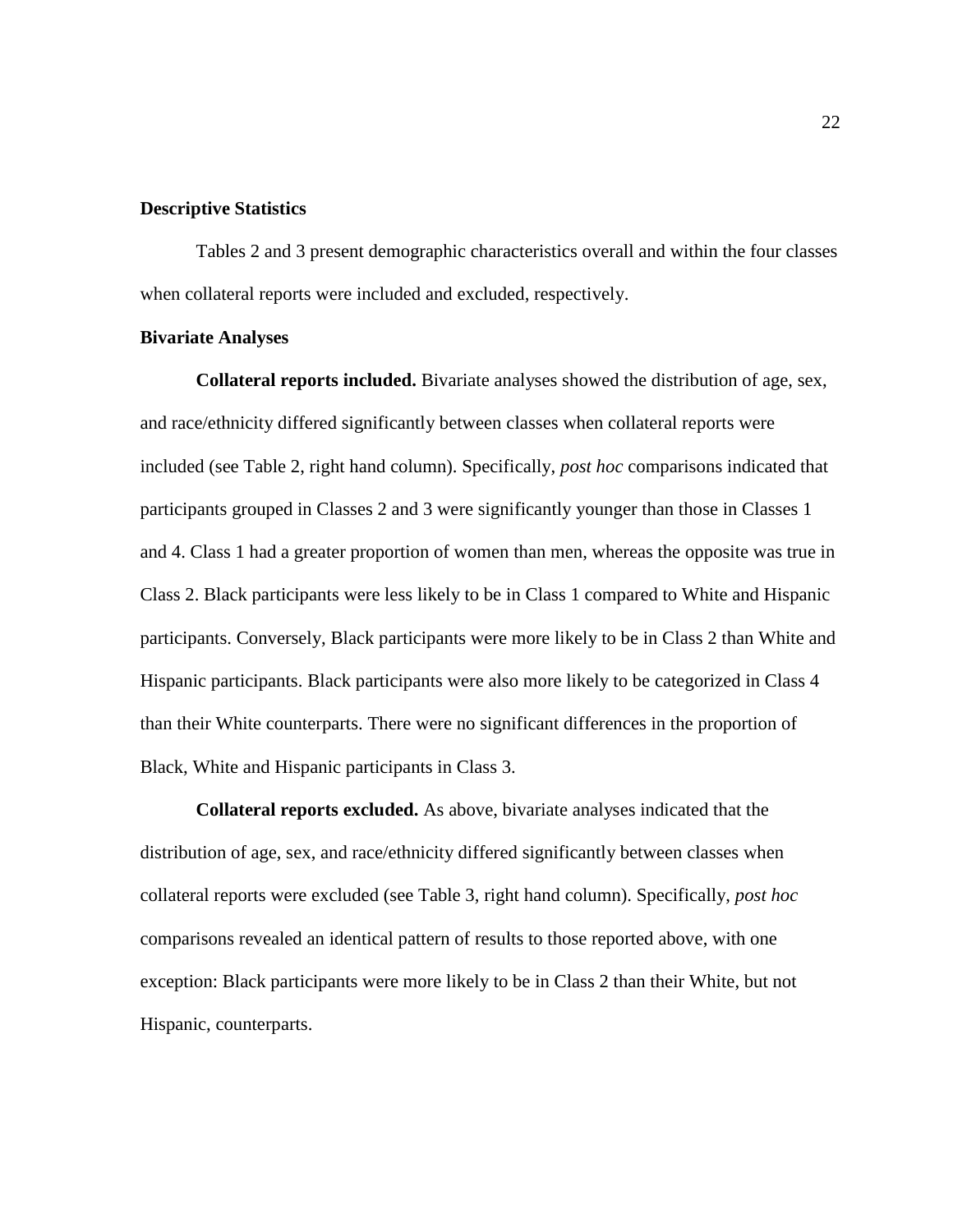## Descriptive Statistics

Tables 2 and 3 present demographic characteristics overall and within the four classes when collateral reports were included and excluded, respectively.

## Bivariate Analyses

**Collateral reports included.** Bivariate analyses showed the distribution of age, sex, and race/ethnicity differed significantly between classes when collateral reports were included (see Table 2, right hand column). Specifically, *post hoc* comparisons indicated that participants grouped in Classes 2 and 3 were significantly younger than those in Classes 1 and 4. Class 1 had a greater proportion of women than men, whereas the opposite was true in Class 2. Black participants were less likely to be in Class 1 compared to White and Hispanic participants. Conversely, Black participants were more likely to be in Class 2 than White and Hispanic participants. Black participants were also more likely to be categorized in Class 4 than their White counterparts. There were no significant differences in the proportion of Black, White and Hispanic participants in Class 3.

**Collateral reports excluded.** As above, bivariate analyses indicated that the distribution of age, sex, and race/ethnicity differed significantly between classes when collateral reports were excluded (see Table 3, right hand column). Specifically, *post hoc* comparisons revealed an identical pattern of results to those reported above, with one exception: Black participants were more likely to be in Class 2 than their White, but not Hispanic, counterparts.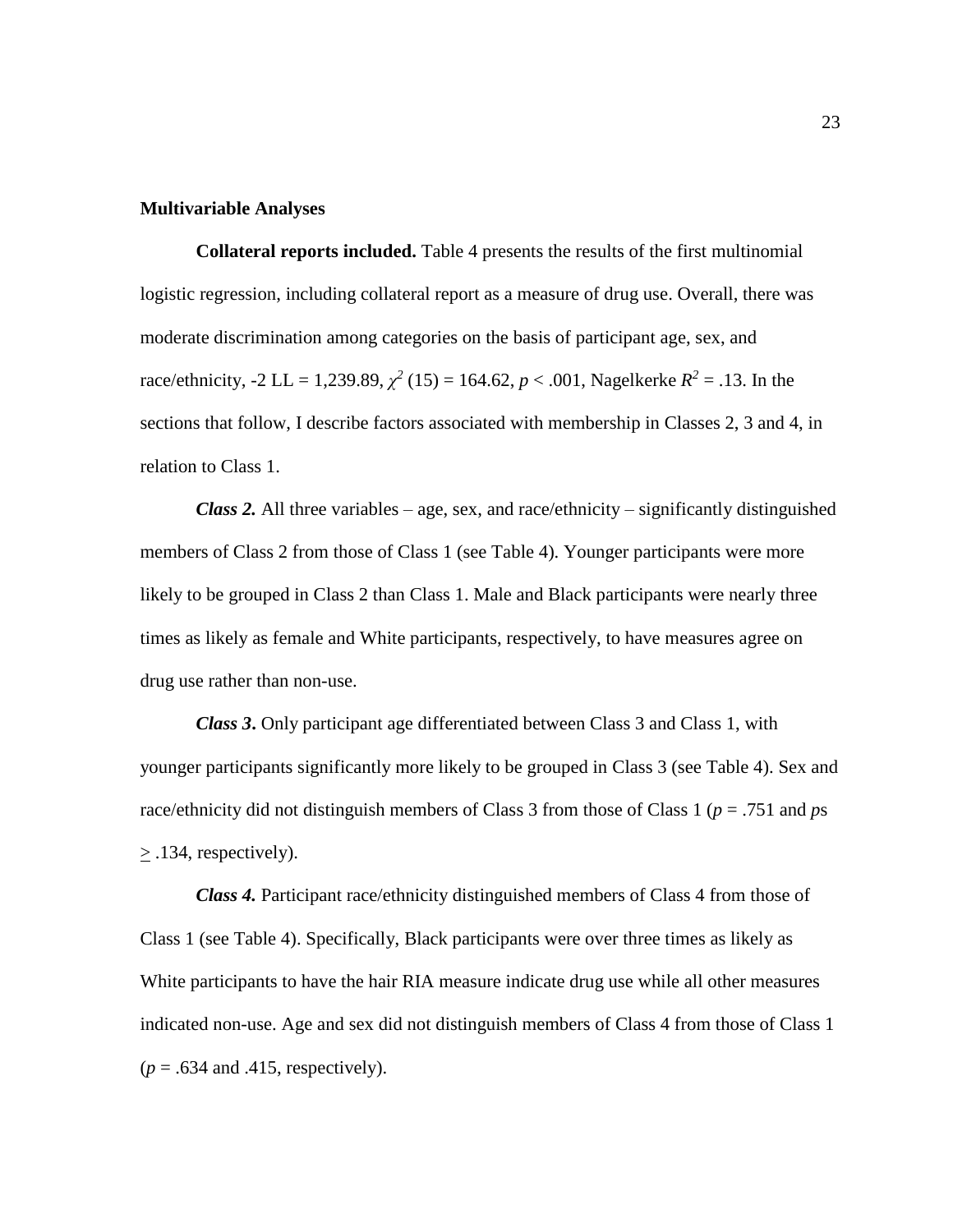## Multivariable Analyses

**Collateral reports included.** Table 4 presents the results of the first multinomial logistic regression, including collateral report as a measure of drug use. Overall, there was moderate discrimination among categories on the basis of participant age, sex, and race/ethnicity, -2 LL = 1,239.89, $\chi^2$ (15) = 164.62, $p < .001$, Nagelkerke $R^2 = .13$. In the sections that follow, I describe factors associated with membership in Classes 2, 3 and 4, in relation to Class 1.

***Class 2.*** All three variables – age, sex, and race/ethnicity – significantly distinguished members of Class 2 from those of Class 1 (see Table 4). Younger participants were more likely to be grouped in Class 2 than Class 1. Male and Black participants were nearly three times as likely as female and White participants, respectively, to have measures agree on drug use rather than non-use.

***Class 3*.** Only participant age differentiated between Class 3 and Class 1, with younger participants significantly more likely to be grouped in Class 3 (see Table 4). Sex and race/ethnicity did not distinguish members of Class 3 from those of Class 1 ($p = .751$ and *p*s $\geq .134$, respectively).

***Class 4.*** Participant race/ethnicity distinguished members of Class 4 from those of Class 1 (see Table 4). Specifically, Black participants were over three times as likely as White participants to have the hair RIA measure indicate drug use while all other measures indicated non-use. Age and sex did not distinguish members of Class 4 from those of Class 1 ($p = .634$ and .415, respectively).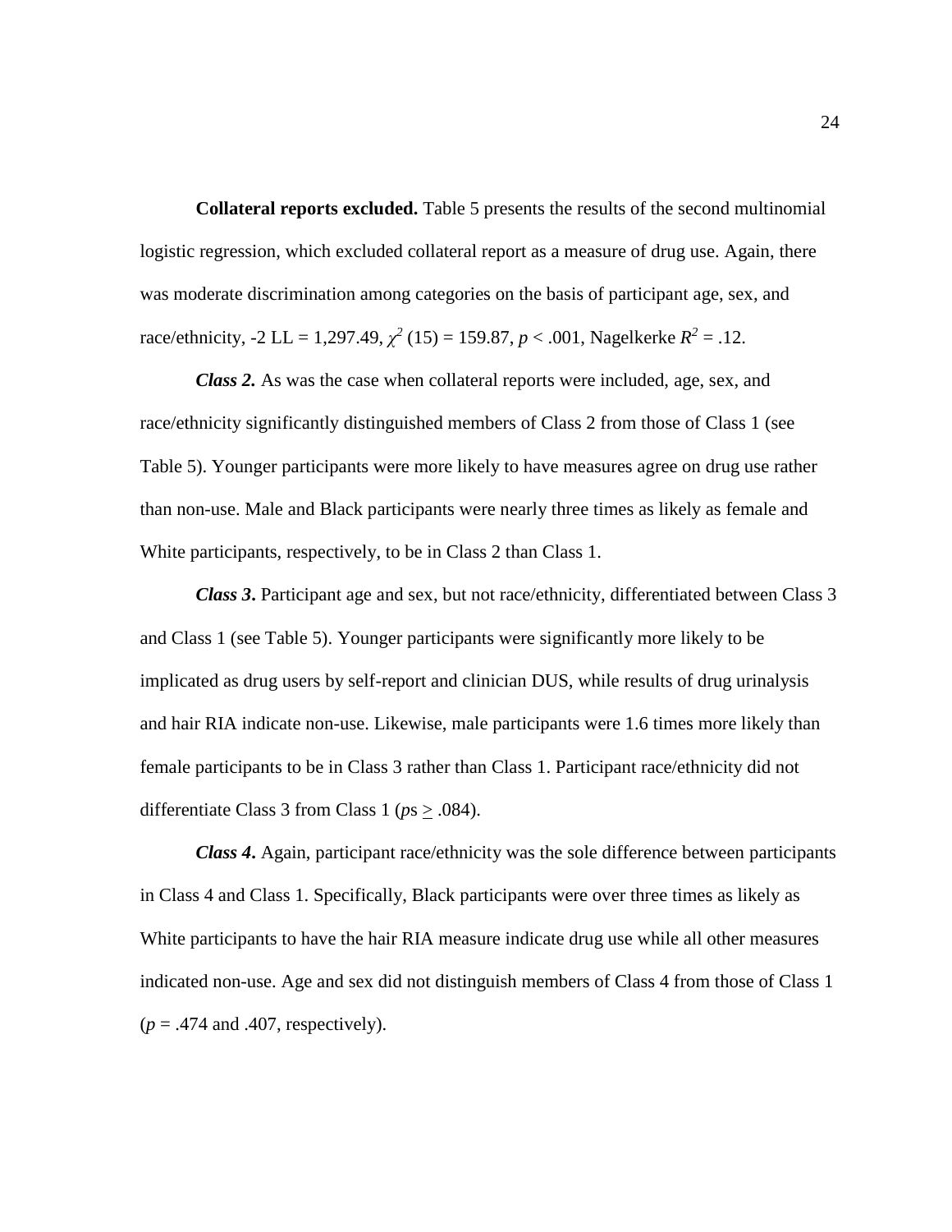**Collateral reports excluded.** Table 5 presents the results of the second multinomial logistic regression, which excluded collateral report as a measure of drug use. Again, there was moderate discrimination among categories on the basis of participant age, sex, and race/ethnicity, -2 LL = 1,297.49, $\chi^2$ (15) = 159.87, $p < .001$, Nagelkerke $R^2 = .12$.

***Class 2.*** As was the case when collateral reports were included, age, sex, and race/ethnicity significantly distinguished members of Class 2 from those of Class 1 (see Table 5). Younger participants were more likely to have measures agree on drug use rather than non-use. Male and Black participants were nearly three times as likely as female and White participants, respectively, to be in Class 2 than Class 1.

***Class 3*.** Participant age and sex, but not race/ethnicity, differentiated between Class 3 and Class 1 (see Table 5). Younger participants were significantly more likely to be implicated as drug users by self-report and clinician DUS, while results of drug urinalysis and hair RIA indicate non-use. Likewise, male participants were 1.6 times more likely than female participants to be in Class 3 rather than Class 1. Participant race/ethnicity did not differentiate Class 3 from Class 1 ($p$s $\geq .084$).

***Class 4*.** Again, participant race/ethnicity was the sole difference between participants in Class 4 and Class 1. Specifically, Black participants were over three times as likely as White participants to have the hair RIA measure indicate drug use while all other measures indicated non-use. Age and sex did not distinguish members of Class 4 from those of Class 1 ($p = .474$ and $.407$, respectively).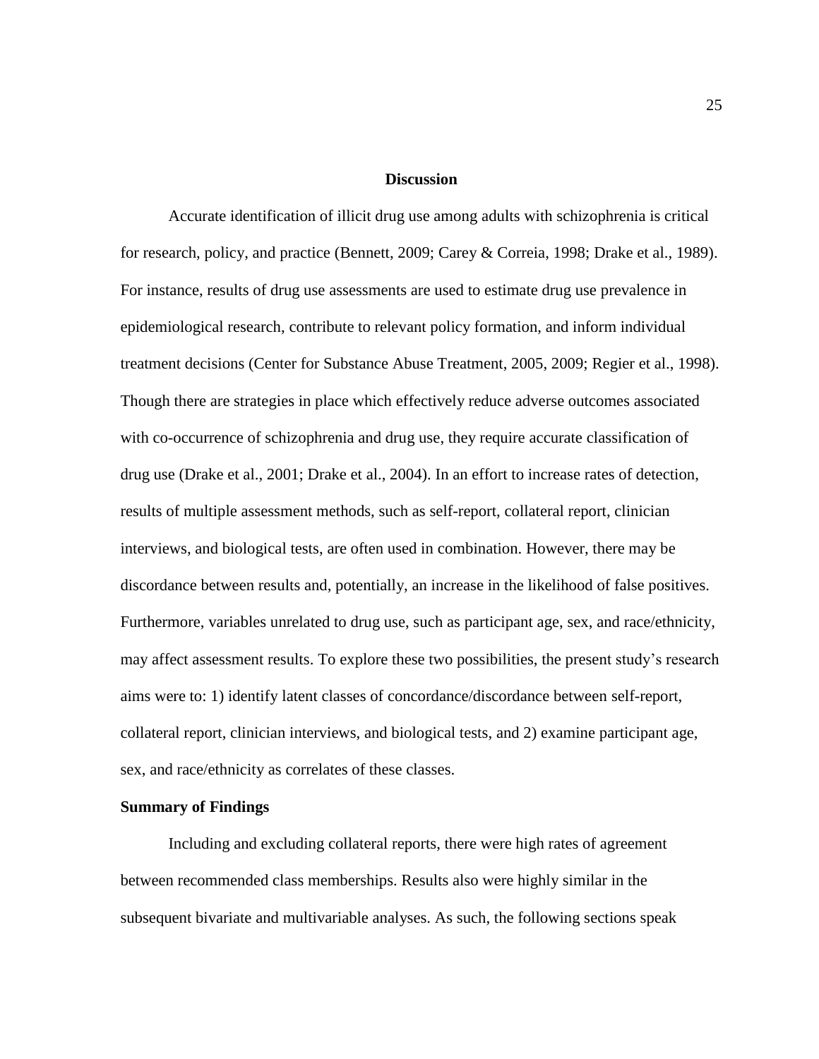## Discussion

Accurate identification of illicit drug use among adults with schizophrenia is critical for research, policy, and practice (Bennett, 2009; Carey & Correia, 1998; Drake et al., 1989). For instance, results of drug use assessments are used to estimate drug use prevalence in epidemiological research, contribute to relevant policy formation, and inform individual treatment decisions (Center for Substance Abuse Treatment, 2005, 2009; Regier et al., 1998). Though there are strategies in place which effectively reduce adverse outcomes associated with co-occurrence of schizophrenia and drug use, they require accurate classification of drug use (Drake et al., 2001; Drake et al., 2004). In an effort to increase rates of detection, results of multiple assessment methods, such as self-report, collateral report, clinician interviews, and biological tests, are often used in combination. However, there may be discordance between results and, potentially, an increase in the likelihood of false positives. Furthermore, variables unrelated to drug use, such as participant age, sex, and race/ethnicity, may affect assessment results. To explore these two possibilities, the present study's research aims were to: 1) identify latent classes of concordance/discordance between self-report, collateral report, clinician interviews, and biological tests, and 2) examine participant age, sex, and race/ethnicity as correlates of these classes.

### Summary of Findings

Including and excluding collateral reports, there were high rates of agreement between recommended class memberships. Results also were highly similar in the subsequent bivariate and multivariable analyses. As such, the following sections speak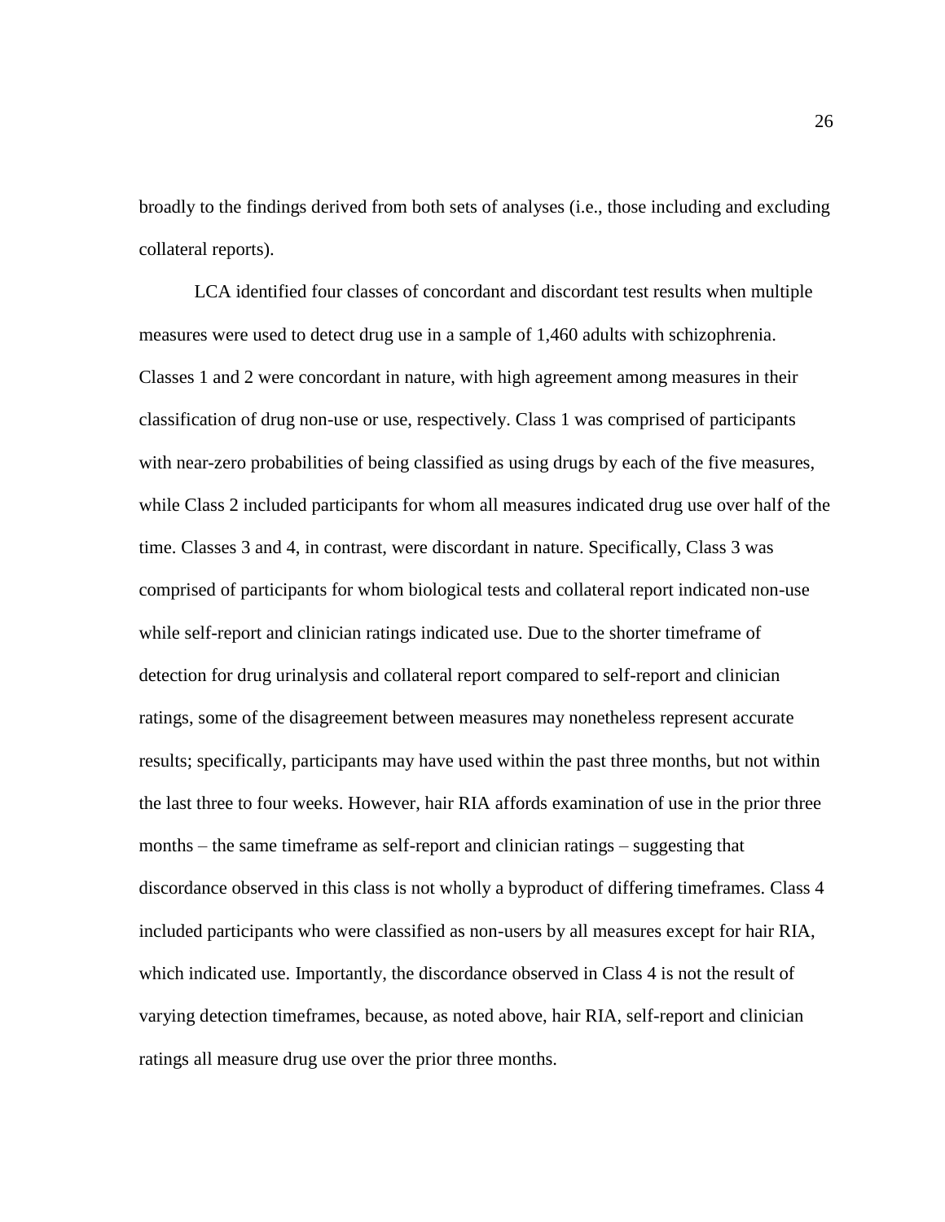broadly to the findings derived from both sets of analyses (i.e., those including and excluding collateral reports).

LCA identified four classes of concordant and discordant test results when multiple measures were used to detect drug use in a sample of 1,460 adults with schizophrenia. Classes 1 and 2 were concordant in nature, with high agreement among measures in their classification of drug non-use or use, respectively. Class 1 was comprised of participants with near-zero probabilities of being classified as using drugs by each of the five measures, while Class 2 included participants for whom all measures indicated drug use over half of the time. Classes 3 and 4, in contrast, were discordant in nature. Specifically, Class 3 was comprised of participants for whom biological tests and collateral report indicated non-use while self-report and clinician ratings indicated use. Due to the shorter timeframe of detection for drug urinalysis and collateral report compared to self-report and clinician ratings, some of the disagreement between measures may nonetheless represent accurate results; specifically, participants may have used within the past three months, but not within the last three to four weeks. However, hair RIA affords examination of use in the prior three months – the same timeframe as self-report and clinician ratings – suggesting that discordance observed in this class is not wholly a byproduct of differing timeframes. Class 4 included participants who were classified as non-users by all measures except for hair RIA, which indicated use. Importantly, the discordance observed in Class 4 is not the result of varying detection timeframes, because, as noted above, hair RIA, self-report and clinician ratings all measure drug use over the prior three months.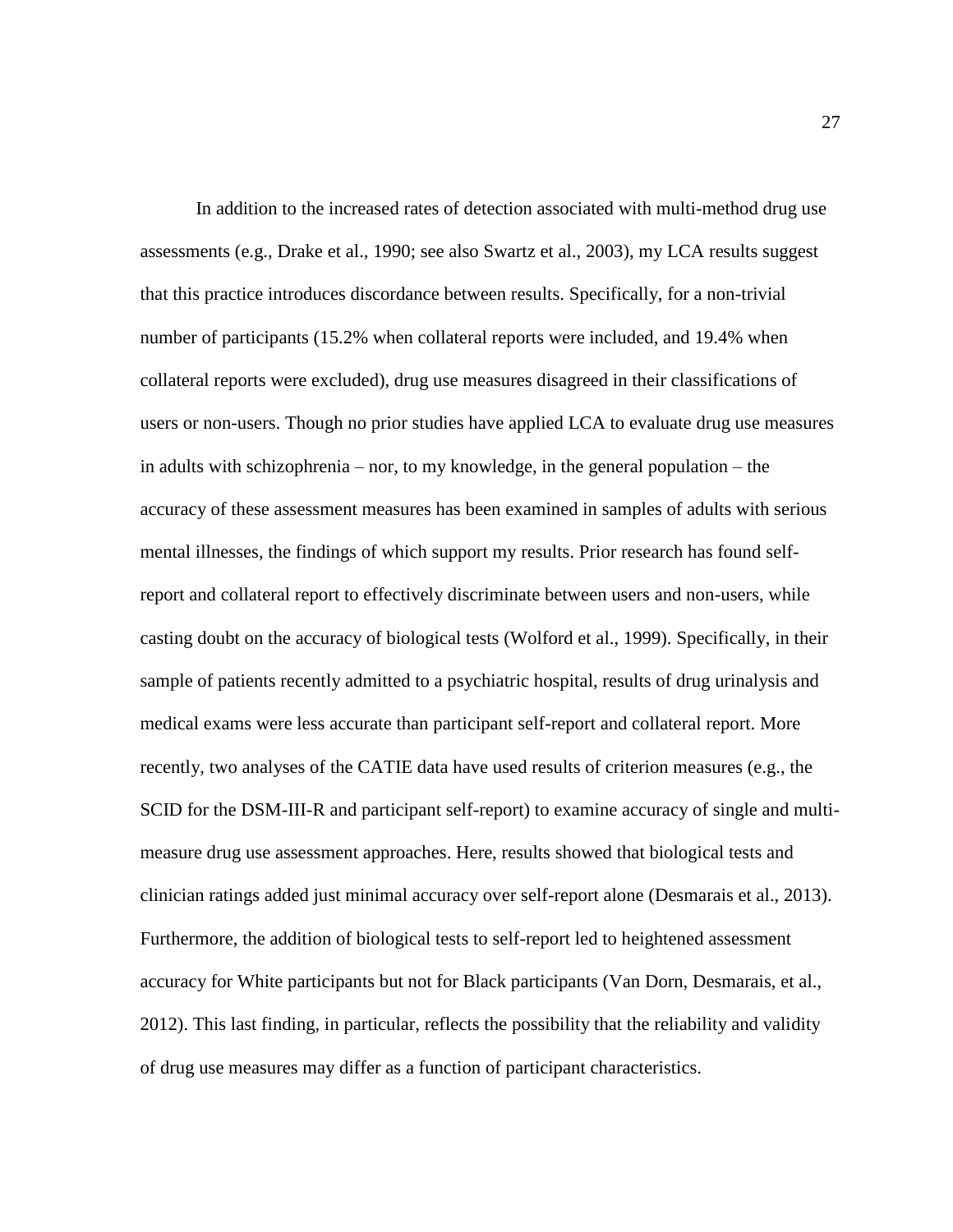In addition to the increased rates of detection associated with multi-method drug use assessments (e.g., Drake et al., 1990; see also Swartz et al., 2003), my LCA results suggest that this practice introduces discordance between results. Specifically, for a non-trivial number of participants (15.2% when collateral reports were included, and 19.4% when collateral reports were excluded), drug use measures disagreed in their classifications of users or non-users. Though no prior studies have applied LCA to evaluate drug use measures in adults with schizophrenia – nor, to my knowledge, in the general population – the accuracy of these assessment measures has been examined in samples of adults with serious mental illnesses, the findings of which support my results. Prior research has found self-report and collateral report to effectively discriminate between users and non-users, while casting doubt on the accuracy of biological tests (Wolford et al., 1999). Specifically, in their sample of patients recently admitted to a psychiatric hospital, results of drug urinalysis and medical exams were less accurate than participant self-report and collateral report. More recently, two analyses of the CATIE data have used results of criterion measures (e.g., the SCID for the DSM-III-R and participant self-report) to examine accuracy of single and multi-measure drug use assessment approaches. Here, results showed that biological tests and clinician ratings added just minimal accuracy over self-report alone (Desmarais et al., 2013). Furthermore, the addition of biological tests to self-report led to heightened assessment accuracy for White participants but not for Black participants (Van Dorn, Desmarais, et al., 2012). This last finding, in particular, reflects the possibility that the reliability and validity of drug use measures may differ as a function of participant characteristics.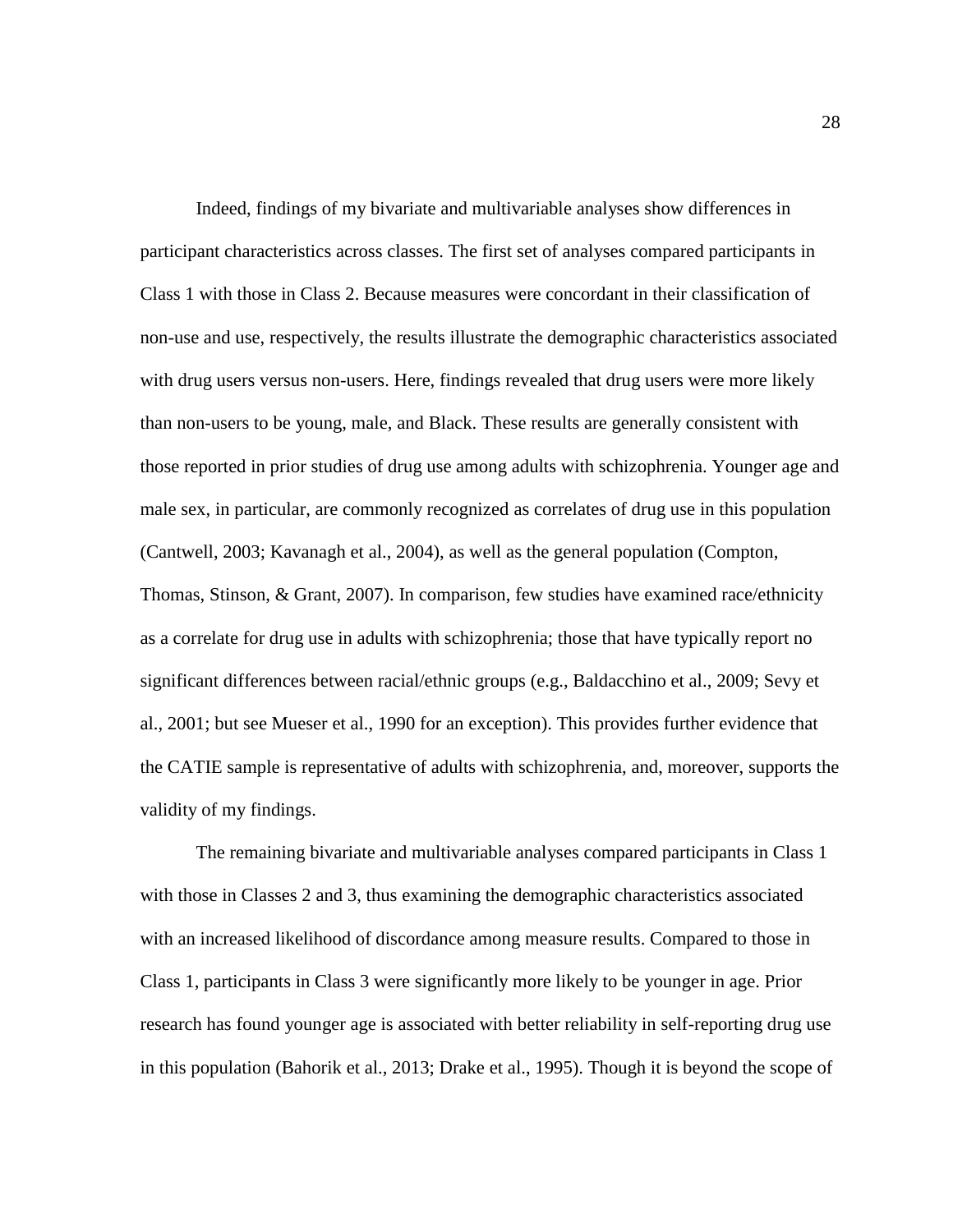Indeed, findings of my bivariate and multivariable analyses show differences in participant characteristics across classes. The first set of analyses compared participants in Class 1 with those in Class 2. Because measures were concordant in their classification of non-use and use, respectively, the results illustrate the demographic characteristics associated with drug users versus non-users. Here, findings revealed that drug users were more likely than non-users to be young, male, and Black. These results are generally consistent with those reported in prior studies of drug use among adults with schizophrenia. Younger age and male sex, in particular, are commonly recognized as correlates of drug use in this population (Cantwell, 2003; Kavanagh et al., 2004), as well as the general population (Compton, Thomas, Stinson, & Grant, 2007). In comparison, few studies have examined race/ethnicity as a correlate for drug use in adults with schizophrenia; those that have typically report no significant differences between racial/ethnic groups (e.g., Baldacchino et al., 2009; Sevy et al., 2001; but see Mueser et al., 1990 for an exception). This provides further evidence that the CATIE sample is representative of adults with schizophrenia, and, moreover, supports the validity of my findings.

The remaining bivariate and multivariable analyses compared participants in Class 1 with those in Classes 2 and 3, thus examining the demographic characteristics associated with an increased likelihood of discordance among measure results. Compared to those in Class 1, participants in Class 3 were significantly more likely to be younger in age. Prior research has found younger age is associated with better reliability in self-reporting drug use in this population (Bahorik et al., 2013; Drake et al., 1995). Though it is beyond the scope of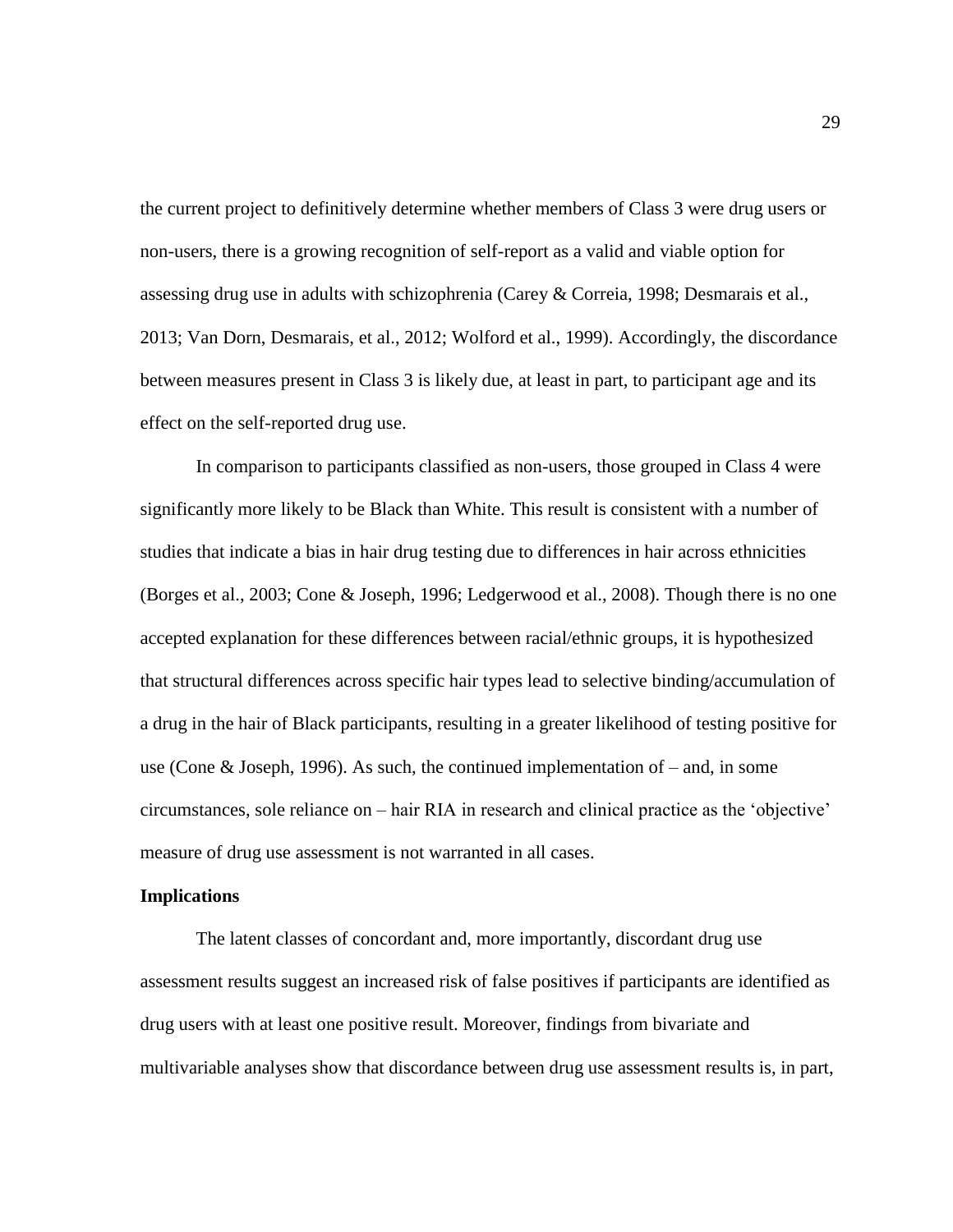the current project to definitively determine whether members of Class 3 were drug users or non-users, there is a growing recognition of self-report as a valid and viable option for assessing drug use in adults with schizophrenia (Carey & Correia, 1998; Desmarais et al., 2013; Van Dorn, Desmarais, et al., 2012; Wolford et al., 1999). Accordingly, the discordance between measures present in Class 3 is likely due, at least in part, to participant age and its effect on the self-reported drug use.

In comparison to participants classified as non-users, those grouped in Class 4 were significantly more likely to be Black than White. This result is consistent with a number of studies that indicate a bias in hair drug testing due to differences in hair across ethnicities (Borges et al., 2003; Cone & Joseph, 1996; Ledgerwood et al., 2008). Though there is no one accepted explanation for these differences between racial/ethnic groups, it is hypothesized that structural differences across specific hair types lead to selective binding/accumulation of a drug in the hair of Black participants, resulting in a greater likelihood of testing positive for use (Cone & Joseph, 1996). As such, the continued implementation of – and, in some circumstances, sole reliance on – hair RIA in research and clinical practice as the 'objective' measure of drug use assessment is not warranted in all cases.

**Implications**

The latent classes of concordant and, more importantly, discordant drug use assessment results suggest an increased risk of false positives if participants are identified as drug users with at least one positive result. Moreover, findings from bivariate and multivariable analyses show that discordance between drug use assessment results is, in part,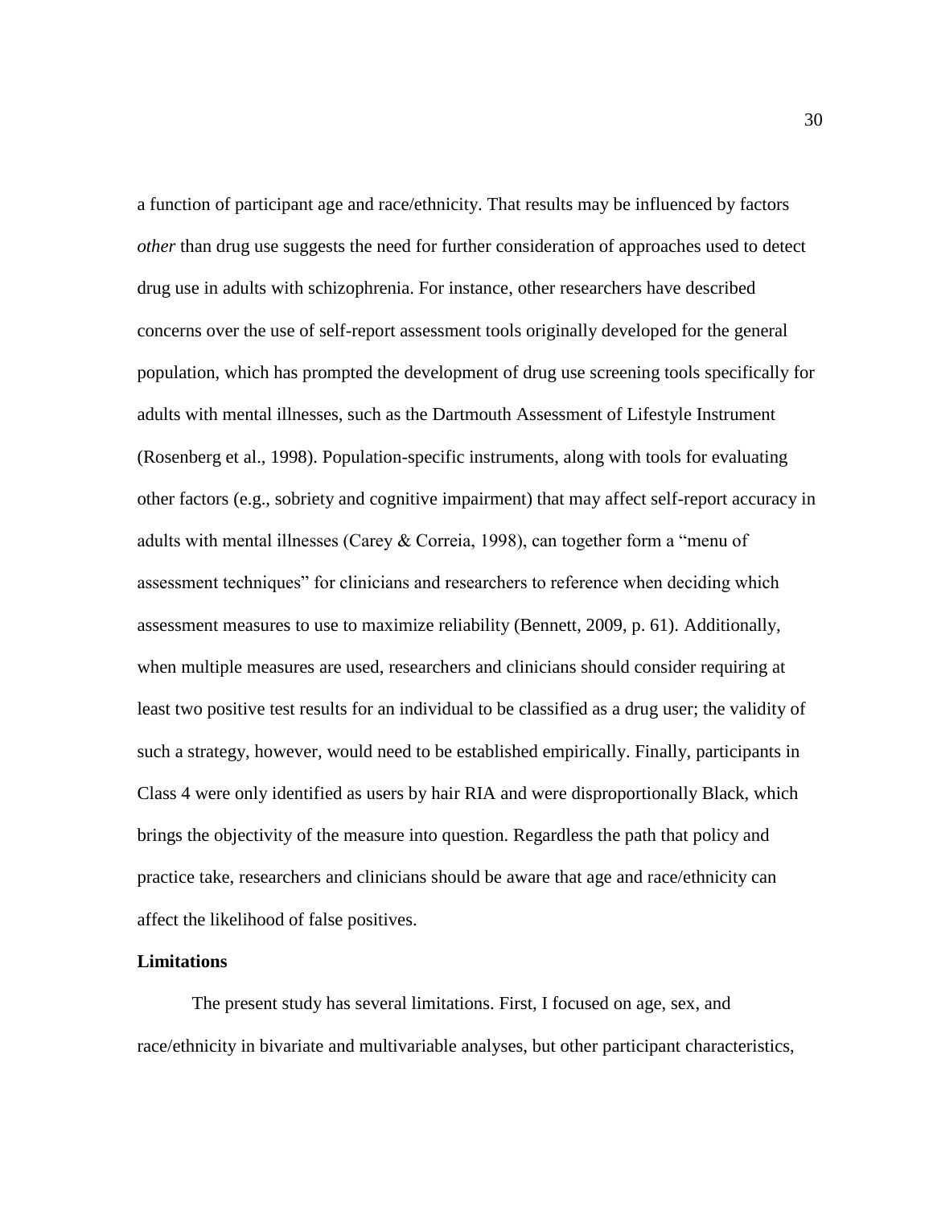a function of participant age and race/ethnicity. That results may be influenced by factors *other* than drug use suggests the need for further consideration of approaches used to detect drug use in adults with schizophrenia. For instance, other researchers have described concerns over the use of self-report assessment tools originally developed for the general population, which has prompted the development of drug use screening tools specifically for adults with mental illnesses, such as the Dartmouth Assessment of Lifestyle Instrument (Rosenberg et al., 1998). Population-specific instruments, along with tools for evaluating other factors (e.g., sobriety and cognitive impairment) that may affect self-report accuracy in adults with mental illnesses (Carey & Correia, 1998), can together form a "menu of assessment techniques" for clinicians and researchers to reference when deciding which assessment measures to use to maximize reliability (Bennett, 2009, p. 61). Additionally, when multiple measures are used, researchers and clinicians should consider requiring at least two positive test results for an individual to be classified as a drug user; the validity of such a strategy, however, would need to be established empirically. Finally, participants in Class 4 were only identified as users by hair RIA and were disproportionally Black, which brings the objectivity of the measure into question. Regardless the path that policy and practice take, researchers and clinicians should be aware that age and race/ethnicity can affect the likelihood of false positives.

## Limitations

The present study has several limitations. First, I focused on age, sex, and race/ethnicity in bivariate and multivariable analyses, but other participant characteristics,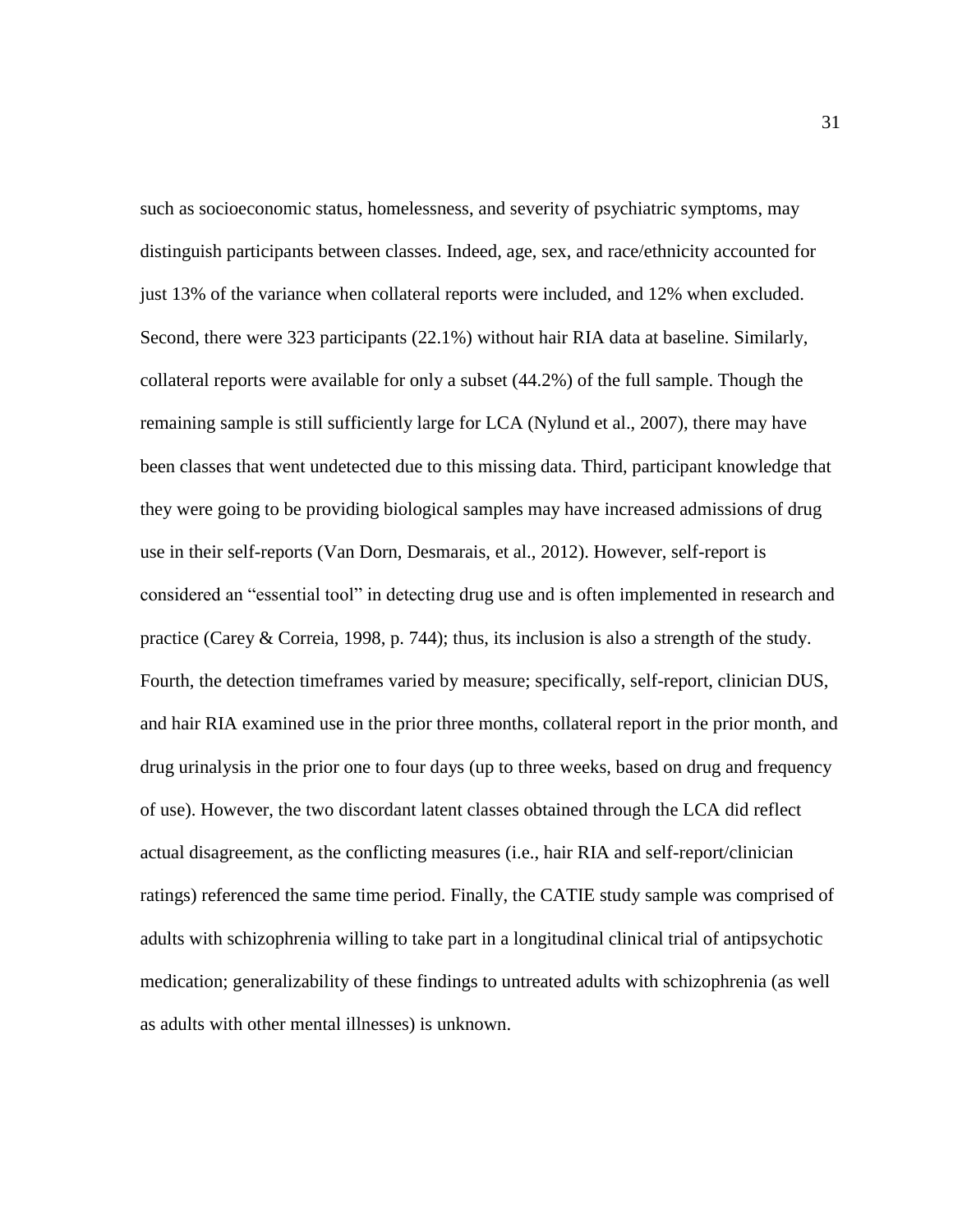such as socioeconomic status, homelessness, and severity of psychiatric symptoms, may distinguish participants between classes. Indeed, age, sex, and race/ethnicity accounted for just 13% of the variance when collateral reports were included, and 12% when excluded. Second, there were 323 participants (22.1%) without hair RIA data at baseline. Similarly, collateral reports were available for only a subset (44.2%) of the full sample. Though the remaining sample is still sufficiently large for LCA (Nylund et al., 2007), there may have been classes that went undetected due to this missing data. Third, participant knowledge that they were going to be providing biological samples may have increased admissions of drug use in their self-reports (Van Dorn, Desmarais, et al., 2012). However, self-report is considered an "essential tool" in detecting drug use and is often implemented in research and practice (Carey & Correia, 1998, p. 744); thus, its inclusion is also a strength of the study. Fourth, the detection timeframes varied by measure; specifically, self-report, clinician DUS, and hair RIA examined use in the prior three months, collateral report in the prior month, and drug urinalysis in the prior one to four days (up to three weeks, based on drug and frequency of use). However, the two discordant latent classes obtained through the LCA did reflect actual disagreement, as the conflicting measures (i.e., hair RIA and self-report/clinician ratings) referenced the same time period. Finally, the CATIE study sample was comprised of adults with schizophrenia willing to take part in a longitudinal clinical trial of antipsychotic medication; generalizability of these findings to untreated adults with schizophrenia (as well as adults with other mental illnesses) is unknown.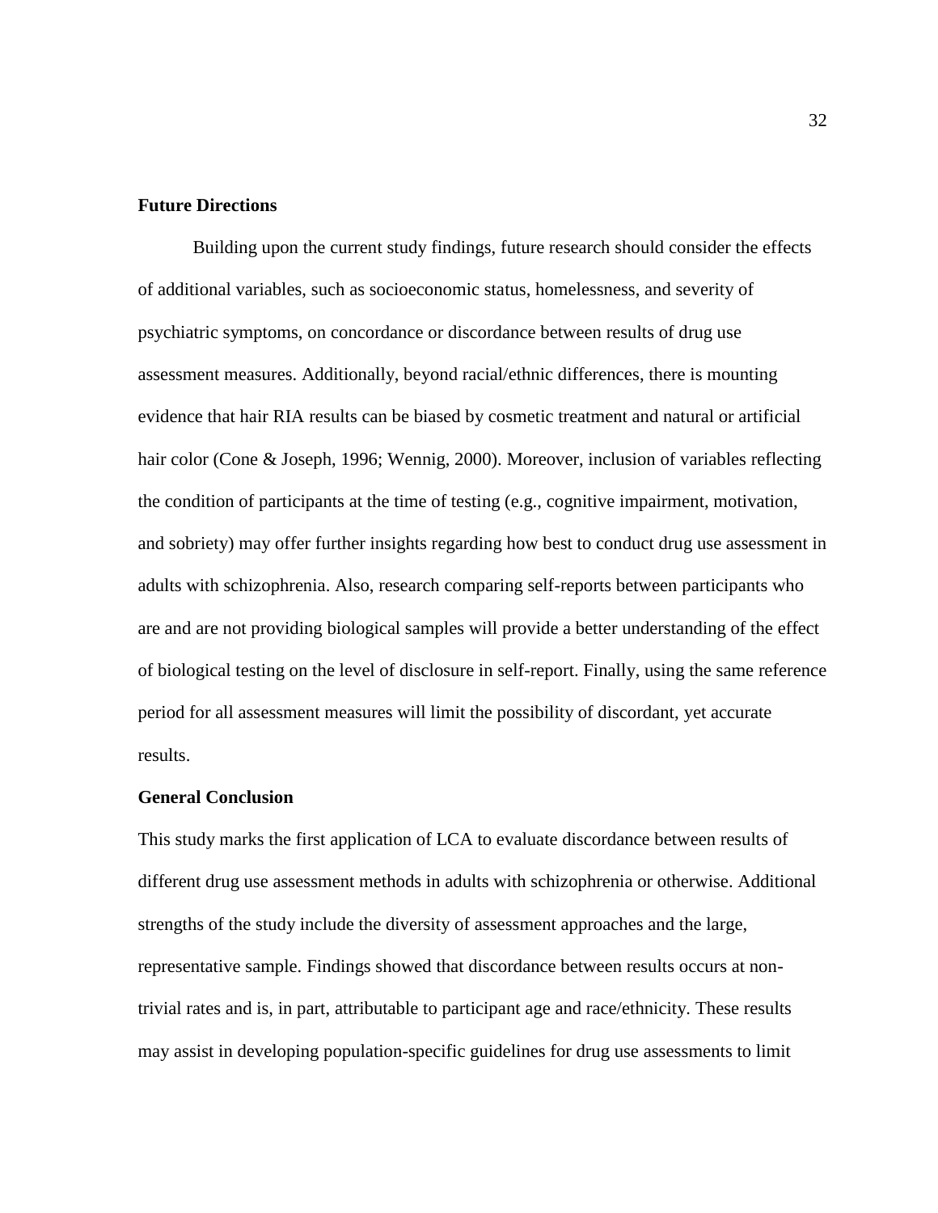## Future Directions

Building upon the current study findings, future research should consider the effects of additional variables, such as socioeconomic status, homelessness, and severity of psychiatric symptoms, on concordance or discordance between results of drug use assessment measures. Additionally, beyond racial/ethnic differences, there is mounting evidence that hair RIA results can be biased by cosmetic treatment and natural or artificial hair color (Cone & Joseph, 1996; Wennig, 2000). Moreover, inclusion of variables reflecting the condition of participants at the time of testing (e.g., cognitive impairment, motivation, and sobriety) may offer further insights regarding how best to conduct drug use assessment in adults with schizophrenia. Also, research comparing self-reports between participants who are and are not providing biological samples will provide a better understanding of the effect of biological testing on the level of disclosure in self-report. Finally, using the same reference period for all assessment measures will limit the possibility of discordant, yet accurate results.

## General Conclusion

This study marks the first application of LCA to evaluate discordance between results of different drug use assessment methods in adults with schizophrenia or otherwise. Additional strengths of the study include the diversity of assessment approaches and the large, representative sample. Findings showed that discordance between results occurs at non-trivial rates and is, in part, attributable to participant age and race/ethnicity. These results may assist in developing population-specific guidelines for drug use assessments to limit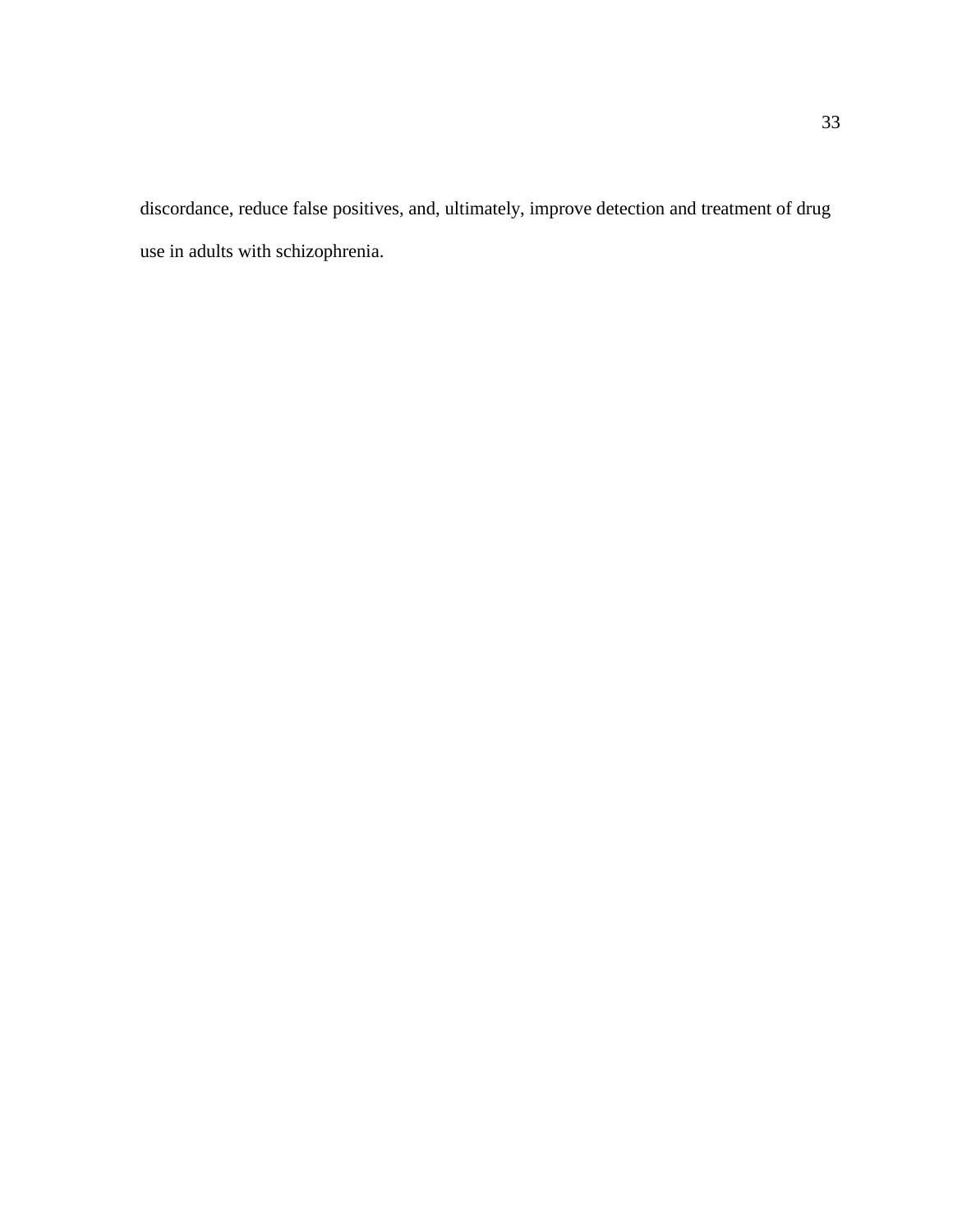discordance, reduce false positives, and, ultimately, improve detection and treatment of drug use in adults with schizophrenia.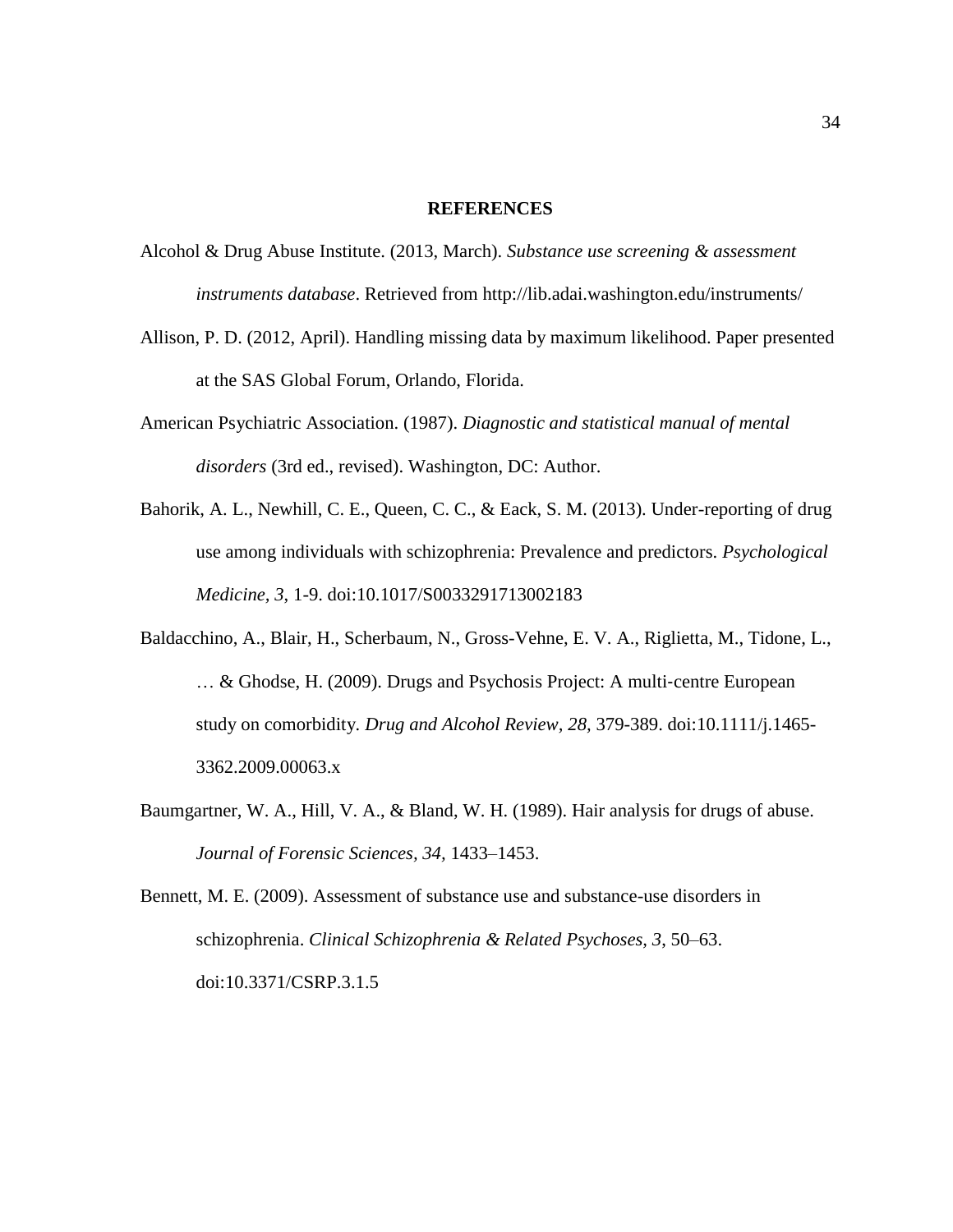# REFERENCES

Alcohol & Drug Abuse Institute. (2013, March). *Substance use screening & assessment instruments database*. Retrieved from http://lib.adai.washington.edu/instruments/

Allison, P. D. (2012, April). Handling missing data by maximum likelihood. Paper presented at the SAS Global Forum, Orlando, Florida.

American Psychiatric Association. (1987). *Diagnostic and statistical manual of mental disorders* (3rd ed., revised). Washington, DC: Author.

Bahorik, A. L., Newhill, C. E., Queen, C. C., & Eack, S. M. (2013). Under-reporting of drug use among individuals with schizophrenia: Prevalence and predictors. *Psychological Medicine, 3*, 1-9. doi:10.1017/S0033291713002183

Baldacchino, A., Blair, H., Scherbaum, N., Gross-Vehne, E. V. A., Riglietta, M., Tidone, L., … & Ghodse, H. (2009). Drugs and Psychosis Project: A multi-centre European study on comorbidity. *Drug and Alcohol Review*, *28*, 379-389. doi:10.1111/j.1465-3362.2009.00063.x

Baumgartner, W. A., Hill, V. A., & Bland, W. H. (1989). Hair analysis for drugs of abuse. *Journal of Forensic Sciences*, *34*, 1433–1453.

Bennett, M. E. (2009). Assessment of substance use and substance-use disorders in schizophrenia. *Clinical Schizophrenia & Related Psychoses, 3*, 50–63. doi:10.3371/CSRP.3.1.5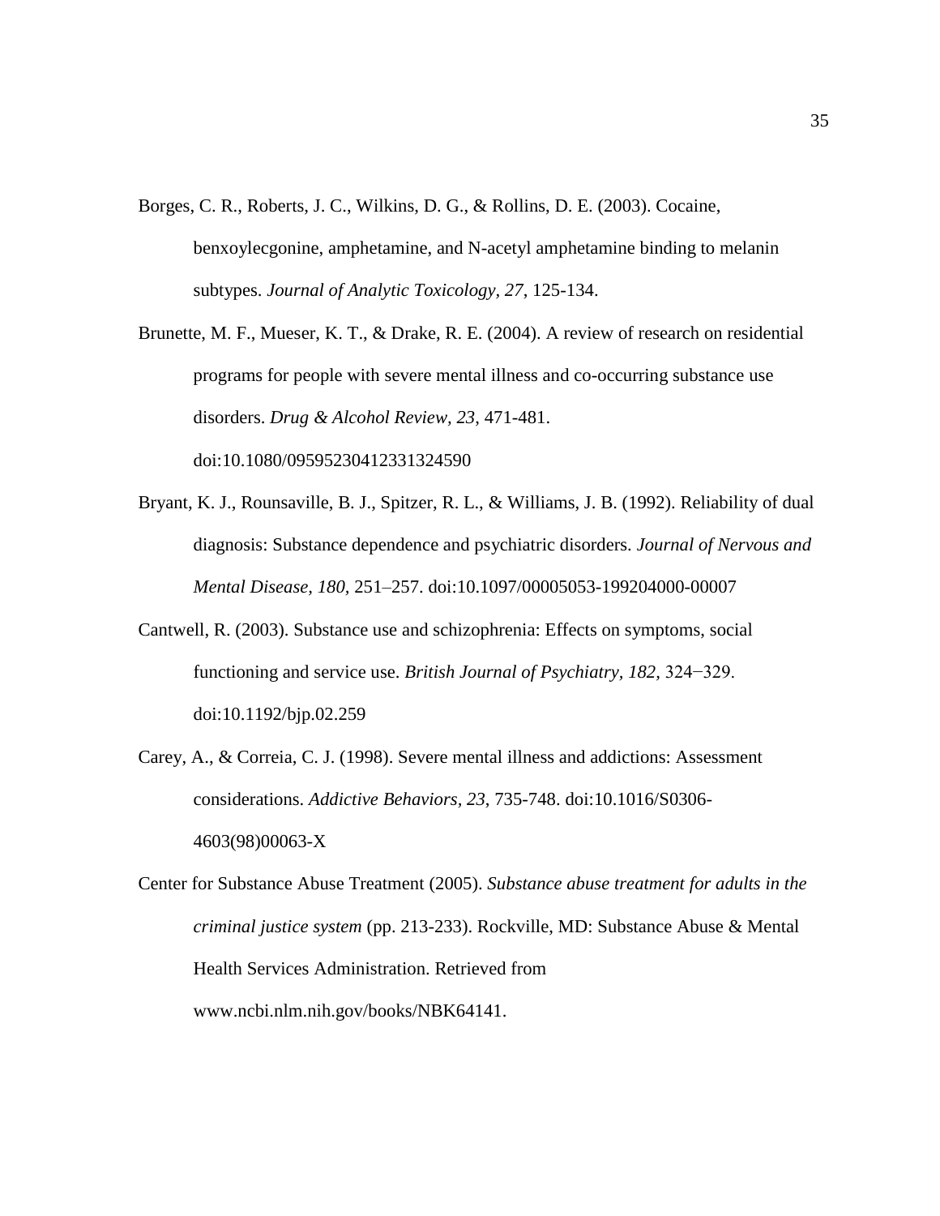Borges, C. R., Roberts, J. C., Wilkins, D. G., & Rollins, D. E. (2003). Cocaine, benxoylecgonine, amphetamine, and N-acetyl amphetamine binding to melanin subtypes. *Journal of Analytic Toxicology, 27*, 125-134.

Brunette, M. F., Mueser, K. T., & Drake, R. E. (2004). A review of research on residential programs for people with severe mental illness and co-occurring substance use disorders. *Drug & Alcohol Review, 23*, 471-481. doi:10.1080/09595230412331324590

Bryant, K. J., Rounsaville, B. J., Spitzer, R. L., & Williams, J. B. (1992). Reliability of dual diagnosis: Substance dependence and psychiatric disorders. *Journal of Nervous and Mental Disease, 180*, 251–257. doi:10.1097/00005053-199204000-00007

Cantwell, R. (2003). Substance use and schizophrenia: Effects on symptoms, social functioning and service use. *British Journal of Psychiatry, 182*, 324−329. doi:10.1192/bjp.02.259

Carey, A., & Correia, C. J. (1998). Severe mental illness and addictions: Assessment considerations. *Addictive Behaviors, 23*, 735-748. doi:10.1016/S0306-4603(98)00063-X

Center for Substance Abuse Treatment (2005). *Substance abuse treatment for adults in the criminal justice system* (pp. 213-233). Rockville, MD: Substance Abuse & Mental Health Services Administration. Retrieved from www.ncbi.nlm.nih.gov/books/NBK64141.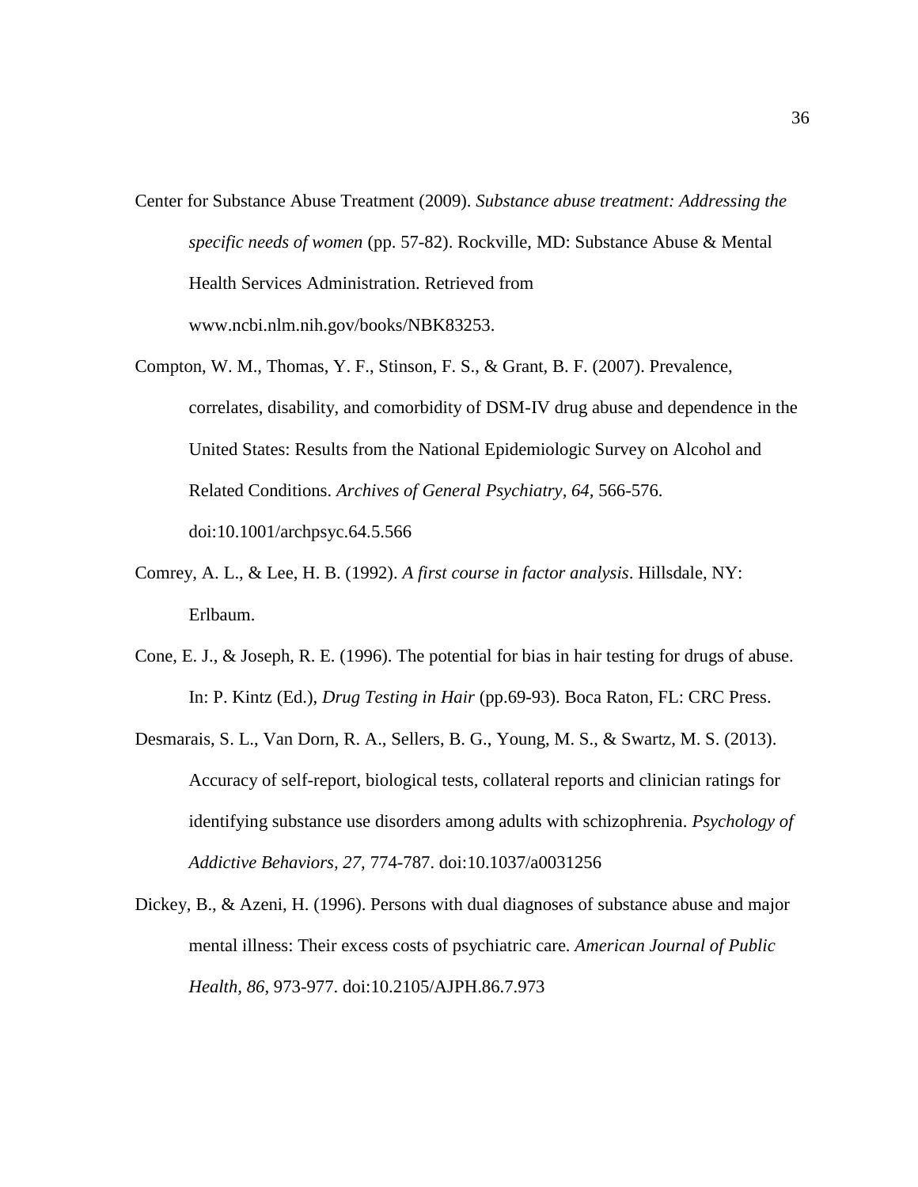Center for Substance Abuse Treatment (2009). *Substance abuse treatment: Addressing the specific needs of women* (pp. 57-82). Rockville, MD: Substance Abuse & Mental Health Services Administration. Retrieved from www.ncbi.nlm.nih.gov/books/NBK83253.

Compton, W. M., Thomas, Y. F., Stinson, F. S., & Grant, B. F. (2007). Prevalence, correlates, disability, and comorbidity of DSM-IV drug abuse and dependence in the United States: Results from the National Epidemiologic Survey on Alcohol and Related Conditions. *Archives of General Psychiatry, 64,* 566-576. doi:10.1001/archpsyc.64.5.566

Comrey, A. L., & Lee, H. B. (1992). *A first course in factor analysis*. Hillsdale, NY: Erlbaum.

Cone, E. J., & Joseph, R. E. (1996). The potential for bias in hair testing for drugs of abuse. In: P. Kintz (Ed.), *Drug Testing in Hair* (pp.69-93). Boca Raton, FL: CRC Press.

Desmarais, S. L., Van Dorn, R. A., Sellers, B. G., Young, M. S., & Swartz, M. S. (2013). Accuracy of self-report, biological tests, collateral reports and clinician ratings for identifying substance use disorders among adults with schizophrenia. *Psychology of Addictive Behaviors, 27,* 774-787. doi:10.1037/a0031256

Dickey, B., & Azeni, H. (1996). Persons with dual diagnoses of substance abuse and major mental illness: Their excess costs of psychiatric care. *American Journal of Public Health, 86*, 973-977. doi:10.2105/AJPH.86.7.973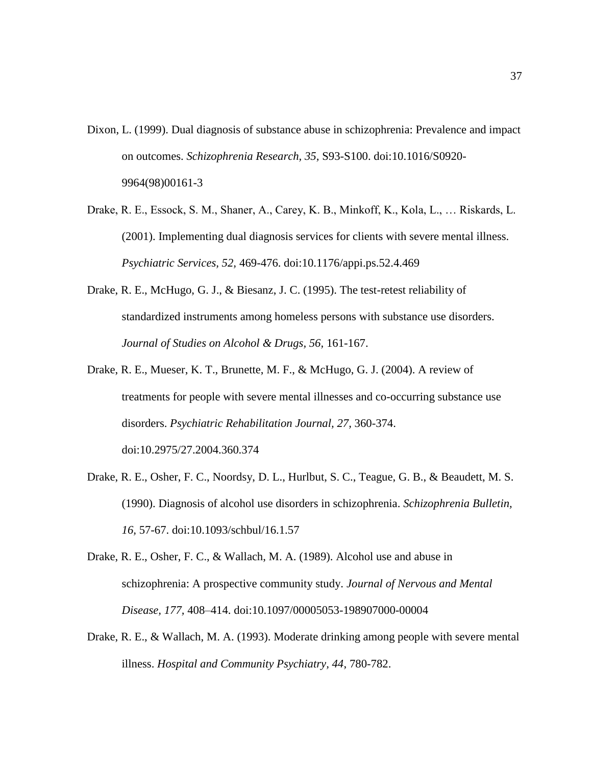Dixon, L. (1999). Dual diagnosis of substance abuse in schizophrenia: Prevalence and impact on outcomes. *Schizophrenia Research, 35,* S93-S100. doi:10.1016/S0920-9964(98)00161-3

Drake, R. E., Essock, S. M., Shaner, A., Carey, K. B., Minkoff, K., Kola, L., … Riskards, L. (2001). Implementing dual diagnosis services for clients with severe mental illness. *Psychiatric Services, 52,* 469-476. doi:10.1176/appi.ps.52.4.469

Drake, R. E., McHugo, G. J., & Biesanz, J. C. (1995). The test-retest reliability of standardized instruments among homeless persons with substance use disorders. *Journal of Studies on Alcohol & Drugs, 56,* 161-167.

Drake, R. E., Mueser, K. T., Brunette, M. F., & McHugo, G. J. (2004). A review of treatments for people with severe mental illnesses and co-occurring substance use disorders. *Psychiatric Rehabilitation Journal, 27,* 360-374. doi:10.2975/27.2004.360.374

Drake, R. E., Osher, F. C., Noordsy, D. L., Hurlbut, S. C., Teague, G. B., & Beaudett, M. S. (1990). Diagnosis of alcohol use disorders in schizophrenia. *Schizophrenia Bulletin, 16,* 57-67. doi:10.1093/schbul/16.1.57

Drake, R. E., Osher, F. C., & Wallach, M. A. (1989). Alcohol use and abuse in schizophrenia: A prospective community study. *Journal of Nervous and Mental Disease, 177,* 408–414. doi:10.1097/00005053-198907000-00004

Drake, R. E., & Wallach, M. A. (1993). Moderate drinking among people with severe mental illness. *Hospital and Community Psychiatry, 44*, 780-782.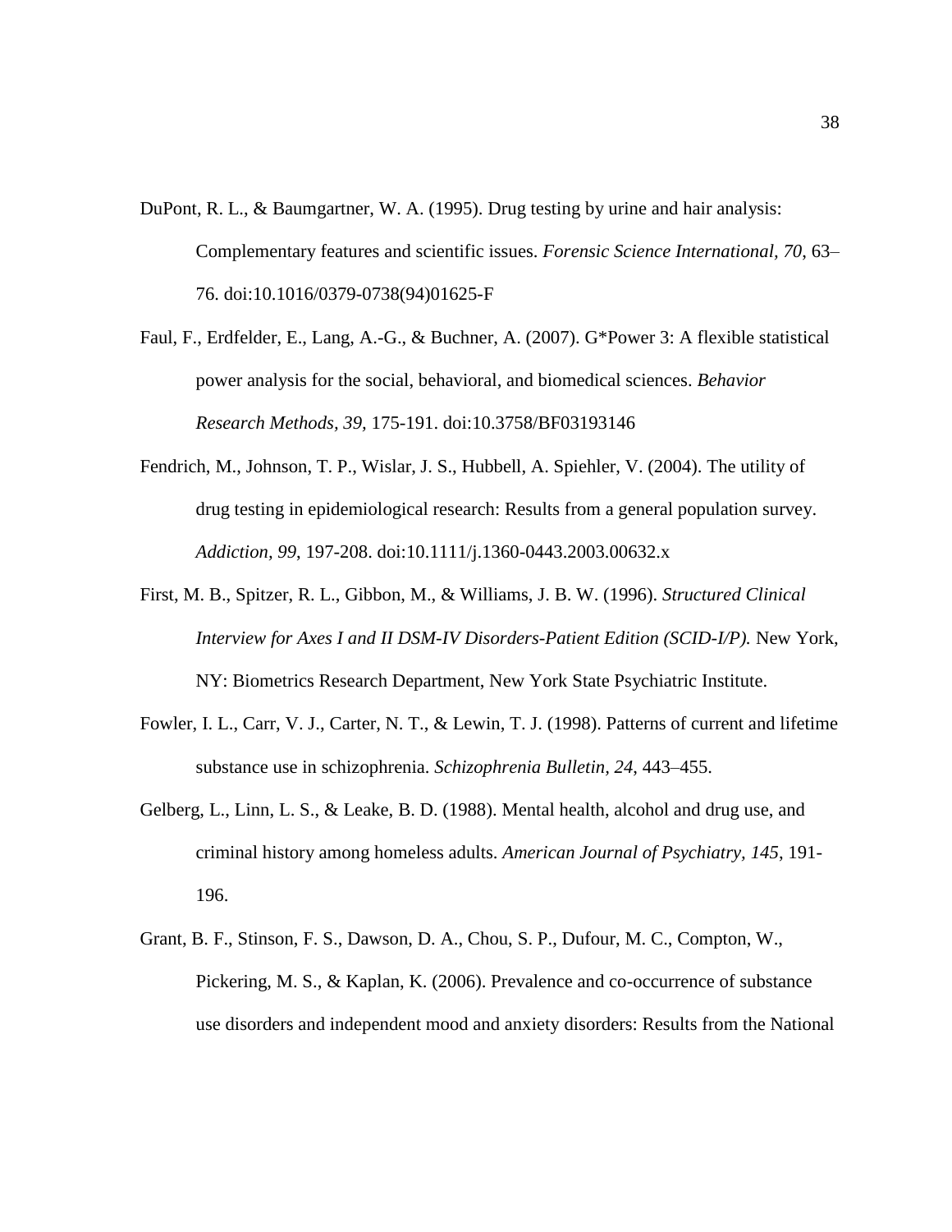DuPont, R. L., & Baumgartner, W. A. (1995). Drug testing by urine and hair analysis: Complementary features and scientific issues. *Forensic Science International, 70*, 63–76. doi:10.1016/0379-0738(94)01625-F

Faul, F., Erdfelder, E., Lang, A.-G., & Buchner, A. (2007). G*Power 3: A flexible statistical power analysis for the social, behavioral, and biomedical sciences. *Behavior Research Methods, 39,* 175-191. doi:10.3758/BF03193146

Fendrich, M., Johnson, T. P., Wislar, J. S., Hubbell, A. Spiehler, V. (2004). The utility of drug testing in epidemiological research: Results from a general population survey. *Addiction, 99*, 197-208. doi:10.1111/j.1360-0443.2003.00632.x

First, M. B., Spitzer, R. L., Gibbon, M., & Williams, J. B. W. (1996). *Structured Clinical Interview for Axes I and II DSM-IV Disorders-Patient Edition (SCID-I/P).* New York, NY: Biometrics Research Department, New York State Psychiatric Institute.

Fowler, I. L., Carr, V. J., Carter, N. T., & Lewin, T. J. (1998). Patterns of current and lifetime substance use in schizophrenia. *Schizophrenia Bulletin, 24*, 443–455.

Gelberg, L., Linn, L. S., & Leake, B. D. (1988). Mental health, alcohol and drug use, and criminal history among homeless adults. *American Journal of Psychiatry, 145*, 191-196.

Grant, B. F., Stinson, F. S., Dawson, D. A., Chou, S. P., Dufour, M. C., Compton, W., Pickering, M. S., & Kaplan, K. (2006). Prevalence and co-occurrence of substance use disorders and independent mood and anxiety disorders: Results from the National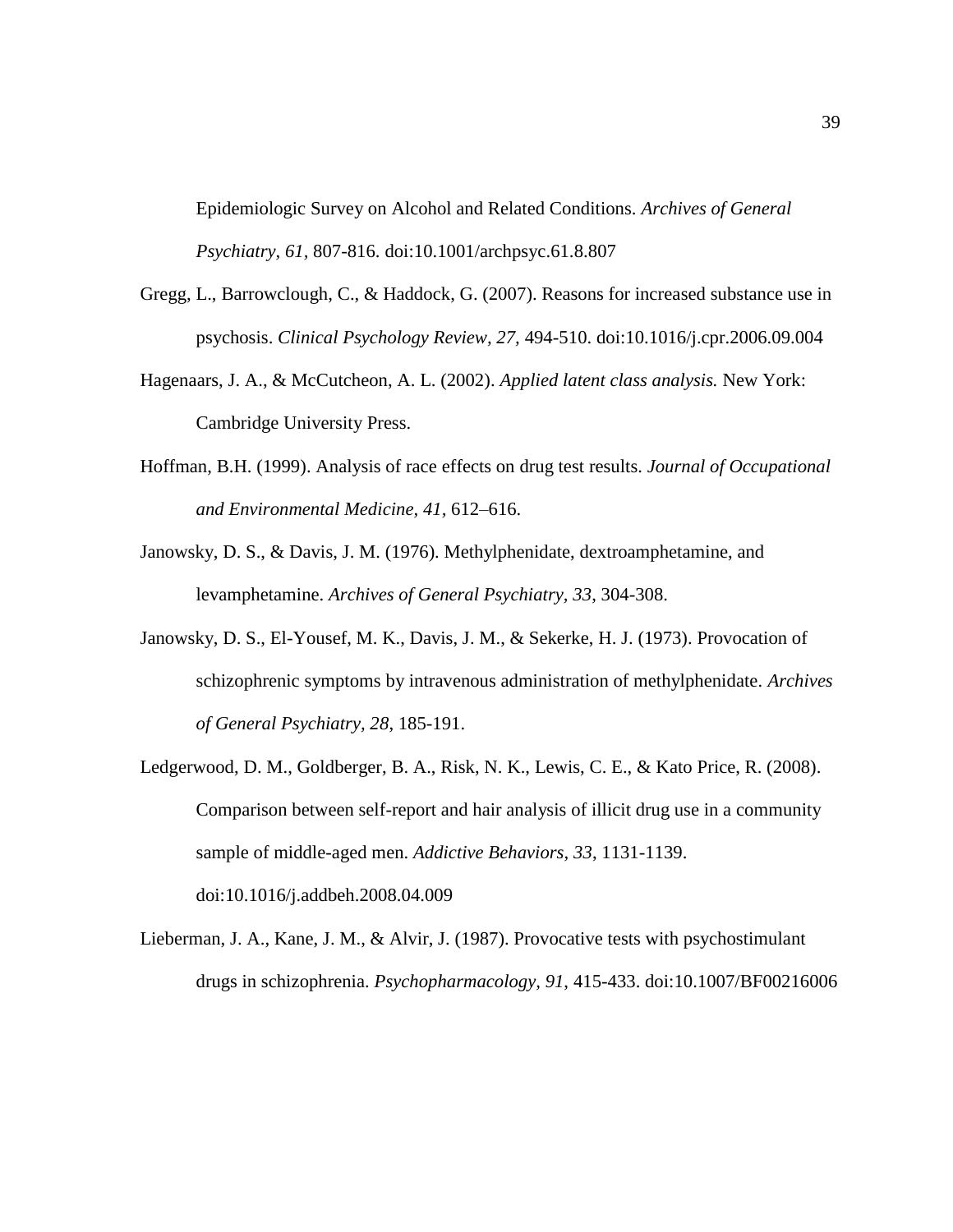Epidemiologic Survey on Alcohol and Related Conditions. *Archives of General Psychiatry*, *61*, 807-816. doi:10.1001/archpsyc.61.8.807

Gregg, L., Barrowclough, C., & Haddock, G. (2007). Reasons for increased substance use in psychosis. *Clinical Psychology Review, 27,* 494-510. doi:10.1016/j.cpr.2006.09.004

Hagenaars, J. A., & McCutcheon, A. L. (2002). *Applied latent class analysis.* New York: Cambridge University Press.

Hoffman, B.H. (1999). Analysis of race effects on drug test results. *Journal of Occupational and Environmental Medicine*, *41*, 612–616.

Janowsky, D. S., & Davis, J. M. (1976). Methylphenidate, dextroamphetamine, and levamphetamine. *Archives of General Psychiatry*, *33*, 304-308.

Janowsky, D. S., El-Yousef, M. K., Davis, J. M., & Sekerke, H. J. (1973). Provocation of schizophrenic symptoms by intravenous administration of methylphenidate. *Archives of General Psychiatry, 28,* 185-191.

Ledgerwood, D. M., Goldberger, B. A., Risk, N. K., Lewis, C. E., & Kato Price, R. (2008). Comparison between self-report and hair analysis of illicit drug use in a community sample of middle-aged men. *Addictive Behaviors*, *33*, 1131-1139. doi:10.1016/j.addbeh.2008.04.009

Lieberman, J. A., Kane, J. M., & Alvir, J. (1987). Provocative tests with psychostimulant drugs in schizophrenia. *Psychopharmacology, 91*, 415-433. doi:10.1007/BF00216006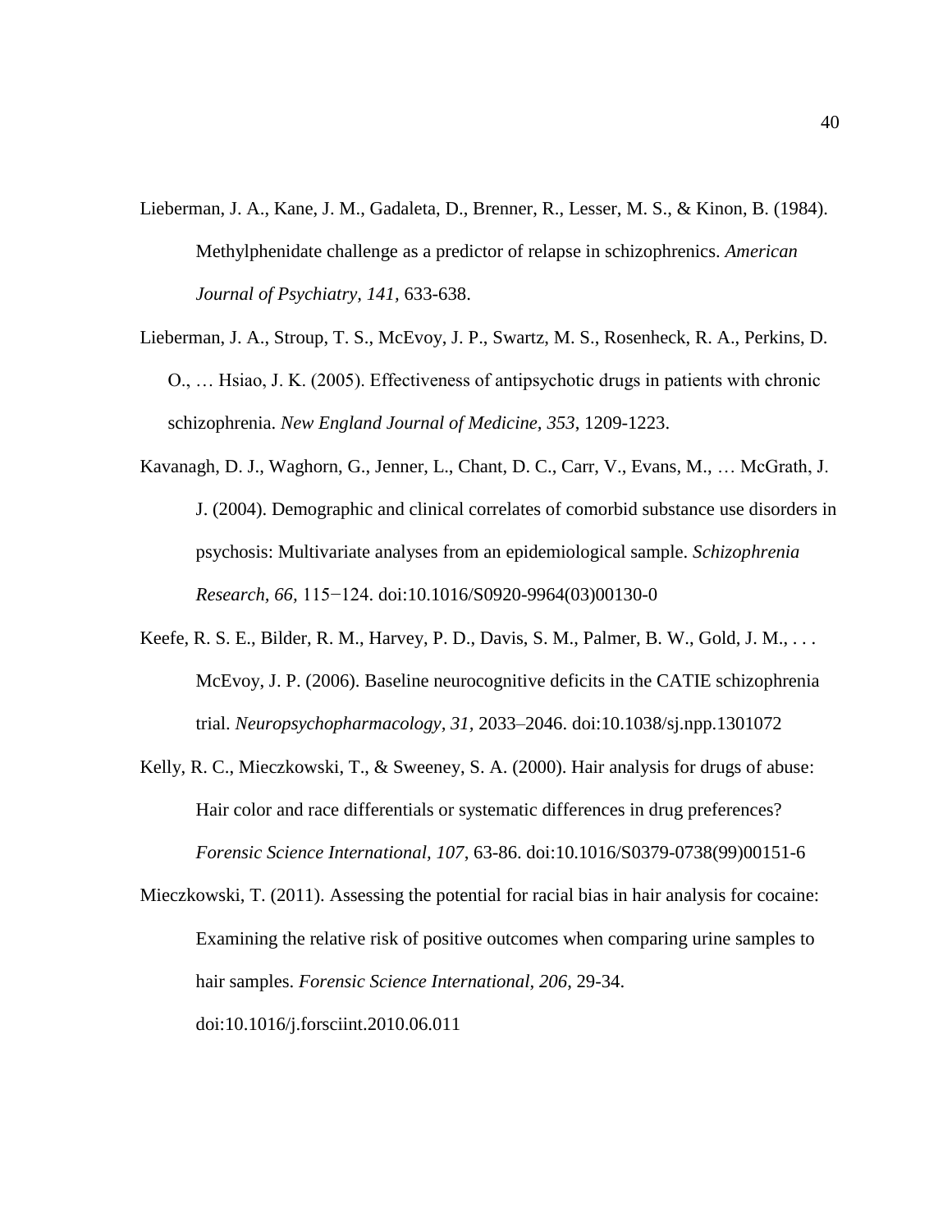Lieberman, J. A., Kane, J. M., Gadaleta, D., Brenner, R., Lesser, M. S., & Kinon, B. (1984). Methylphenidate challenge as a predictor of relapse in schizophrenics. *American Journal of Psychiatry, 141*, 633-638.

Lieberman, J. A., Stroup, T. S., McEvoy, J. P., Swartz, M. S., Rosenheck, R. A., Perkins, D. O., … Hsiao, J. K. (2005). Effectiveness of antipsychotic drugs in patients with chronic schizophrenia. *New England Journal of Medicine, 353*, 1209-1223.

Kavanagh, D. J., Waghorn, G., Jenner, L., Chant, D. C., Carr, V., Evans, M., … McGrath, J. J. (2004). Demographic and clinical correlates of comorbid substance use disorders in psychosis: Multivariate analyses from an epidemiological sample. *Schizophrenia Research, 66,* 115−124. doi:10.1016/S0920-9964(03)00130-0

Keefe, R. S. E., Bilder, R. M., Harvey, P. D., Davis, S. M., Palmer, B. W., Gold, J. M., . . . McEvoy, J. P. (2006). Baseline neurocognitive deficits in the CATIE schizophrenia trial. *Neuropsychopharmacology*, *31,* 2033–2046. doi:10.1038/sj.npp.1301072

Kelly, R. C., Mieczkowski, T., & Sweeney, S. A. (2000). Hair analysis for drugs of abuse: Hair color and race differentials or systematic differences in drug preferences? *Forensic Science International, 107*, 63-86. doi:10.1016/S0379-0738(99)00151-6

Mieczkowski, T. (2011). Assessing the potential for racial bias in hair analysis for cocaine: Examining the relative risk of positive outcomes when comparing urine samples to hair samples. *Forensic Science International, 206*, 29-34. doi:10.1016/j.forsciint.2010.06.011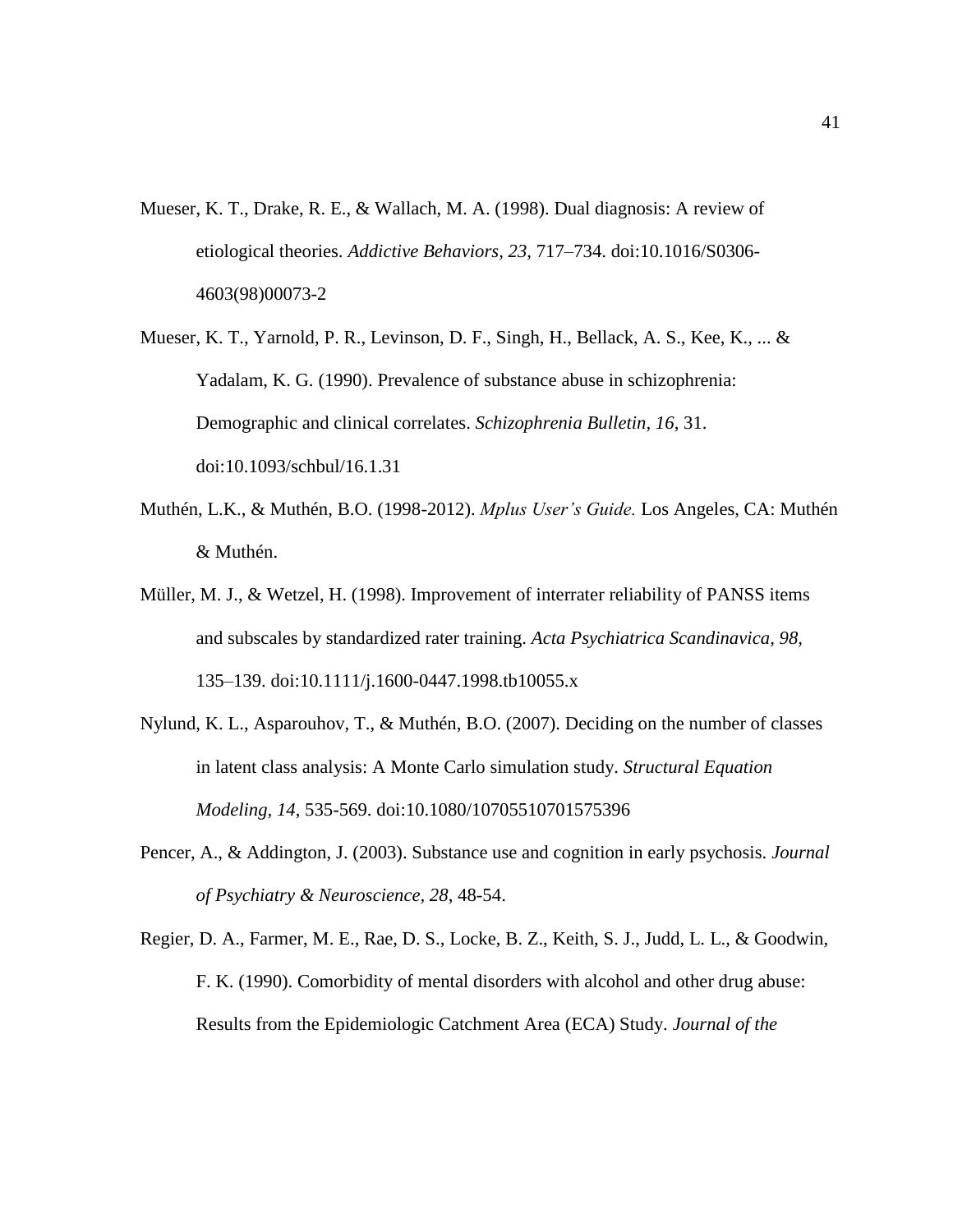Mueser, K. T., Drake, R. E., & Wallach, M. A. (1998). Dual diagnosis: A review of etiological theories. *Addictive Behaviors, 23,* 717–734. doi:10.1016/S0306-4603(98)00073-2

Mueser, K. T., Yarnold, P. R., Levinson, D. F., Singh, H., Bellack, A. S., Kee, K., ... & Yadalam, K. G. (1990). Prevalence of substance abuse in schizophrenia: Demographic and clinical correlates. *Schizophrenia Bulletin, 16*, 31. doi:10.1093/schbul/16.1.31

Muthén, L.K., & Muthén, B.O. (1998-2012). *Mplus User's Guide.* Los Angeles, CA: Muthén & Muthén.

Müller, M. J., & Wetzel, H. (1998). Improvement of interrater reliability of PANSS items and subscales by standardized rater training. *Acta Psychiatrica Scandinavica, 98,* 135–139. doi:10.1111/j.1600-0447.1998.tb10055.x

Nylund, K. L., Asparouhov, T., & Muthén, B.O. (2007). Deciding on the number of classes in latent class analysis: A Monte Carlo simulation study. *Structural Equation Modeling, 14*, 535-569. doi:10.1080/10705510701575396

Pencer, A., & Addington, J. (2003). Substance use and cognition in early psychosis. *Journal of Psychiatry & Neuroscience, 28*, 48-54.

Regier, D. A., Farmer, M. E., Rae, D. S., Locke, B. Z., Keith, S. J., Judd, L. L., & Goodwin, F. K. (1990). Comorbidity of mental disorders with alcohol and other drug abuse: Results from the Epidemiologic Catchment Area (ECA) Study. *Journal of the*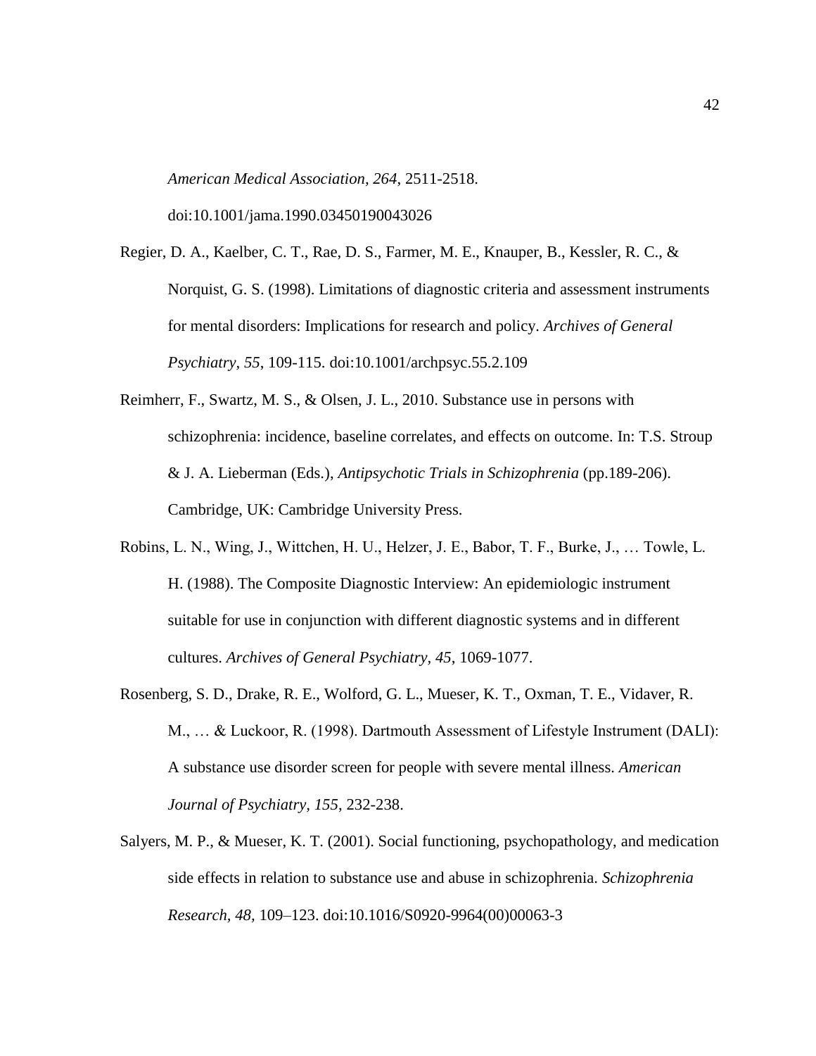*American Medical Association, 264*, 2511-2518. doi:10.1001/jama.1990.03450190043026

Regier, D. A., Kaelber, C. T., Rae, D. S., Farmer, M. E., Knauper, B., Kessler, R. C., & Norquist, G. S. (1998). Limitations of diagnostic criteria and assessment instruments for mental disorders: Implications for research and policy. *Archives of General Psychiatry, 55*, 109-115. doi:10.1001/archpsyc.55.2.109

Reimherr, F., Swartz, M. S., & Olsen, J. L., 2010. Substance use in persons with schizophrenia: incidence, baseline correlates, and effects on outcome. In: T.S. Stroup & J. A. Lieberman (Eds.), *Antipsychotic Trials in Schizophrenia* (pp.189-206). Cambridge, UK: Cambridge University Press.

Robins, L. N., Wing, J., Wittchen, H. U., Helzer, J. E., Babor, T. F., Burke, J., … Towle, L. H. (1988). The Composite Diagnostic Interview: An epidemiologic instrument suitable for use in conjunction with different diagnostic systems and in different cultures. *Archives of General Psychiatry, 45,* 1069-1077.

Rosenberg, S. D., Drake, R. E., Wolford, G. L., Mueser, K. T., Oxman, T. E., Vidaver, R. M., … & Luckoor, R. (1998). Dartmouth Assessment of Lifestyle Instrument (DALI): A substance use disorder screen for people with severe mental illness. *American Journal of Psychiatry, 155*, 232-238.

Salyers, M. P., & Mueser, K. T. (2001). Social functioning, psychopathology, and medication side effects in relation to substance use and abuse in schizophrenia. *Schizophrenia Research, 48,* 109–123. doi:10.1016/S0920-9964(00)00063-3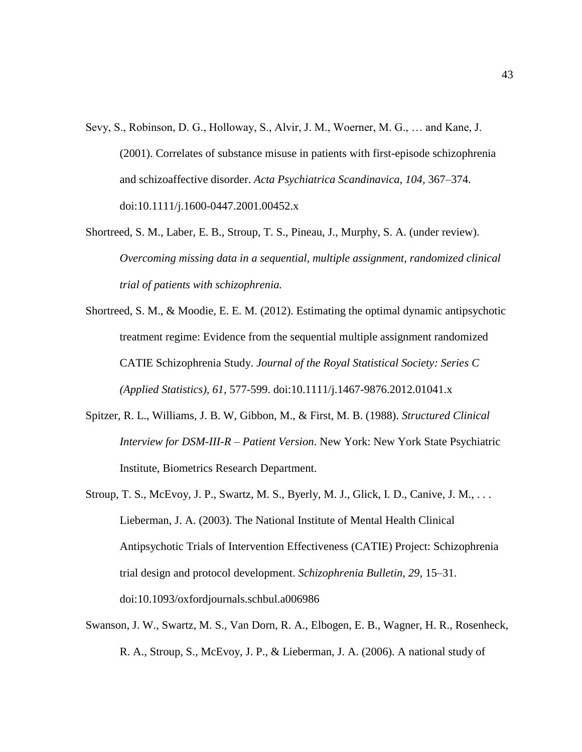Sevy, S., Robinson, D. G., Holloway, S., Alvir, J. M., Woerner, M. G., … and Kane, J. (2001). Correlates of substance misuse in patients with first-episode schizophrenia and schizoaffective disorder. *Acta Psychiatrica Scandinavica, 104,* 367–374. doi:10.1111/j.1600-0447.2001.00452.x

Shortreed, S. M., Laber, E. B., Stroup, T. S., Pineau, J., Murphy, S. A. (under review). *Overcoming missing data in a sequential, multiple assignment, randomized clinical trial of patients with schizophrenia.*

Shortreed, S. M., & Moodie, E. E. M. (2012). Estimating the optimal dynamic antipsychotic treatment regime: Evidence from the sequential multiple assignment randomized CATIE Schizophrenia Study. *Journal of the Royal Statistical Society: Series C (Applied Statistics), 61,* 577-599. doi:10.1111/j.1467-9876.2012.01041.x

Spitzer, R. L., Williams, J. B. W, Gibbon, M., & First, M. B. (1988). *Structured Clinical Interview for DSM-III-R – Patient Version*. New York: New York State Psychiatric Institute, Biometrics Research Department.

Stroup, T. S., McEvoy, J. P., Swartz, M. S., Byerly, M. J., Glick, I. D., Canive, J. M., . . . Lieberman, J. A. (2003). The National Institute of Mental Health Clinical Antipsychotic Trials of Intervention Effectiveness (CATIE) Project: Schizophrenia trial design and protocol development. *Schizophrenia Bulletin, 29,* 15–31. doi:10.1093/oxfordjournals.schbul.a006986

Swanson, J. W., Swartz, M. S., Van Dorn, R. A., Elbogen, E. B., Wagner, H. R., Rosenheck, R. A., Stroup, S., McEvoy, J. P., & Lieberman, J. A. (2006). A national study of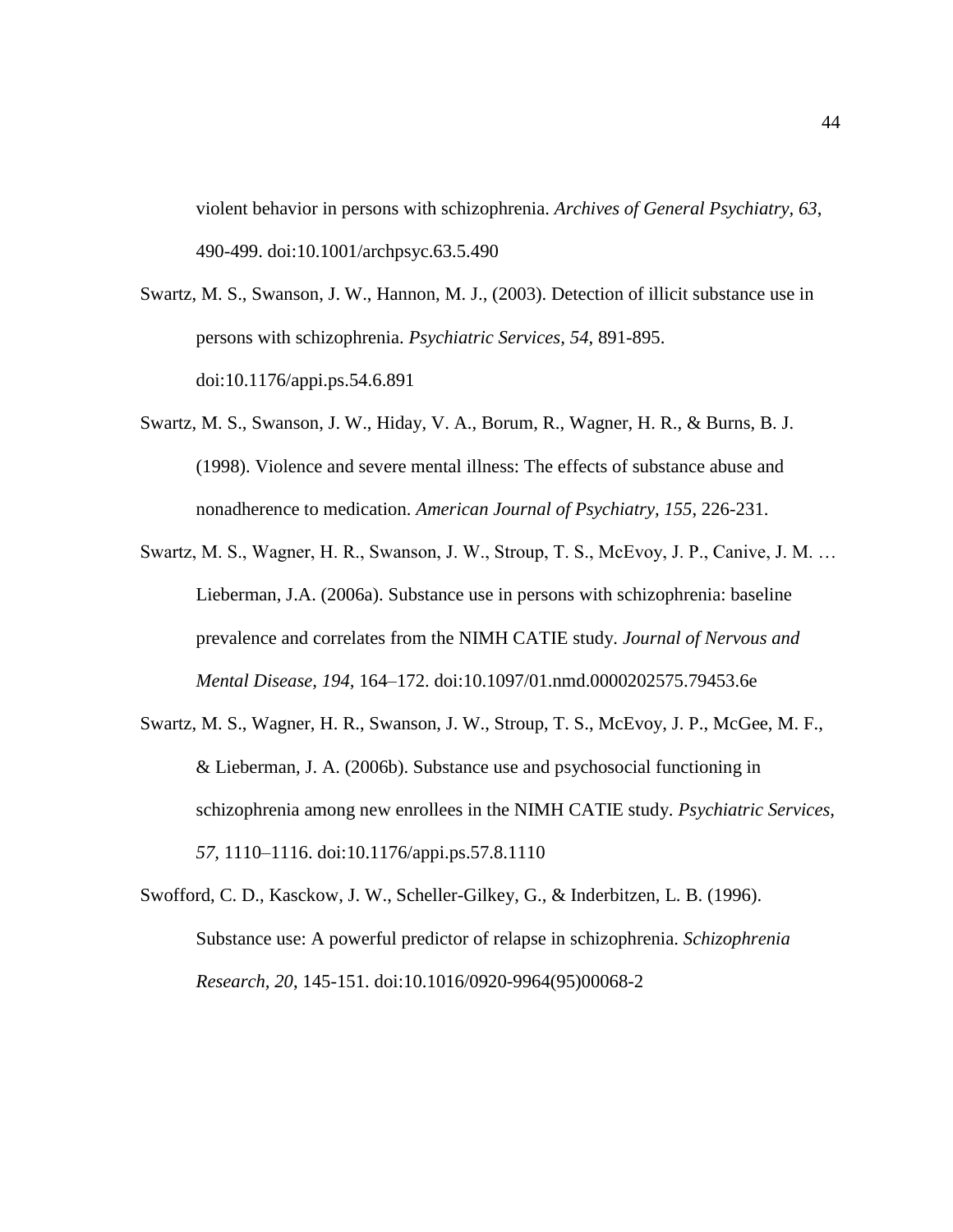violent behavior in persons with schizophrenia. *Archives of General Psychiatry, 63*, 490-499. doi:10.1001/archpsyc.63.5.490

Swartz, M. S., Swanson, J. W., Hannon, M. J., (2003). Detection of illicit substance use in persons with schizophrenia. *Psychiatric Services, 54*, 891-895. doi:10.1176/appi.ps.54.6.891

Swartz, M. S., Swanson, J. W., Hiday, V. A., Borum, R., Wagner, H. R., & Burns, B. J. (1998). Violence and severe mental illness: The effects of substance abuse and nonadherence to medication. *American Journal of Psychiatry, 155*, 226-231.

Swartz, M. S., Wagner, H. R., Swanson, J. W., Stroup, T. S., McEvoy, J. P., Canive, J. M. … Lieberman, J.A. (2006a). Substance use in persons with schizophrenia: baseline prevalence and correlates from the NIMH CATIE study. *Journal of Nervous and Mental Disease, 194*, 164–172. doi:10.1097/01.nmd.0000202575.79453.6e

Swartz, M. S., Wagner, H. R., Swanson, J. W., Stroup, T. S., McEvoy, J. P., McGee, M. F., & Lieberman, J. A. (2006b). Substance use and psychosocial functioning in schizophrenia among new enrollees in the NIMH CATIE study. *Psychiatric Services, 57*, 1110–1116. doi:10.1176/appi.ps.57.8.1110

Swofford, C. D., Kasckow, J. W., Scheller-Gilkey, G., & Inderbitzen, L. B. (1996). Substance use: A powerful predictor of relapse in schizophrenia. *Schizophrenia Research, 20*, 145-151. doi:10.1016/0920-9964(95)00068-2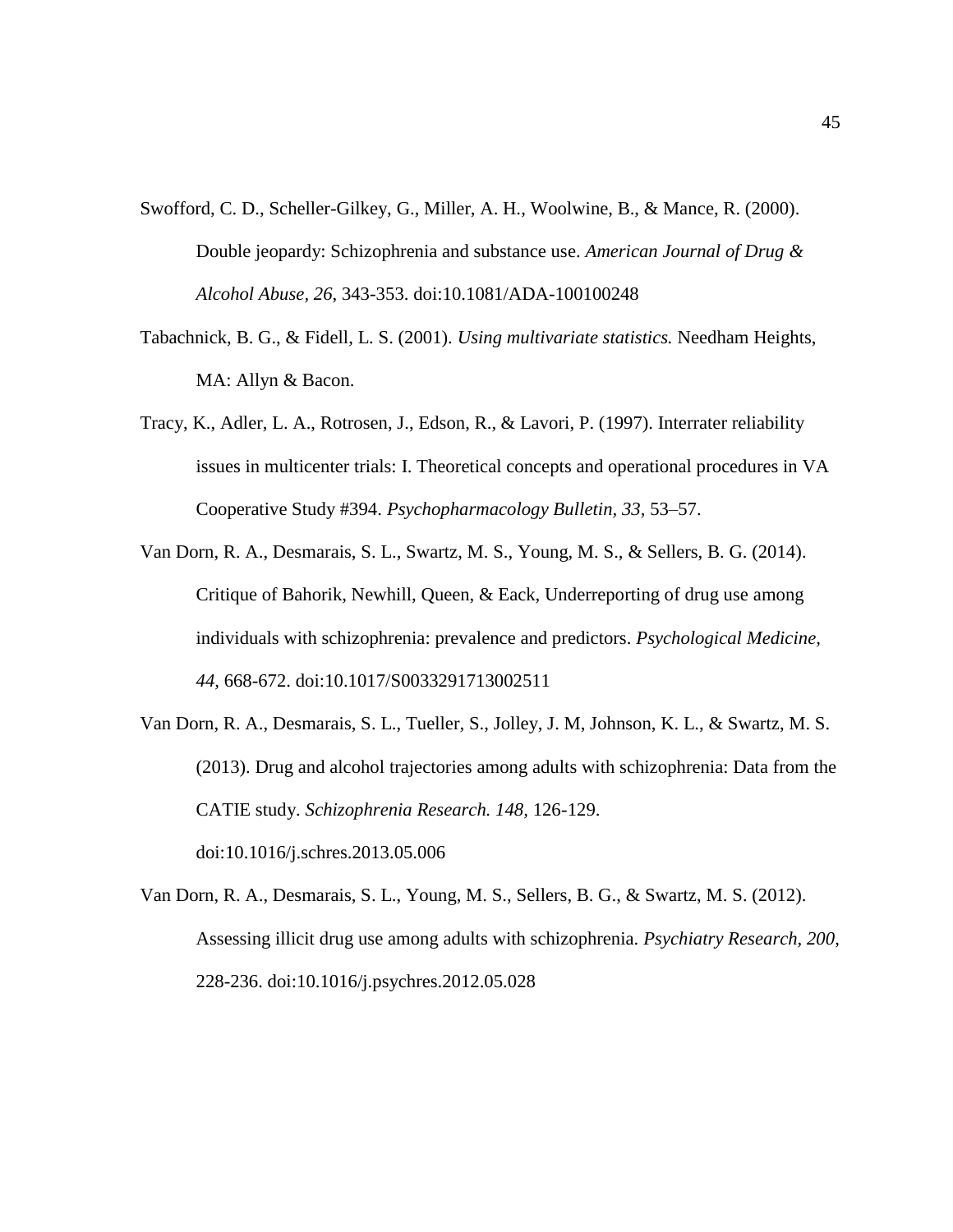Swofford, C. D., Scheller-Gilkey, G., Miller, A. H., Woolwine, B., & Mance, R. (2000). Double jeopardy: Schizophrenia and substance use. *American Journal of Drug & Alcohol Abuse, 26*, 343-353. doi:10.1081/ADA-100100248

Tabachnick, B. G., & Fidell, L. S. (2001). *Using multivariate statistics.* Needham Heights, MA: Allyn & Bacon.

Tracy, K., Adler, L. A., Rotrosen, J., Edson, R., & Lavori, P. (1997). Interrater reliability issues in multicenter trials: I. Theoretical concepts and operational procedures in VA Cooperative Study #394. *Psychopharmacology Bulletin, 33*, 53–57.

Van Dorn, R. A., Desmarais, S. L., Swartz, M. S., Young, M. S., & Sellers, B. G. (2014). Critique of Bahorik, Newhill, Queen, & Eack, Underreporting of drug use among individuals with schizophrenia: prevalence and predictors. *Psychological Medicine, 44*, 668-672. doi:10.1017/S0033291713002511

Van Dorn, R. A., Desmarais, S. L., Tueller, S., Jolley, J. M, Johnson, K. L., & Swartz, M. S. (2013). Drug and alcohol trajectories among adults with schizophrenia: Data from the CATIE study. *Schizophrenia Research. 148*, 126-129. doi:10.1016/j.schres.2013.05.006

Van Dorn, R. A., Desmarais, S. L., Young, M. S., Sellers, B. G., & Swartz, M. S. (2012). Assessing illicit drug use among adults with schizophrenia. *Psychiatry Research, 200*, 228-236. doi:10.1016/j.psychres.2012.05.028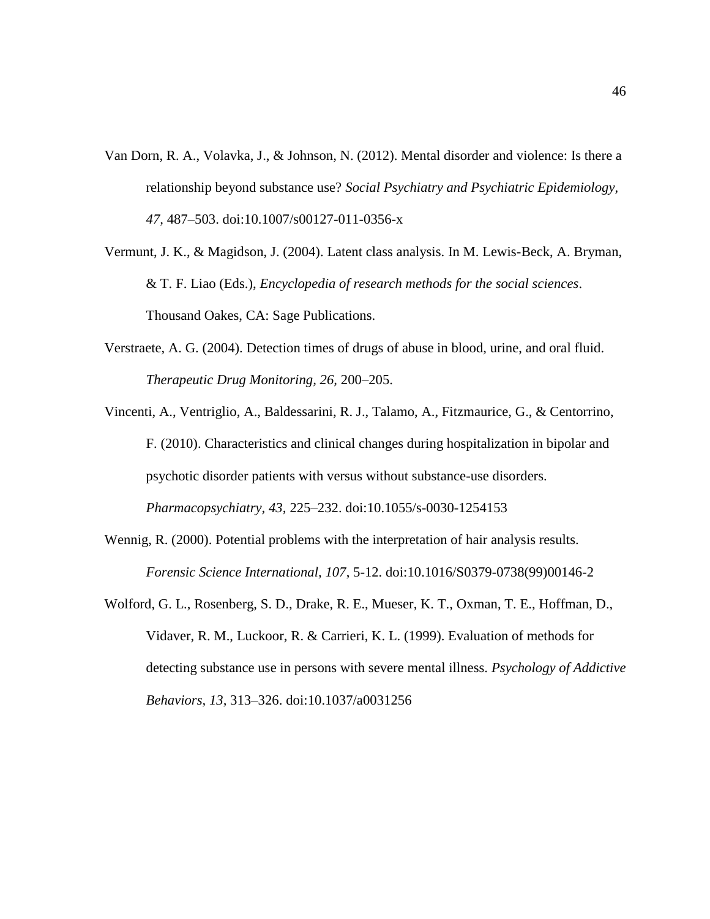Van Dorn, R. A., Volavka, J., & Johnson, N. (2012). Mental disorder and violence: Is there a relationship beyond substance use? *Social Psychiatry and Psychiatric Epidemiology, 47*, 487–503. doi:10.1007/s00127-011-0356-x

Vermunt, J. K., & Magidson, J. (2004). Latent class analysis. In M. Lewis-Beck, A. Bryman, & T. F. Liao (Eds.), *Encyclopedia of research methods for the social sciences*. Thousand Oakes, CA: Sage Publications.

Verstraete, A. G. (2004). Detection times of drugs of abuse in blood, urine, and oral fluid. *Therapeutic Drug Monitoring, 26,* 200–205.

Vincenti, A., Ventriglio, A., Baldessarini, R. J., Talamo, A., Fitzmaurice, G., & Centorrino, F. (2010). Characteristics and clinical changes during hospitalization in bipolar and psychotic disorder patients with versus without substance-use disorders. *Pharmacopsychiatry, 43,* 225–232. doi:10.1055/s-0030-1254153

Wennig, R. (2000). Potential problems with the interpretation of hair analysis results. *Forensic Science International, 107*, 5-12. doi:10.1016/S0379-0738(99)00146-2

Wolford, G. L., Rosenberg, S. D., Drake, R. E., Mueser, K. T., Oxman, T. E., Hoffman, D., Vidaver, R. M., Luckoor, R. & Carrieri, K. L. (1999). Evaluation of methods for detecting substance use in persons with severe mental illness. *Psychology of Addictive Behaviors, 13,* 313–326. doi:10.1037/a0031256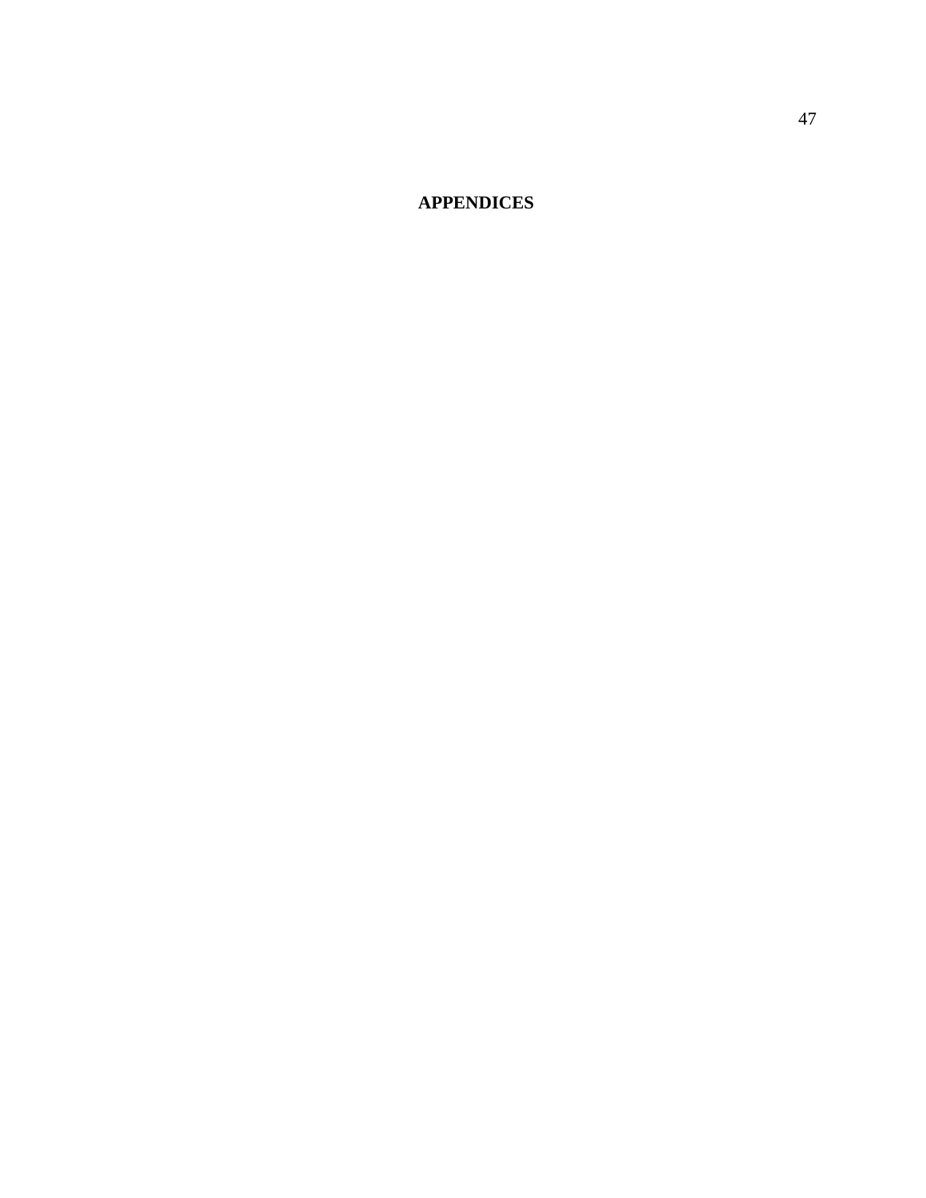# APPENDICES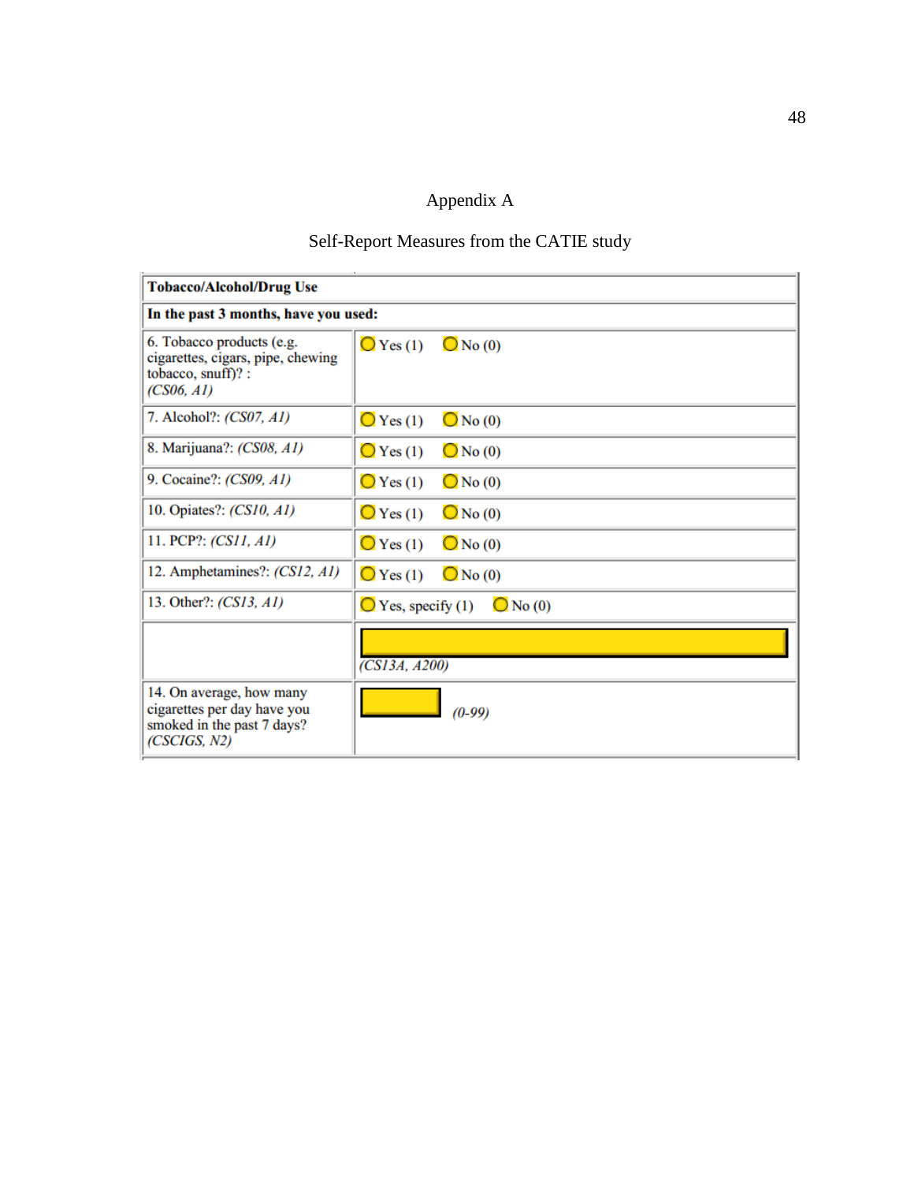# Appendix A

## Self-Report Measures from the CATIE study

| **Tobacco/Alcohol/Drug Use** | |
|---|---|
| **In the past 3 months, have you used:** | |
| 6. Tobacco products (e.g. cigarettes, cigars, pipe, chewing tobacco, snuff)? : *(CS06, A1)* | ○ Yes (1) ○ No (0) |
| 7. Alcohol?: *(CS07, A1)* | ○ Yes (1) ○ No (0) |
| 8. Marijuana?: *(CS08, A1)* | ○ Yes (1) ○ No (0) |
| 9. Cocaine?: *(CS09, A1)* | ○ Yes (1) ○ No (0) |
| 10. Opiates?: *(CS10, A1)* | ○ Yes (1) ○ No (0) |
| 11. PCP?: *(CS11, A1)* | ○ Yes (1) ○ No (0) |
| 12. Amphetamines?: *(CS12, A1)* | ○ Yes (1) ○ No (0) |
| 13. Other?: *(CS13, A1)* | ○ Yes, specify (1) ○ No (0) |
| | *(CS13A, A200)* |
| 14. On average, how many cigarettes per day have you smoked in the past 7 days? *(CSCIGS, N2)* | *(0-99)* |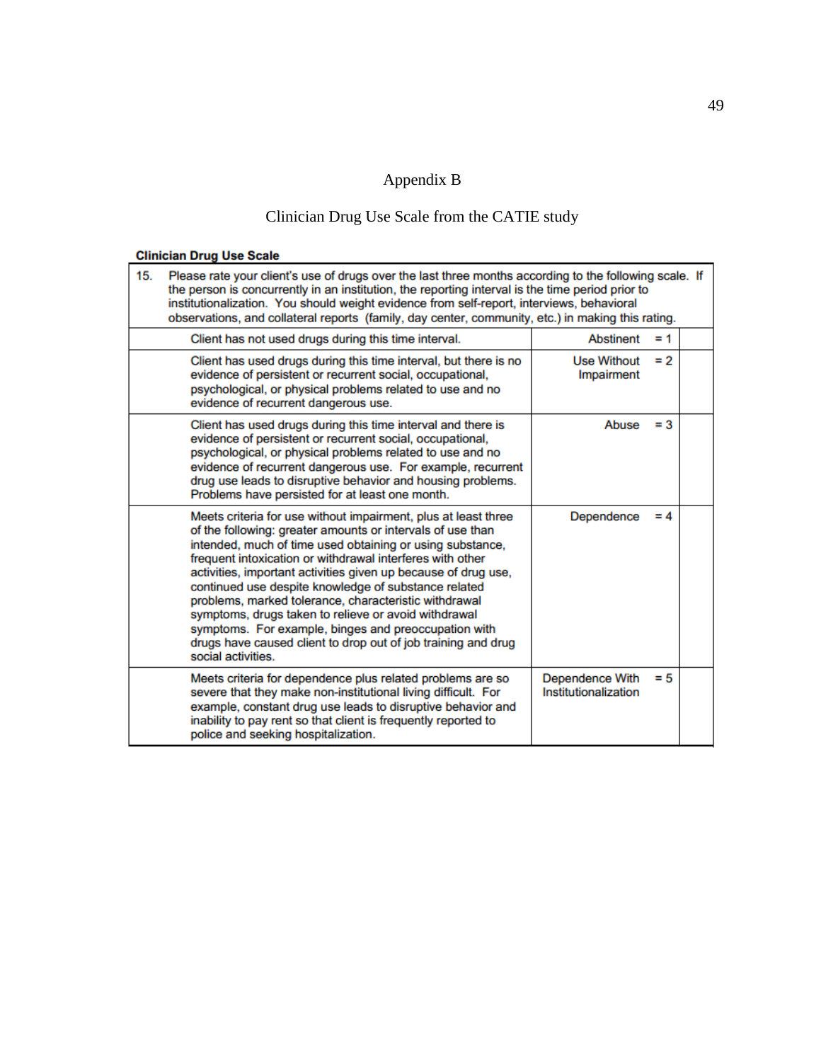# Appendix B

## Clinician Drug Use Scale from the CATIE study

**Clinician Drug Use Scale**

| 15. Please rate your client's use of drugs over the last three months according to the following scale. If the person is concurrently in an institution, the reporting interval is the time period prior to institutionalization. You should weight evidence from self-report, interviews, behavioral observations, and collateral reports (family, day center, community, etc.) in making this rating. | | |
|---|---|---|
| Client has not used drugs during this time interval. | Abstinent = 1 | |
| Client has used drugs during this time interval, but there is no evidence of persistent or recurrent social, occupational, psychological, or physical problems related to use and no evidence of recurrent dangerous use. | Use Without Impairment = 2 | |
| Client has used drugs during this time interval and there is evidence of persistent or recurrent social, occupational, psychological, or physical problems related to use and no evidence of recurrent dangerous use. For example, recurrent drug use leads to disruptive behavior and housing problems. Problems have persisted for at least one month. | Abuse = 3 | |
| Meets criteria for use without impairment, plus at least three of the following: greater amounts or intervals of use than intended, much of time used obtaining or using substance, frequent intoxication or withdrawal interferes with other activities, important activities given up because of drug use, continued use despite knowledge of substance related problems, marked tolerance, characteristic withdrawal symptoms, drugs taken to relieve or avoid withdrawal symptoms. For example, binges and preoccupation with drugs have caused client to drop out of job training and drug social activities. | Dependence = 4 | |
| Meets criteria for dependence plus related problems are so severe that they make non-institutional living difficult. For example, constant drug use leads to disruptive behavior and inability to pay rent so that client is frequently reported to police and seeking hospitalization. | Dependence With Institutionalization = 5 | |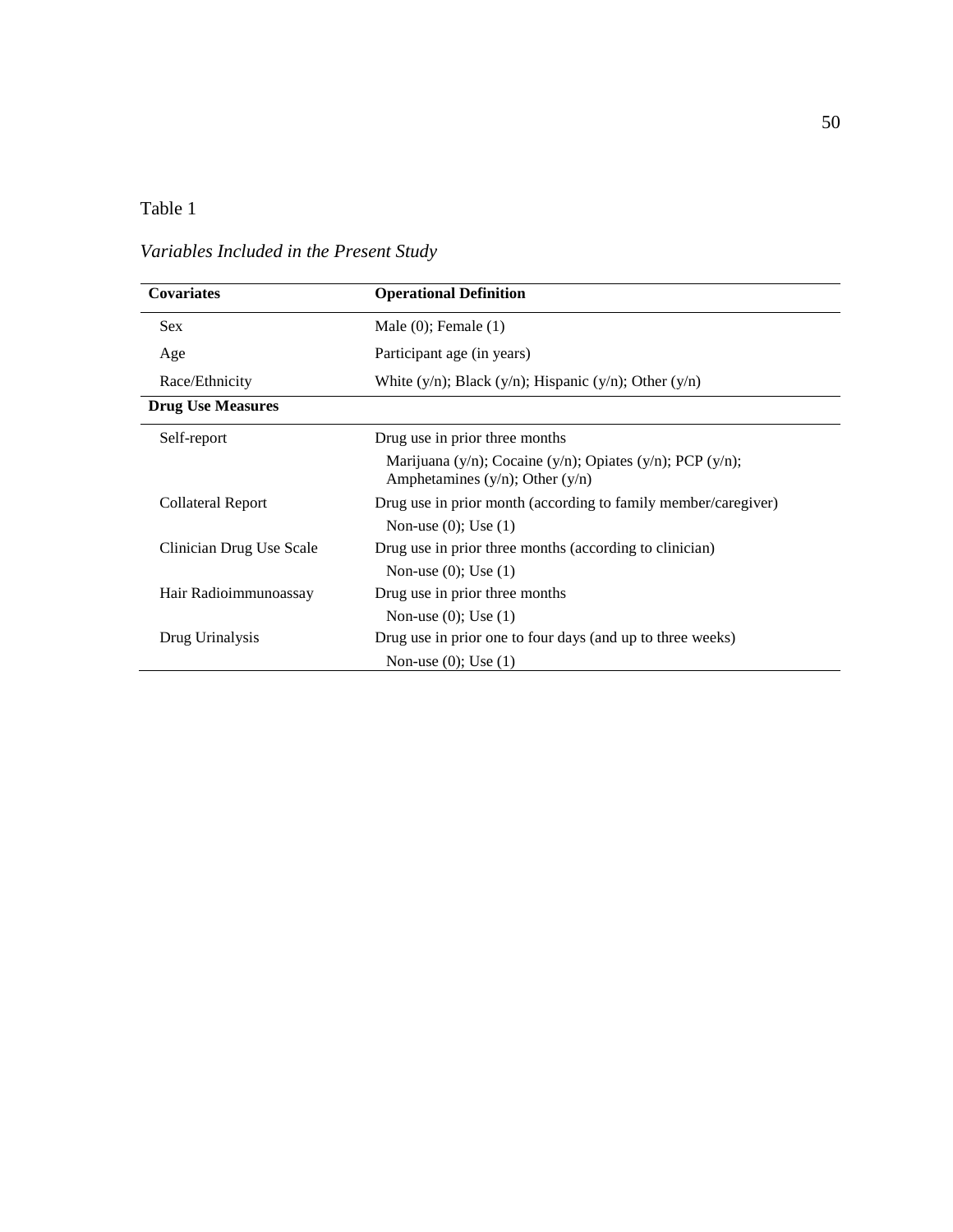Table 1

*Variables Included in the Present Study*

| Covariates | Operational Definition |
|---|---|
| Sex | Male (0); Female (1) |
| Age | Participant age (in years) |
| Race/Ethnicity | White (y/n); Black (y/n); Hispanic (y/n); Other (y/n) |
| **Drug Use Measures** | |
| Self-report | Drug use in prior three months |
| | Marijuana (y/n); Cocaine (y/n); Opiates (y/n); PCP (y/n); Amphetamines (y/n); Other (y/n) |
| Collateral Report | Drug use in prior month (according to family member/caregiver) |
| | Non-use (0); Use (1) |
| Clinician Drug Use Scale | Drug use in prior three months (according to clinician) |
| | Non-use (0); Use (1) |
| Hair Radioimmunoassay | Drug use in prior three months |
| | Non-use (0); Use (1) |
| Drug Urinalysis | Drug use in prior one to four days (and up to three weeks) |
| | Non-use (0); Use (1) |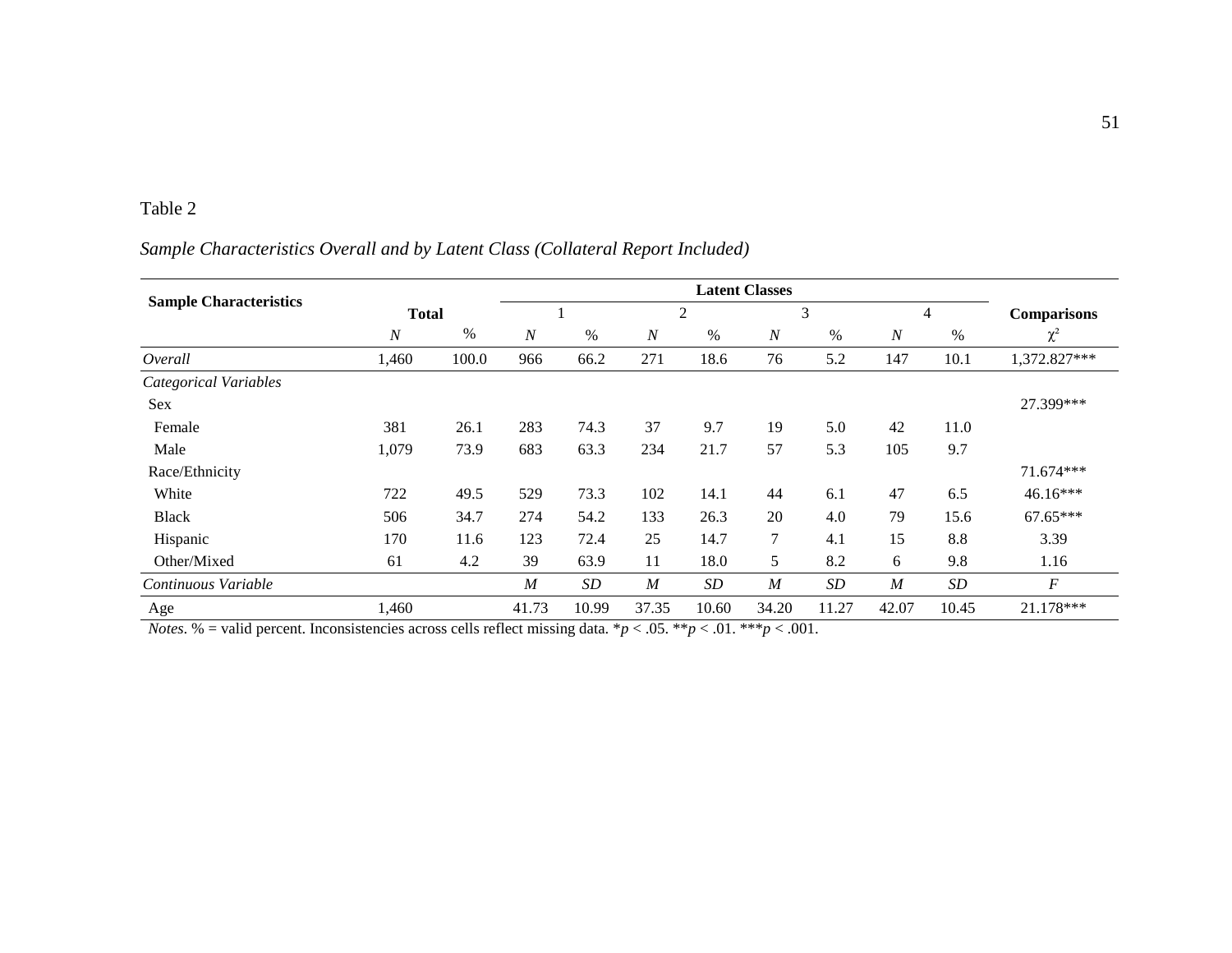Table 2

*Sample Characteristics Overall and by Latent Class (Collateral Report Included)*

| Sample Characteristics | Total | | Latent Classes | | | | | | | | Comparisons |
|---|---|---|---|---|---|---|---|---|---|---|---|
| | | | 1 | | 2 | | 3 | | 4 | | |
| | *N* | % | *N* | % | *N* | % | *N* | % | *N* | % | $\chi^2$ |
| *Overall* | 1,460 | 100.0 | 966 | 66.2 | 271 | 18.6 | 76 | 5.2 | 147 | 10.1 | 1,372.827*** |
| *Categorical Variables* | | | | | | | | | | | |
| Sex | | | | | | | | | | | 27.399*** |
| Female | 381 | 26.1 | 283 | 74.3 | 37 | 9.7 | 19 | 5.0 | 42 | 11.0 | |
| Male | 1,079 | 73.9 | 683 | 63.3 | 234 | 21.7 | 57 | 5.3 | 105 | 9.7 | |
| Race/Ethnicity | | | | | | | | | | | 71.674*** |
| White | 722 | 49.5 | 529 | 73.3 | 102 | 14.1 | 44 | 6.1 | 47 | 6.5 | 46.16*** |
| Black | 506 | 34.7 | 274 | 54.2 | 133 | 26.3 | 20 | 4.0 | 79 | 15.6 | 67.65*** |
| Hispanic | 170 | 11.6 | 123 | 72.4 | 25 | 14.7 | 7 | 4.1 | 15 | 8.8 | 3.39 |
| Other/Mixed | 61 | 4.2 | 39 | 63.9 | 11 | 18.0 | 5 | 8.2 | 6 | 9.8 | 1.16 |
| *Continuous Variable* | | | *M* | *SD* | *M* | *SD* | *M* | *SD* | *M* | *SD* | *F* |
| Age | 1,460 | | 41.73 | 10.99 | 37.35 | 10.60 | 34.20 | 11.27 | 42.07 | 10.45 | 21.178*** |

*Notes*. % = valid percent. Inconsistencies across cells reflect missing data. *$p < .05$. **$p < .01$. ***$p < .001$.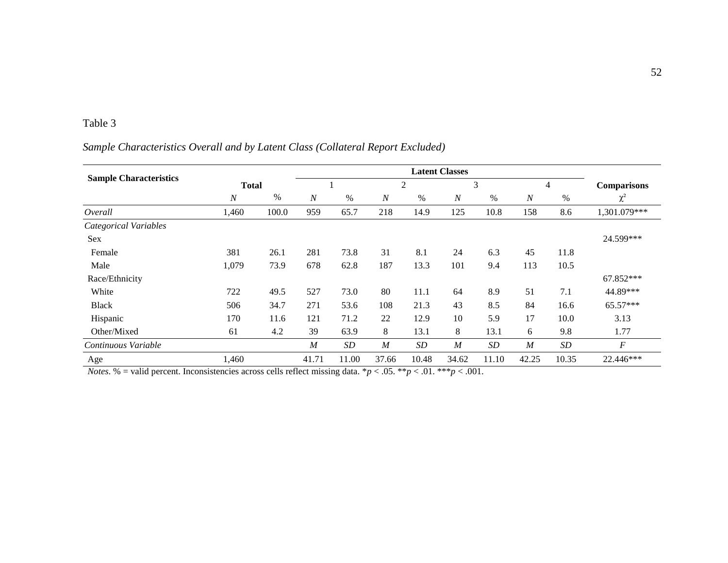Table 3

*Sample Characteristics Overall and by Latent Class (Collateral Report Excluded)*

| Sample Characteristics | Total | | Latent Classes 1 | | 2 | | 3 | | 4 | | Comparisons |
|---|---|---|---|---|---|---|---|---|---|---|---|
| | *N* | % | *N* | % | *N* | % | *N* | % | *N* | % | $\chi^2$ |
| *Overall* | 1,460 | 100.0 | 959 | 65.7 | 218 | 14.9 | 125 | 10.8 | 158 | 8.6 | 1,301.079*** |
| *Categorical Variables* | | | | | | | | | | | |
| Sex | | | | | | | | | | | 24.599*** |
| Female | 381 | 26.1 | 281 | 73.8 | 31 | 8.1 | 24 | 6.3 | 45 | 11.8 | |
| Male | 1,079 | 73.9 | 678 | 62.8 | 187 | 13.3 | 101 | 9.4 | 113 | 10.5 | |
| Race/Ethnicity | | | | | | | | | | | 67.852*** |
| White | 722 | 49.5 | 527 | 73.0 | 80 | 11.1 | 64 | 8.9 | 51 | 7.1 | 44.89*** |
| Black | 506 | 34.7 | 271 | 53.6 | 108 | 21.3 | 43 | 8.5 | 84 | 16.6 | 65.57*** |
| Hispanic | 170 | 11.6 | 121 | 71.2 | 22 | 12.9 | 10 | 5.9 | 17 | 10.0 | 3.13 |
| Other/Mixed | 61 | 4.2 | 39 | 63.9 | 8 | 13.1 | 8 | 13.1 | 6 | 9.8 | 1.77 |
| *Continuous Variable* | | | *M* | *SD* | *M* | *SD* | *M* | *SD* | *M* | *SD* | *F* |
| Age | 1,460 | | 41.71 | 11.00 | 37.66 | 10.48 | 34.62 | 11.10 | 42.25 | 10.35 | 22.446*** |

*Notes*. % = valid percent. Inconsistencies across cells reflect missing data. \**p* < .05. \*\**p* < .01. \*\*\**p* < .001.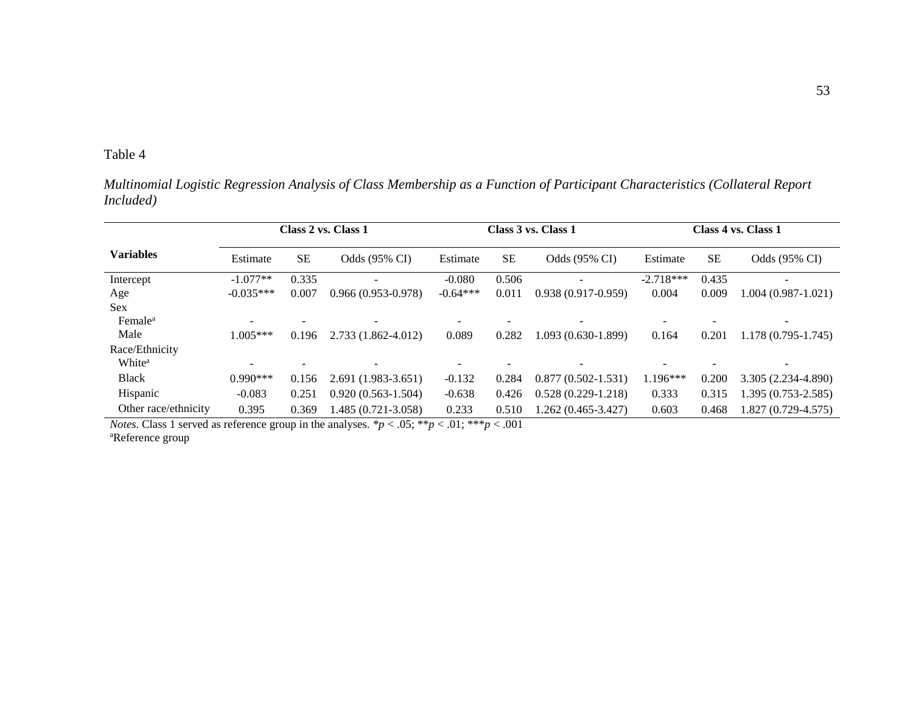Table 4

*Multinomial Logistic Regression Analysis of Class Membership as a Function of Participant Characteristics (Collateral Report Included)*

| Variables | Class 2 vs. Class 1 | | | Class 3 vs. Class 1 | | | Class 4 vs. Class 1 | | |
|---|---|---|---|---|---|---|---|---|---|
| | Estimate | SE | Odds (95% CI) | Estimate | SE | Odds (95% CI) | Estimate | SE | Odds (95% CI) |
| Intercept | -1.077** | 0.335 | - | -0.080 | 0.506 | - | -2.718*** | 0.435 | - |
| Age | -0.035*** | 0.007 | 0.966 (0.953-0.978) | -0.64*** | 0.011 | 0.938 (0.917-0.959) | 0.004 | 0.009 | 1.004 (0.987-1.021) |
| Sex | | | | | | | | | |
| Female[a] | - | - | - | - | - | - | - | - | - |
| Male | 1.005*** | 0.196 | 2.733 (1.862-4.012) | 0.089 | 0.282 | 1.093 (0.630-1.899) | 0.164 | 0.201 | 1.178 (0.795-1.745) |
| Race/Ethnicity | | | | | | | | | |
| White[a] | - | - | - | - | - | - | - | - | - |
| Black | 0.990*** | 0.156 | 2.691 (1.983-3.651) | -0.132 | 0.284 | 0.877 (0.502-1.531) | 1.196*** | 0.200 | 3.305 (2.234-4.890) |
| Hispanic | -0.083 | 0.251 | 0.920 (0.563-1.504) | -0.638 | 0.426 | 0.528 (0.229-1.218) | 0.333 | 0.315 | 1.395 (0.753-2.585) |
| Other race/ethnicity | 0.395 | 0.369 | 1.485 (0.721-3.058) | 0.233 | 0.510 | 1.262 (0.465-3.427) | 0.603 | 0.468 | 1.827 (0.729-4.575) |

*Notes*. Class 1 served as reference group in the analyses. \*$p < .05$; \*\*$p < .01$; \*\*\*$p < .001$
[a]Reference group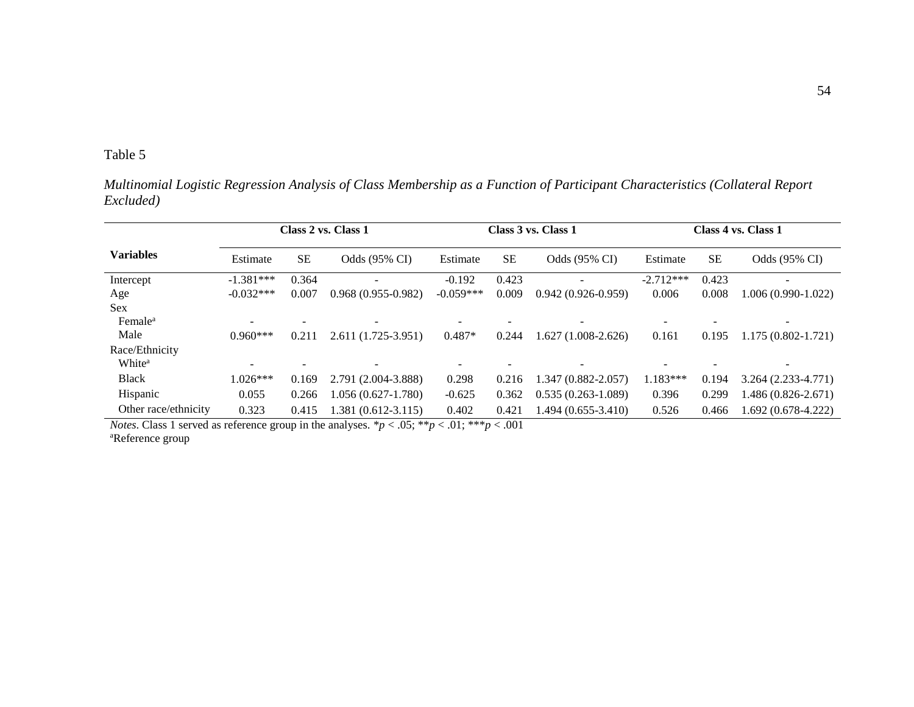Table 5

*Multinomial Logistic Regression Analysis of Class Membership as a Function of Participant Characteristics (Collateral Report Excluded)*

| Variables | Class 2 vs. Class 1 | | | Class 3 vs. Class 1 | | | Class 4 vs. Class 1 | | |
|---|---|---|---|---|---|---|---|---|---|
| | Estimate | SE | Odds (95% CI) | Estimate | SE | Odds (95% CI) | Estimate | SE | Odds (95% CI) |
| Intercept | -1.381*** | 0.364 | - | -0.192 | 0.423 | - | -2.712*** | 0.423 | - |
| Age | -0.032*** | 0.007 | 0.968 (0.955-0.982) | -0.059*** | 0.009 | 0.942 (0.926-0.959) | 0.006 | 0.008 | 1.006 (0.990-1.022) |
| Sex | | | | | | | | | |
| Female[a] | - | - | - | - | - | - | - | - | - |
| Male | 0.960*** | 0.211 | 2.611 (1.725-3.951) | 0.487* | 0.244 | 1.627 (1.008-2.626) | 0.161 | 0.195 | 1.175 (0.802-1.721) |
| Race/Ethnicity | | | | | | | | | |
| White[a] | - | - | - | - | - | - | - | - | - |
| Black | 1.026*** | 0.169 | 2.791 (2.004-3.888) | 0.298 | 0.216 | 1.347 (0.882-2.057) | 1.183*** | 0.194 | 3.264 (2.233-4.771) |
| Hispanic | 0.055 | 0.266 | 1.056 (0.627-1.780) | -0.625 | 0.362 | 0.535 (0.263-1.089) | 0.396 | 0.299 | 1.486 (0.826-2.671) |
| Other race/ethnicity | 0.323 | 0.415 | 1.381 (0.612-3.115) | 0.402 | 0.421 | 1.494 (0.655-3.410) | 0.526 | 0.466 | 1.692 (0.678-4.222) |

*Notes*. Class 1 served as reference group in the analyses. *$p < .05$; **$p < .01$; ***$p < .001$

[a]Reference group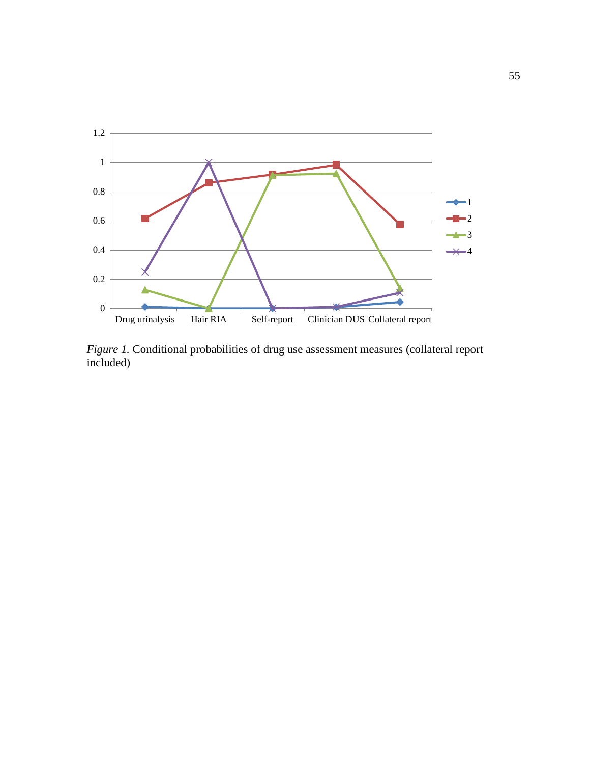*Figure 1.* Conditional probabilities of drug use assessment measures (collateral report included)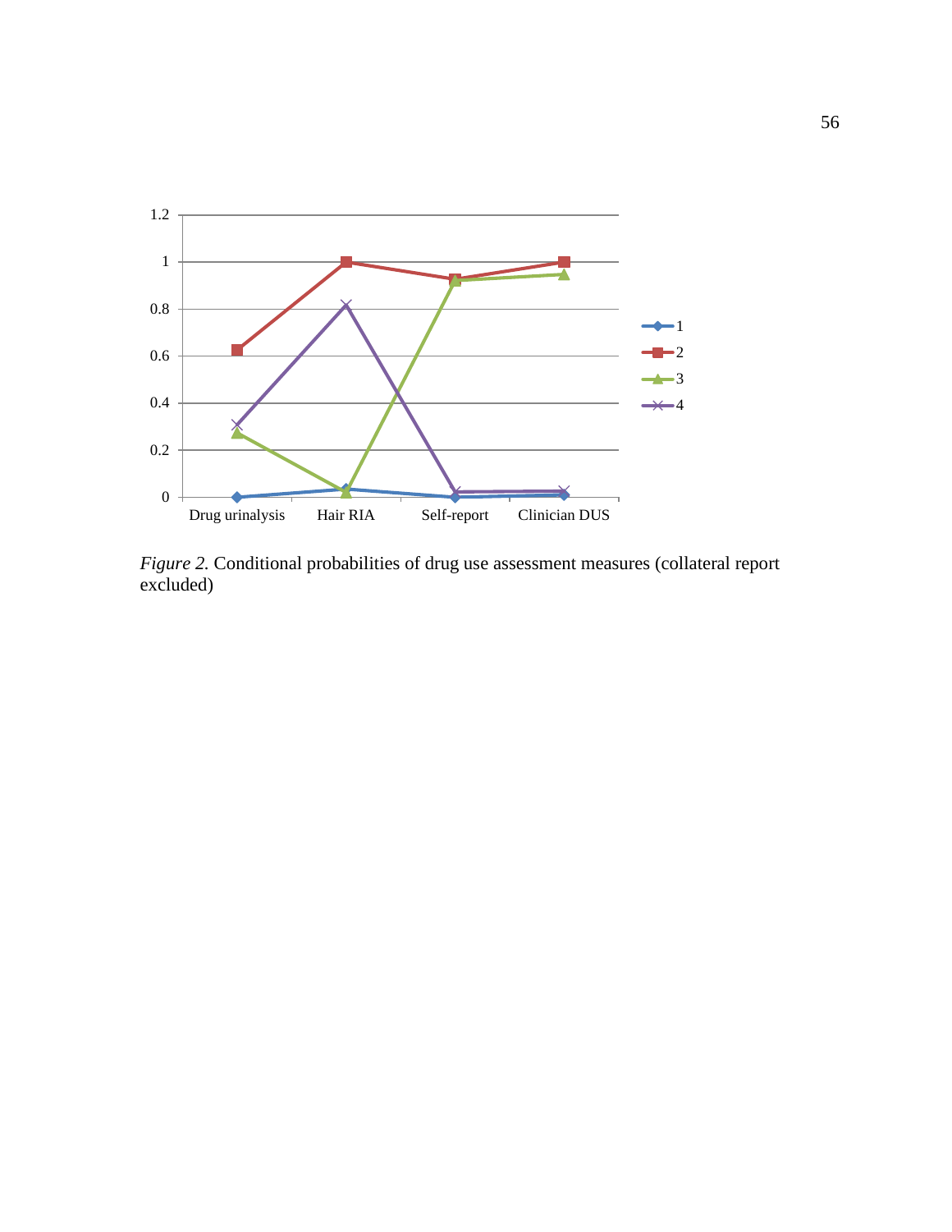1.2
1
0.8
0.6
0.4
0.2
0

Drug urinalysis
Hair RIA
Self-report
Clinician DUS

1
2
3
4

*Figure 2.* Conditional probabilities of drug use assessment measures (collateral report excluded)